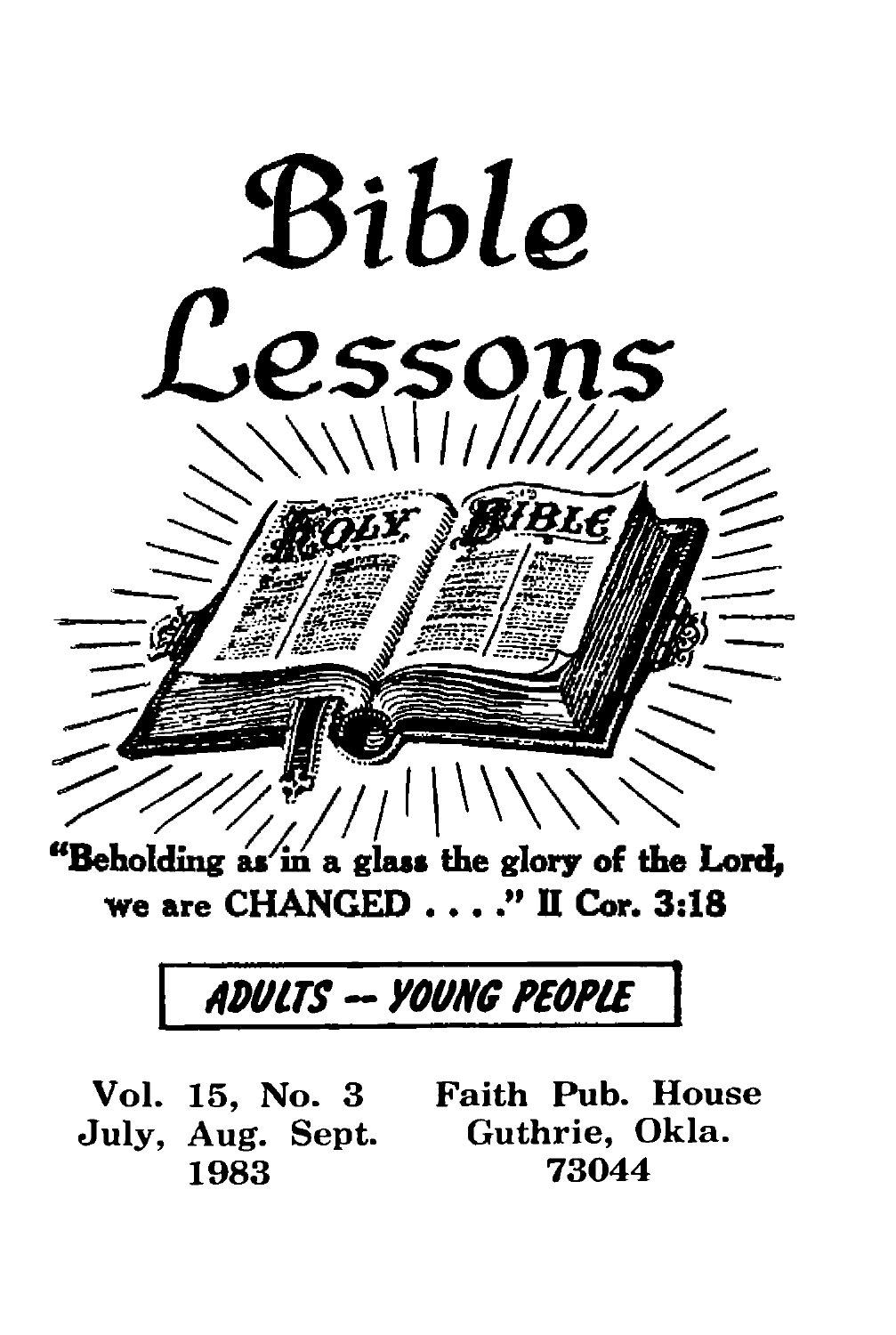# Bible Lessons

"Beholding as in a glass the glory of the Lord, we are CHANGED . . . ." II Cor. 3:18

**ADULTS -- YOUNG PEOPLE**

Vol. 15, No. 3
July, Aug. Sept.
1983

Faith Pub. House
Guthrie, Okla.
73044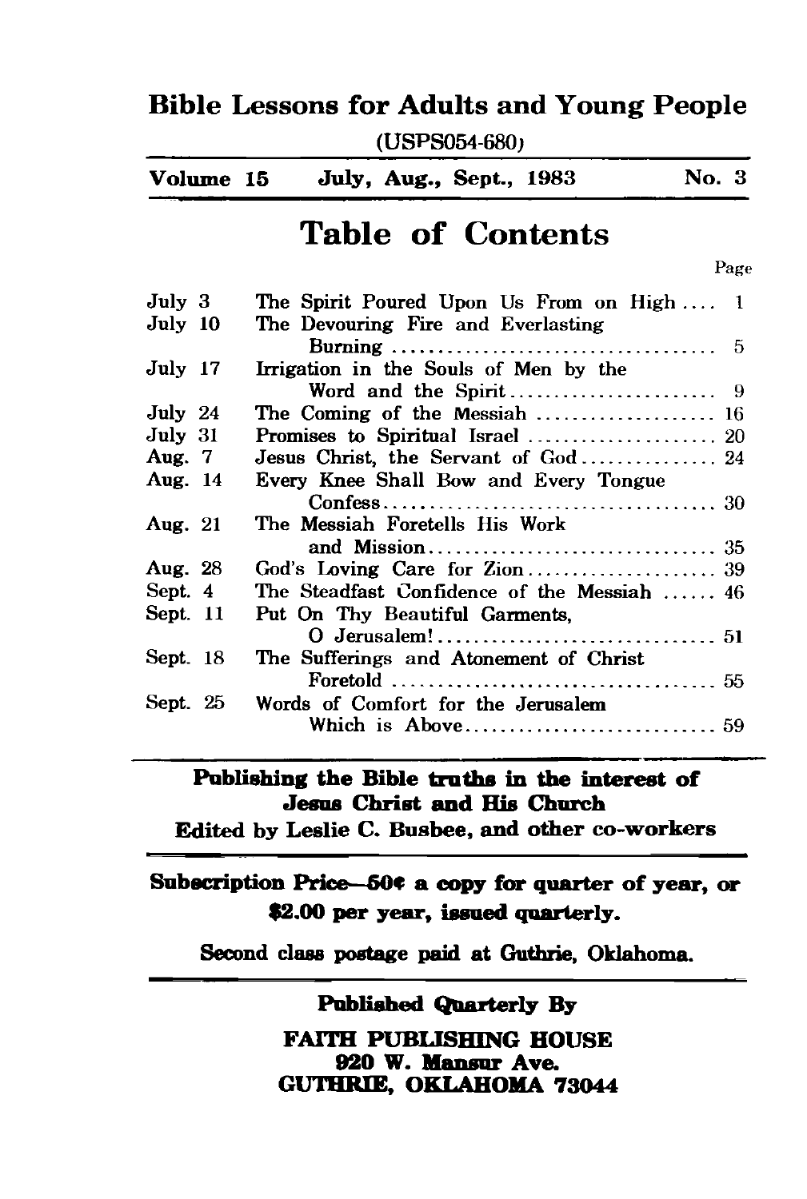# Bible Lessons for Adults and Young People

(USPS054-680)

**Volume 15** **July, Aug., Sept., 1983** **No. 3**

## Table of Contents

| | | Page |
|---|---|---|
| July 3 | The Spirit Poured Upon Us From on High | 1 |
| July 10 | The Devouring Fire and Everlasting Burning | 5 |
| July 17 | Irrigation in the Souls of Men by the Word and the Spirit | 9 |
| July 24 | The Coming of the Messiah | 16 |
| July 31 | Promises to Spiritual Israel | 20 |
| Aug. 7 | Jesus Christ, the Servant of God | 24 |
| Aug. 14 | Every Knee Shall Bow and Every Tongue Confess | 30 |
| Aug. 21 | The Messiah Foretells His Work and Mission | 35 |
| Aug. 28 | God's Loving Care for Zion | 39 |
| Sept. 4 | The Steadfast Confidence of the Messiah | 46 |
| Sept. 11 | Put On Thy Beautiful Garments, O Jerusalem! | 51 |
| Sept. 18 | The Sufferings and Atonement of Christ Foretold | 55 |
| Sept. 25 | Words of Comfort for the Jerusalem Which is Above | 59 |

**Publishing the Bible truths in the interest of Jesus Christ and His Church**

**Edited by Leslie C. Busbee, and other co-workers**

**Subscription Price—50¢ a copy for quarter of year, or $2.00 per year, issued quarterly.**

**Second class postage paid at Guthrie, Oklahoma.**

**Published Quarterly By**

**FAITH PUBLISHING HOUSE**
**920 W. Mansur Ave.**
**GUTHRIE, OKLAHOMA 73044**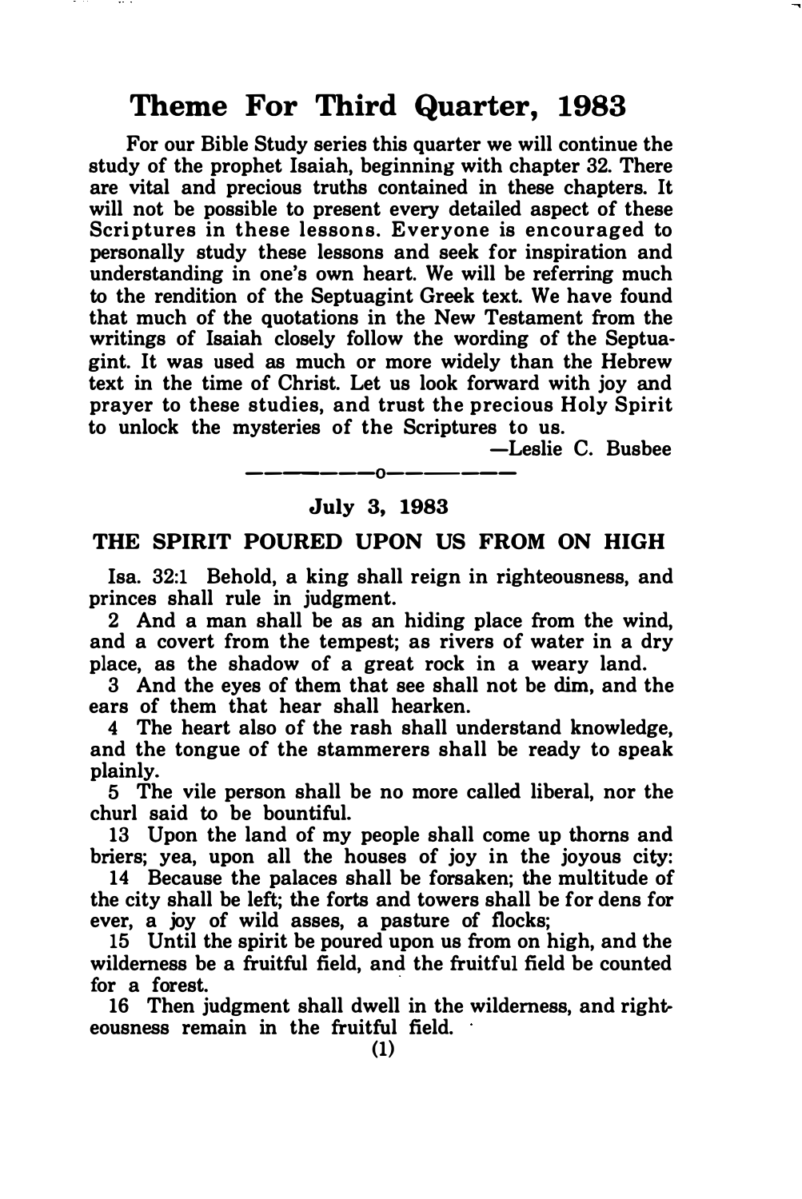# Theme For Third Quarter, 1983

For our Bible Study series this quarter we will continue the study of the prophet Isaiah, beginning with chapter 32. There are vital and precious truths contained in these chapters. It will not be possible to present every detailed aspect of these Scriptures in these lessons. Everyone is encouraged to personally study these lessons and seek for inspiration and understanding in one's own heart. We will be referring much to the rendition of the Septuagint Greek text. We have found that much of the quotations in the New Testament from the writings of Isaiah closely follow the wording of the Septuagint. It was used as much or more widely than the Hebrew text in the time of Christ. Let us look forward with joy and prayer to these studies, and trust the precious Holy Spirit to unlock the mysteries of the Scriptures to us.

—Leslie C. Busbee

—————o—————

### July 3, 1983

## THE SPIRIT POURED UPON US FROM ON HIGH

Isa. 32:1 Behold, a king shall reign in righteousness, and princes shall rule in judgment.

2 And a man shall be as an hiding place from the wind, and a covert from the tempest; as rivers of water in a dry place, as the shadow of a great rock in a weary land.

3 And the eyes of them that see shall not be dim, and the ears of them that hear shall hearken.

4 The heart also of the rash shall understand knowledge, and the tongue of the stammerers shall be ready to speak plainly.

5 The vile person shall be no more called liberal, nor the churl said to be bountiful.

13 Upon the land of my people shall come up thorns and briers; yea, upon all the houses of joy in the joyous city:

14 Because the palaces shall be forsaken; the multitude of the city shall be left; the forts and towers shall be for dens for ever, a joy of wild asses, a pasture of flocks;

15 Until the spirit be poured upon us from on high, and the wilderness be a fruitful field, and the fruitful field be counted for a forest.

16 Then judgment shall dwell in the wilderness, and righteousness remain in the fruitful field.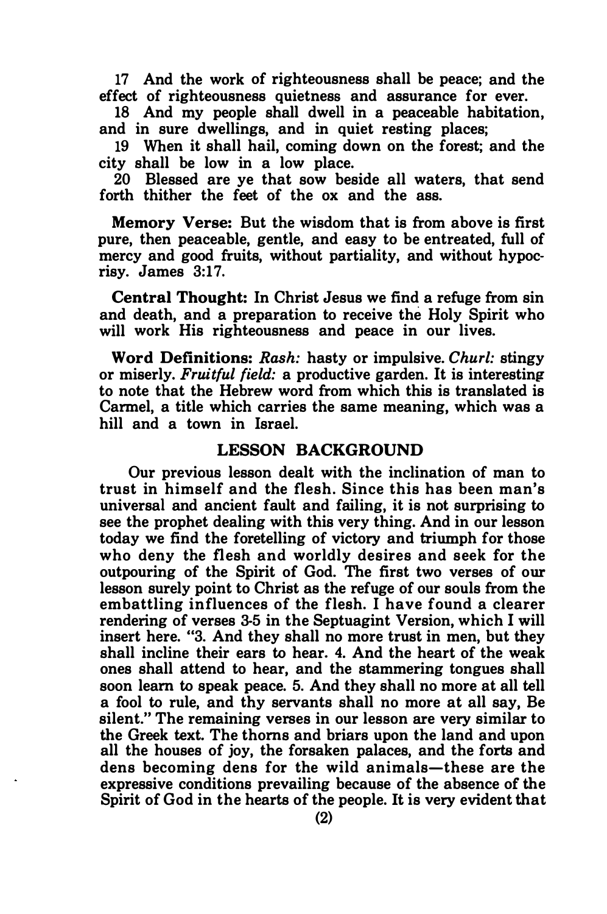17 And the work of righteousness shall be peace; and the effect of righteousness quietness and assurance for ever.

18 And my people shall dwell in a peaceable habitation, and in sure dwellings, and in quiet resting places;

19 When it shall hail, coming down on the forest; and the city shall be low in a low place.

20 Blessed are ye that sow beside all waters, that send forth thither the feet of the ox and the ass.

**Memory Verse:** But the wisdom that is from above is first pure, then peaceable, gentle, and easy to be entreated, full of mercy and good fruits, without partiality, and without hypocrisy. James 3:17.

**Central Thought:** In Christ Jesus we find a refuge from sin and death, and a preparation to receive the Holy Spirit who will work His righteousness and peace in our lives.

**Word Definitions:** *Rash:* hasty or impulsive. *Churl:* stingy or miserly. *Fruitful field:* a productive garden. It is interesting to note that the Hebrew word from which this is translated is Carmel, a title which carries the same meaning, which was a hill and a town in Israel.

## LESSON BACKGROUND

Our previous lesson dealt with the inclination of man to trust in himself and the flesh. Since this has been man's universal and ancient fault and failing, it is not surprising to see the prophet dealing with this very thing. And in our lesson today we find the foretelling of victory and triumph for those who deny the flesh and worldly desires and seek for the outpouring of the Spirit of God. The first two verses of our lesson surely point to Christ as the refuge of our souls from the embattling influences of the flesh. I have found a clearer rendering of verses 3-5 in the Septuagint Version, which I will insert here. "3. And they shall no more trust in men, but they shall incline their ears to hear. 4. And the heart of the weak ones shall attend to hear, and the stammering tongues shall soon learn to speak peace. 5. And they shall no more at all tell a fool to rule, and thy servants shall no more at all say, Be silent." The remaining verses in our lesson are very similar to the Greek text. The thorns and briars upon the land and upon all the houses of joy, the forsaken palaces, and the forts and dens becoming dens for the wild animals—these are the expressive conditions prevailing because of the absence of the Spirit of God in the hearts of the people. It is very evident that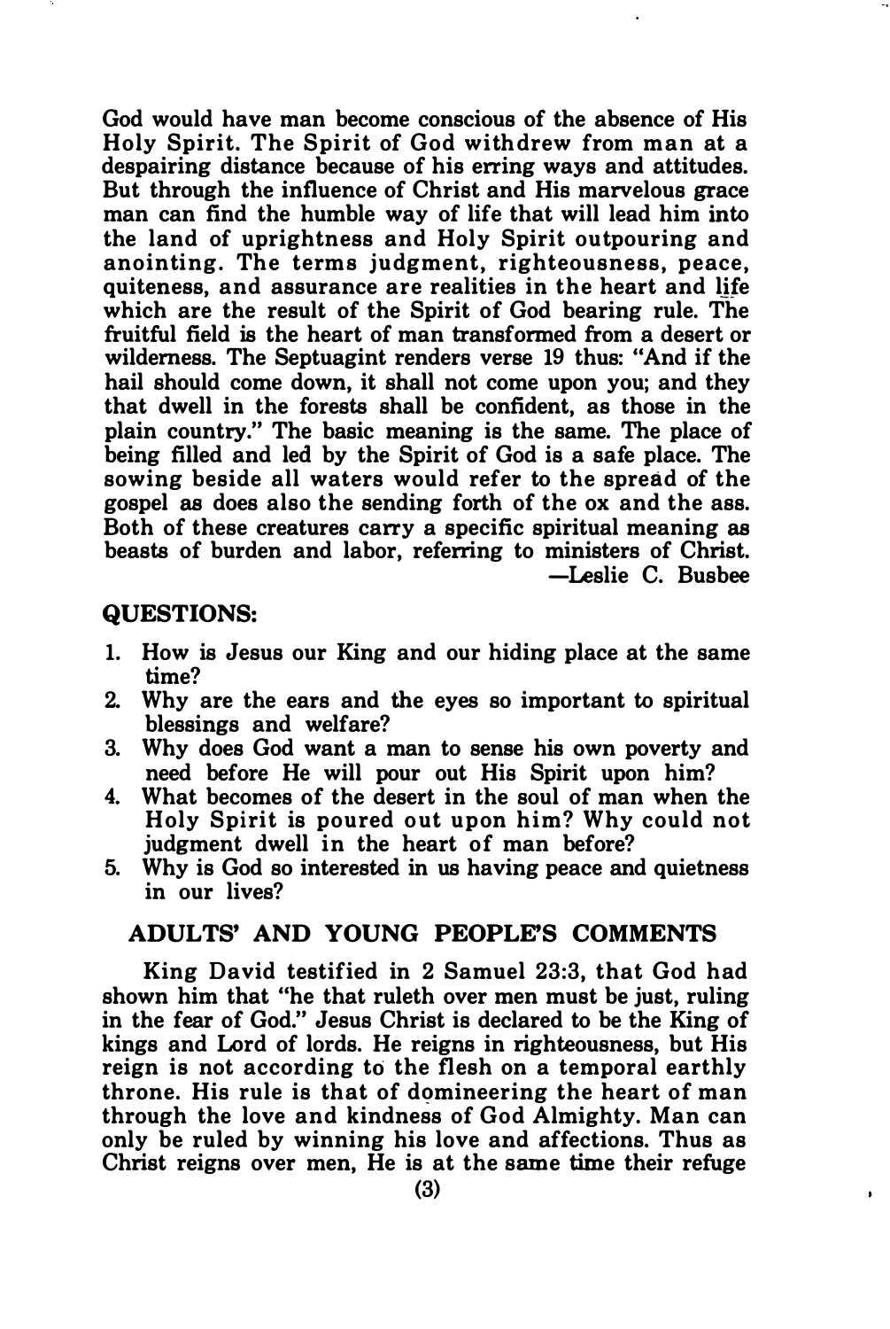God would have man become conscious of the absence of His Holy Spirit. The Spirit of God withdrew from man at a despairing distance because of his erring ways and attitudes. But through the influence of Christ and His marvelous grace man can find the humble way of life that will lead him into the land of uprightness and Holy Spirit outpouring and anointing. The terms judgment, righteousness, peace, quiteness, and assurance are realities in the heart and life which are the result of the Spirit of God bearing rule. The fruitful field is the heart of man transformed from a desert or wilderness. The Septuagint renders verse 19 thus: "And if the hail should come down, it shall not come upon you; and they that dwell in the forests shall be confident, as those in the plain country." The basic meaning is the same. The place of being filled and led by the Spirit of God is a safe place. The sowing beside all waters would refer to the spread of the gospel as does also the sending forth of the ox and the ass. Both of these creatures carry a specific spiritual meaning as beasts of burden and labor, referring to ministers of Christ.

—Leslie C. Busbee

### QUESTIONS:

1. How is Jesus our King and our hiding place at the same time?
2. Why are the ears and the eyes so important to spiritual blessings and welfare?
3. Why does God want a man to sense his own poverty and need before He will pour out His Spirit upon him?
4. What becomes of the desert in the soul of man when the Holy Spirit is poured out upon him? Why could not judgment dwell in the heart of man before?
5. Why is God so interested in us having peace and quietness in our lives?

### ADULTS' AND YOUNG PEOPLE'S COMMENTS

King David testified in 2 Samuel 23:3, that God had shown him that "he that ruleth over men must be just, ruling in the fear of God." Jesus Christ is declared to be the King of kings and Lord of lords. He reigns in righteousness, but His reign is not according to the flesh on a temporal earthly throne. His rule is that of domineering the heart of man through the love and kindness of God Almighty. Man can only be ruled by winning his love and affections. Thus as Christ reigns over men, He is at the same time their refuge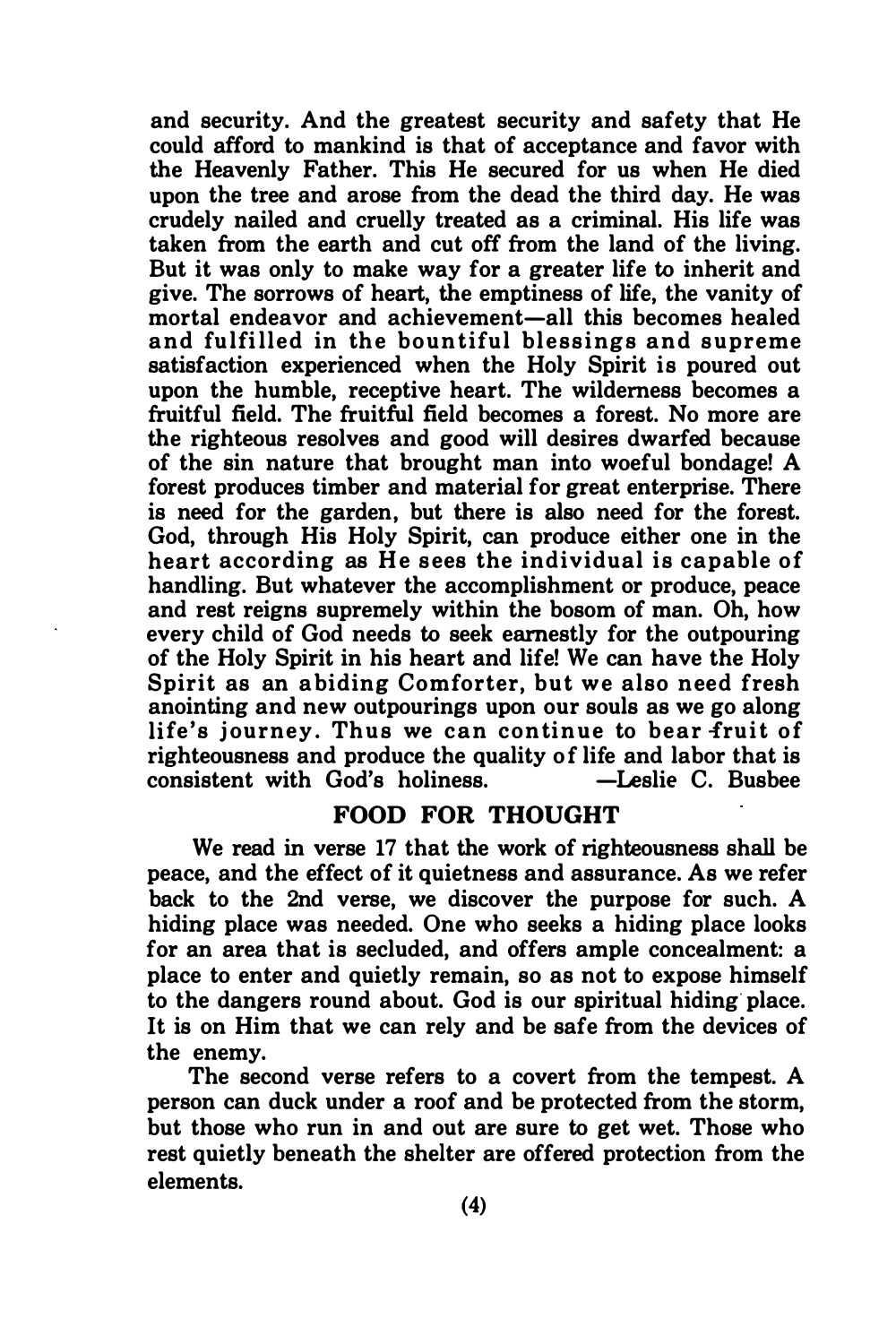and security. And the greatest security and safety that He could afford to mankind is that of acceptance and favor with the Heavenly Father. This He secured for us when He died upon the tree and arose from the dead the third day. He was crudely nailed and cruelly treated as a criminal. His life was taken from the earth and cut off from the land of the living. But it was only to make way for a greater life to inherit and give. The sorrows of heart, the emptiness of life, the vanity of mortal endeavor and achievement—all this becomes healed and fulfilled in the bountiful blessings and supreme satisfaction experienced when the Holy Spirit is poured out upon the humble, receptive heart. The wilderness becomes a fruitful field. The fruitful field becomes a forest. No more are the righteous resolves and good will desires dwarfed because of the sin nature that brought man into woeful bondage! A forest produces timber and material for great enterprise. There is need for the garden, but there is also need for the forest. God, through His Holy Spirit, can produce either one in the heart according as He sees the individual is capable of handling. But whatever the accomplishment or produce, peace and rest reigns supremely within the bosom of man. Oh, how every child of God needs to seek earnestly for the outpouring of the Holy Spirit in his heart and life! We can have the Holy Spirit as an abiding Comforter, but we also need fresh anointing and new outpourings upon our souls as we go along life's journey. Thus we can continue to bear fruit of righteousness and produce the quality of life and labor that is consistent with God's holiness. —Leslie C. Busbee

## FOOD FOR THOUGHT

We read in verse 17 that the work of righteousness shall be peace, and the effect of it quietness and assurance. As we refer back to the 2nd verse, we discover the purpose for such. A hiding place was needed. One who seeks a hiding place looks for an area that is secluded, and offers ample concealment: a place to enter and quietly remain, so as not to expose himself to the dangers round about. God is our spiritual hiding place. It is on Him that we can rely and be safe from the devices of the enemy.

The second verse refers to a covert from the tempest. A person can duck under a roof and be protected from the storm, but those who run in and out are sure to get wet. Those who rest quietly beneath the shelter are offered protection from the elements.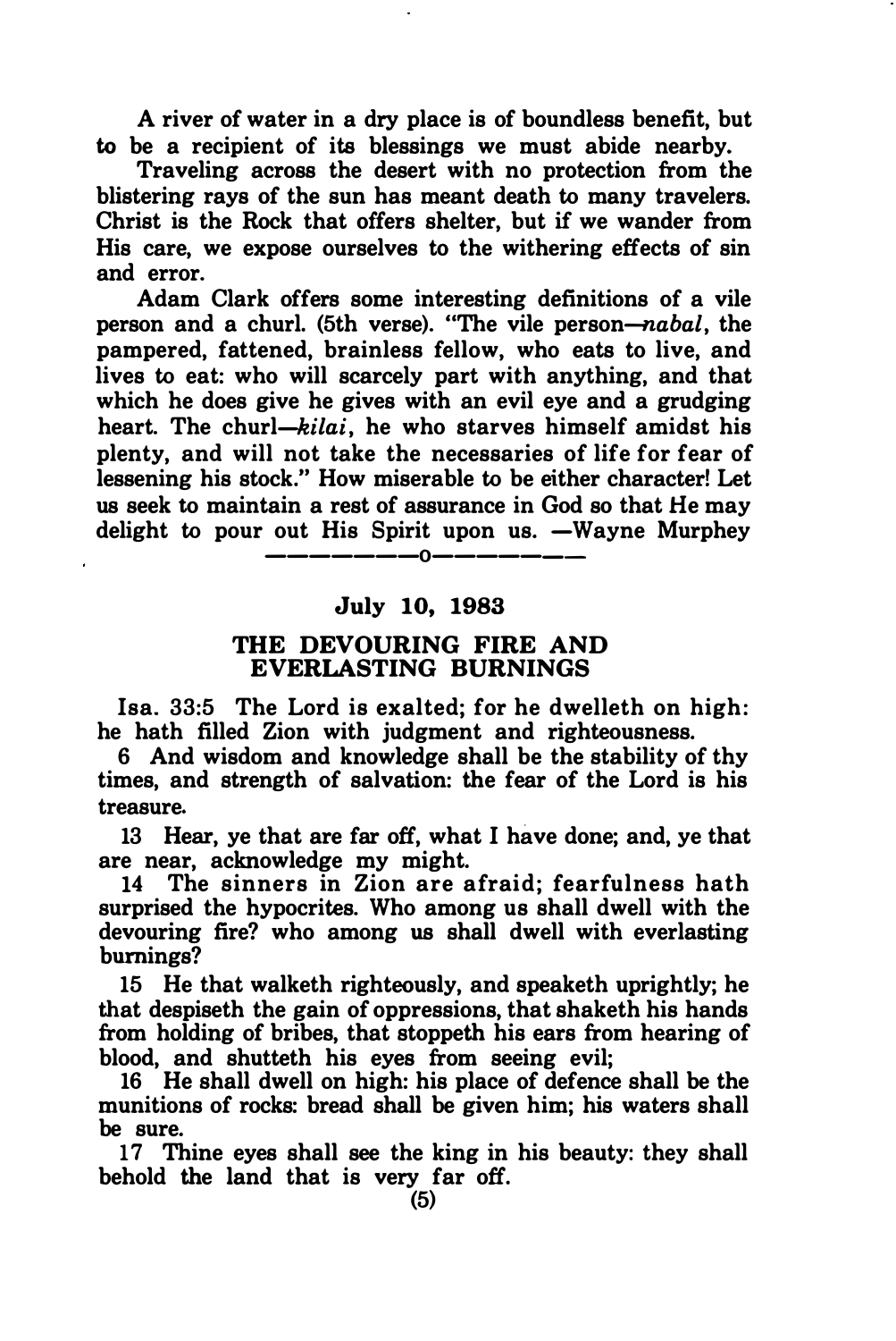A river of water in a dry place is of boundless benefit, but to be a recipient of its blessings we must abide nearby.

Traveling across the desert with no protection from the blistering rays of the sun has meant death to many travelers. Christ is the Rock that offers shelter, but if we wander from His care, we expose ourselves to the withering effects of sin and error.

Adam Clark offers some interesting definitions of a vile person and a churl. (5th verse). "The vile person—*nabal*, the pampered, fattened, brainless fellow, who eats to live, and lives to eat: who will scarcely part with anything, and that which he does give he gives with an evil eye and a grudging heart. The churl—*kilai*, he who starves himself amidst his plenty, and will not take the necessaries of life for fear of lessening his stock." How miserable to be either character! Let us seek to maintain a rest of assurance in God so that He may delight to pour out His Spirit upon us. —Wayne Murphey

————o————

**July 10, 1983**

## THE DEVOURING FIRE AND EVERLASTING BURNINGS

Isa. 33:5 The Lord is exalted; for he dwelleth on high: he hath filled Zion with judgment and righteousness.

6 And wisdom and knowledge shall be the stability of thy times, and strength of salvation: the fear of the Lord is his treasure.

13 Hear, ye that are far off, what I have done; and, ye that are near, acknowledge my might.

14 The sinners in Zion are afraid; fearfulness hath surprised the hypocrites. Who among us shall dwell with the devouring fire? who among us shall dwell with everlasting burnings?

15 He that walketh righteously, and speaketh uprightly; he that despiseth the gain of oppressions, that shaketh his hands from holding of bribes, that stoppeth his ears from hearing of blood, and shutteth his eyes from seeing evil;

16 He shall dwell on high: his place of defence shall be the munitions of rocks: bread shall be given him; his waters shall be sure.

17 Thine eyes shall see the king in his beauty: they shall behold the land that is very far off.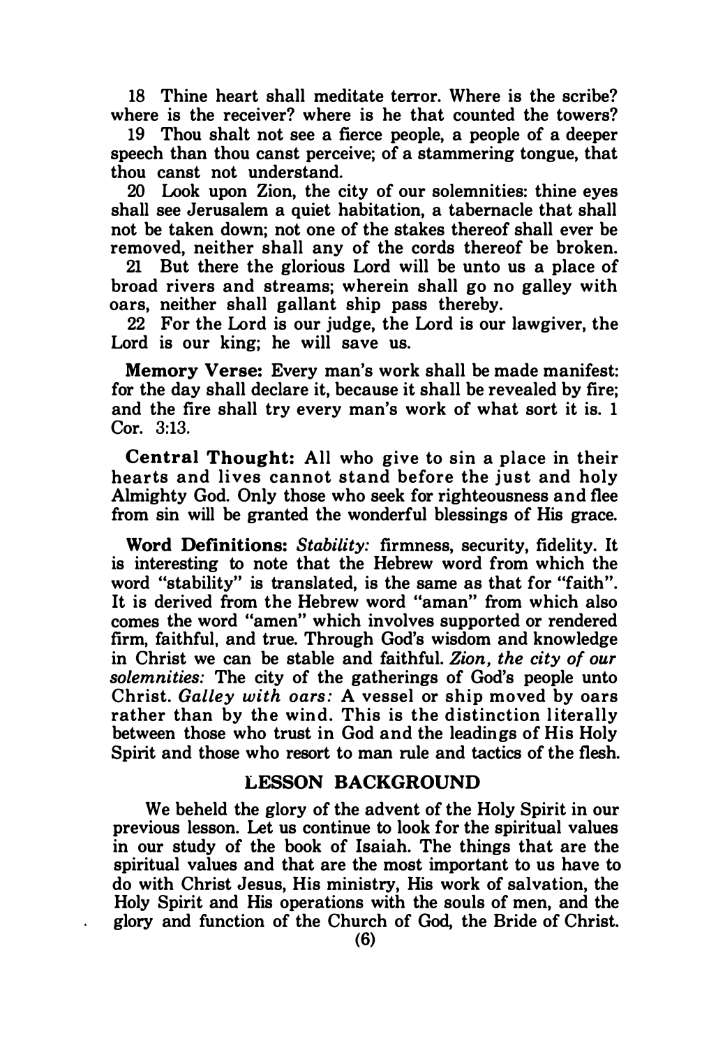18 Thine heart shall meditate terror. Where is the scribe? where is the receiver? where is he that counted the towers?

19 Thou shalt not see a fierce people, a people of a deeper speech than thou canst perceive; of a stammering tongue, that thou canst not understand.

20 Look upon Zion, the city of our solemnities: thine eyes shall see Jerusalem a quiet habitation, a tabernacle that shall not be taken down; not one of the stakes thereof shall ever be removed, neither shall any of the cords thereof be broken.

21 But there the glorious Lord will be unto us a place of broad rivers and streams; wherein shall go no galley with oars, neither shall gallant ship pass thereby.

22 For the Lord is our judge, the Lord is our lawgiver, the Lord is our king; he will save us.

**Memory Verse:** Every man's work shall be made manifest: for the day shall declare it, because it shall be revealed by fire; and the fire shall try every man's work of what sort it is. 1 Cor. 3:13.

**Central Thought:** All who give to sin a place in their hearts and lives cannot stand before the just and holy Almighty God. Only those who seek for righteousness and flee from sin will be granted the wonderful blessings of His grace.

**Word Definitions:** *Stability:* firmness, security, fidelity. It is interesting to note that the Hebrew word from which the word "stability" is translated, is the same as that for "faith". It is derived from the Hebrew word "aman" from which also comes the word "amen" which involves supported or rendered firm, faithful, and true. Through God's wisdom and knowledge in Christ we can be stable and faithful. *Zion, the city of our solemnities:* The city of the gatherings of God's people unto Christ. *Galley with oars:* A vessel or ship moved by oars rather than by the wind. This is the distinction literally between those who trust in God and the leadings of His Holy Spirit and those who resort to man rule and tactics of the flesh.

## LESSON BACKGROUND

We beheld the glory of the advent of the Holy Spirit in our previous lesson. Let us continue to look for the spiritual values in our study of the book of Isaiah. The things that are the spiritual values and that are the most important to us have to do with Christ Jesus, His ministry, His work of salvation, the Holy Spirit and His operations with the souls of men, and the glory and function of the Church of God, the Bride of Christ.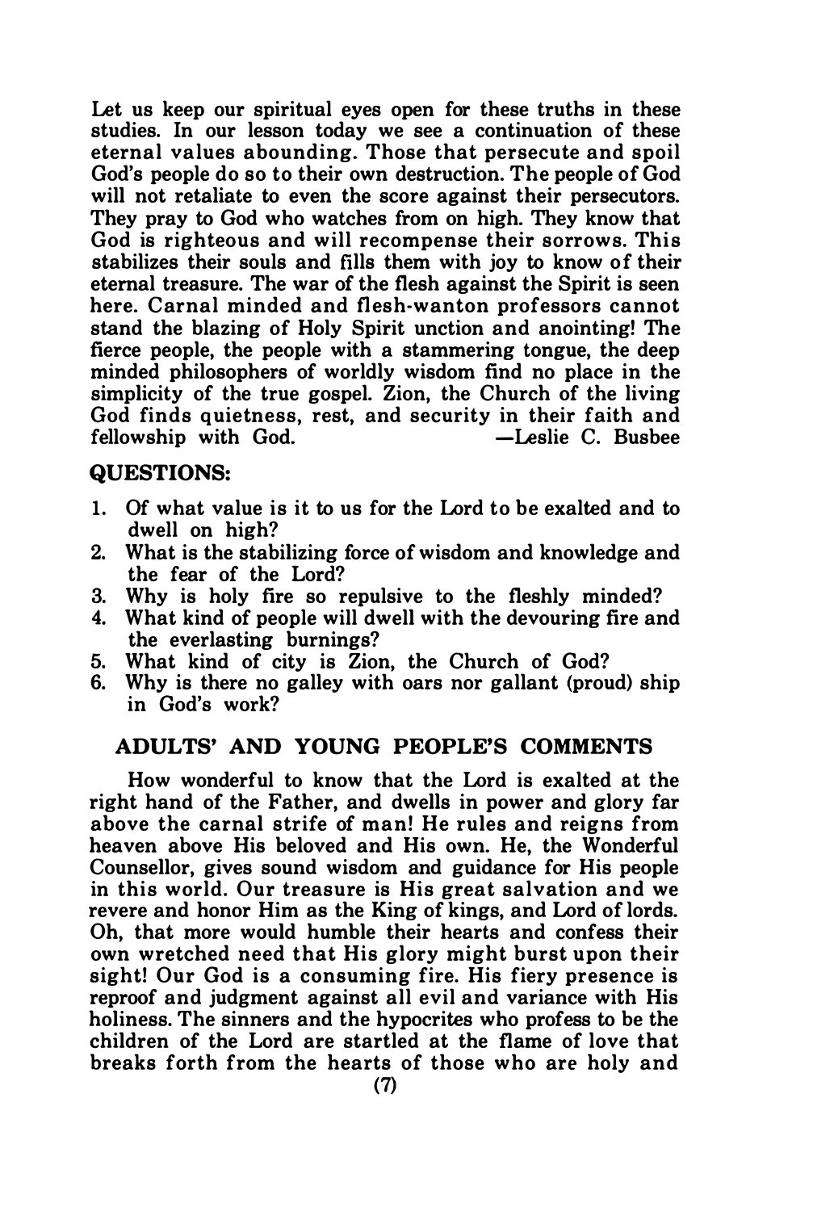Let us keep our spiritual eyes open for these truths in these studies. In our lesson today we see a continuation of these eternal values abounding. Those that persecute and spoil God's people do so to their own destruction. The people of God will not retaliate to even the score against their persecutors. They pray to God who watches from on high. They know that God is righteous and will recompense their sorrows. This stabilizes their souls and fills them with joy to know of their eternal treasure. The war of the flesh against the Spirit is seen here. Carnal minded and flesh-wanton professors cannot stand the blazing of Holy Spirit unction and anointing! The fierce people, the people with a stammering tongue, the deep minded philosophers of worldly wisdom find no place in the simplicity of the true gospel. Zion, the Church of the living God finds quietness, rest, and security in their faith and fellowship with God. —Leslie C. Busbee

## QUESTIONS:

1. Of what value is it to us for the Lord to be exalted and to dwell on high?
2. What is the stabilizing force of wisdom and knowledge and the fear of the Lord?
3. Why is holy fire so repulsive to the fleshly minded?
4. What kind of people will dwell with the devouring fire and the everlasting burnings?
5. What kind of city is Zion, the Church of God?
6. Why is there no galley with oars nor gallant (proud) ship in God's work?

## ADULTS' AND YOUNG PEOPLE'S COMMENTS

How wonderful to know that the Lord is exalted at the right hand of the Father, and dwells in power and glory far above the carnal strife of man! He rules and reigns from heaven above His beloved and His own. He, the Wonderful Counsellor, gives sound wisdom and guidance for His people in this world. Our treasure is His great salvation and we revere and honor Him as the King of kings, and Lord of lords. Oh, that more would humble their hearts and confess their own wretched need that His glory might burst upon their sight! Our God is a consuming fire. His fiery presence is reproof and judgment against all evil and variance with His holiness. The sinners and the hypocrites who profess to be the children of the Lord are startled at the flame of love that breaks forth from the hearts of those who are holy and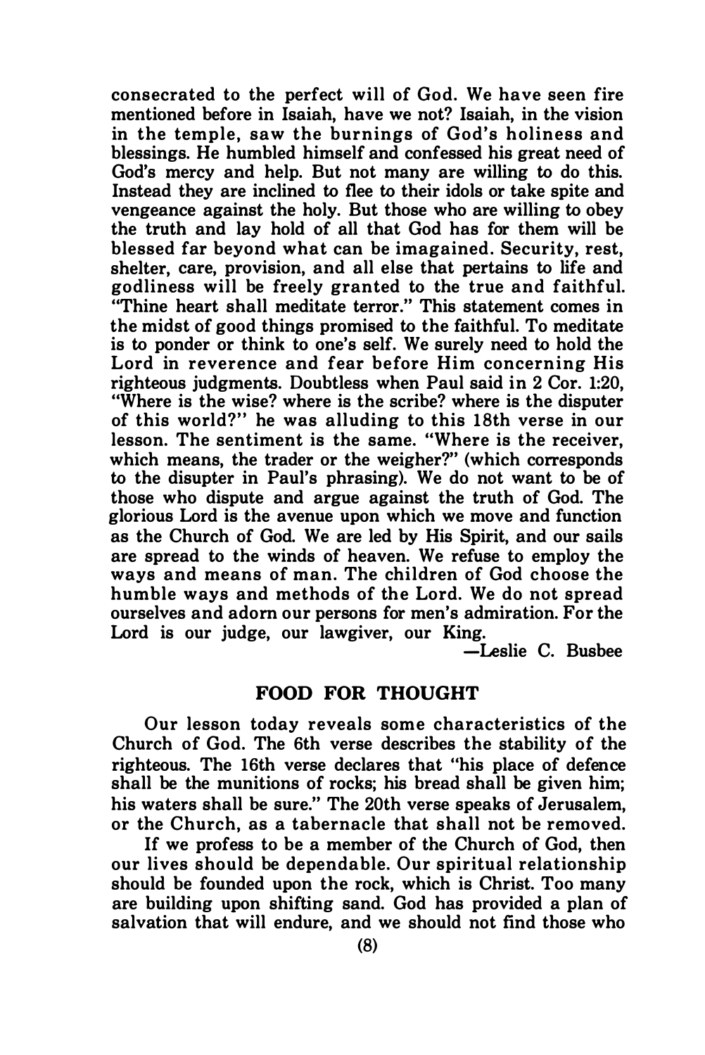consecrated to the perfect will of God. We have seen fire mentioned before in Isaiah, have we not? Isaiah, in the vision in the temple, saw the burnings of God's holiness and blessings. He humbled himself and confessed his great need of God's mercy and help. But not many are willing to do this. Instead they are inclined to flee to their idols or take spite and vengeance against the holy. But those who are willing to obey the truth and lay hold of all that God has for them will be blessed far beyond what can be imagained. Security, rest, shelter, care, provision, and all else that pertains to life and godliness will be freely granted to the true and faithful. "Thine heart shall meditate terror." This statement comes in the midst of good things promised to the faithful. To meditate is to ponder or think to one's self. We surely need to hold the Lord in reverence and fear before Him concerning His righteous judgments. Doubtless when Paul said in 2 Cor. 1:20, "Where is the wise? where is the scribe? where is the disputer of this world?" he was alluding to this 18th verse in our lesson. The sentiment is the same. "Where is the receiver, which means, the trader or the weigher?" (which corresponds to the disputer in Paul's phrasing). We do not want to be of those who dispute and argue against the truth of God. The glorious Lord is the avenue upon which we move and function as the Church of God. We are led by His Spirit, and our sails are spread to the winds of heaven. We refuse to employ the ways and means of man. The children of God choose the humble ways and methods of the Lord. We do not spread ourselves and adorn our persons for men's admiration. For the Lord is our judge, our lawgiver, our King.

—Leslie C. Busbee

## FOOD FOR THOUGHT

Our lesson today reveals some characteristics of the Church of God. The 6th verse describes the stability of the righteous. The 16th verse declares that "his place of defence shall be the munitions of rocks; his bread shall be given him; his waters shall be sure." The 20th verse speaks of Jerusalem, or the Church, as a tabernacle that shall not be removed.

If we profess to be a member of the Church of God, then our lives should be dependable. Our spiritual relationship should be founded upon the rock, which is Christ. Too many are building upon shifting sand. God has provided a plan of salvation that will endure, and we should not find those who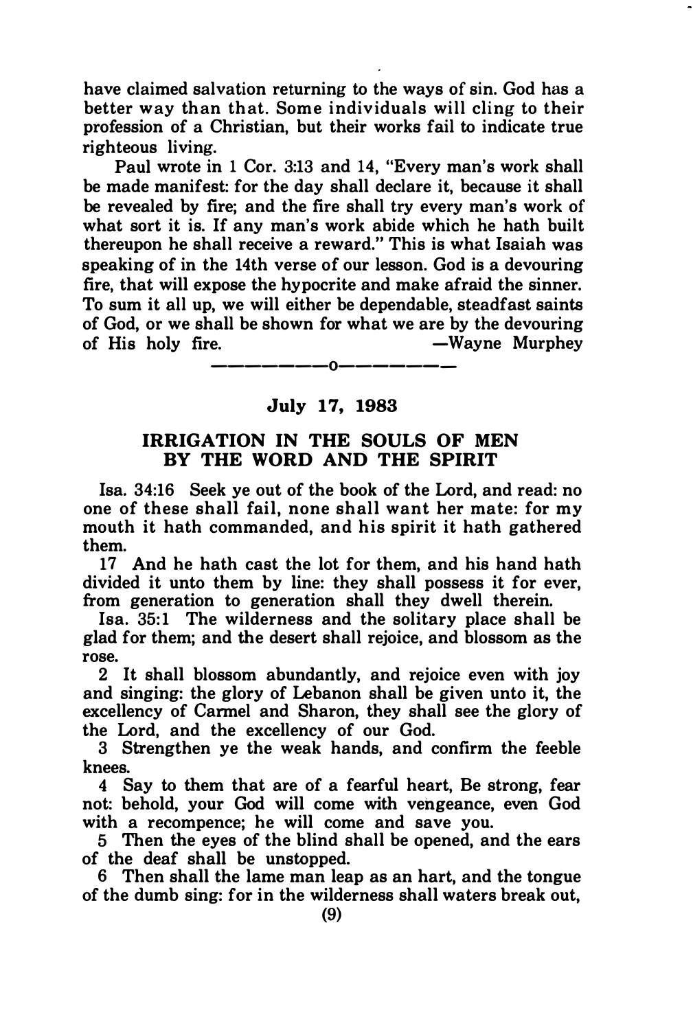have claimed salvation returning to the ways of sin. God has a better way than that. Some individuals will cling to their profession of a Christian, but their works fail to indicate true righteous living.

Paul wrote in 1 Cor. 3:13 and 14, "Every man's work shall be made manifest: for the day shall declare it, because it shall be revealed by fire; and the fire shall try every man's work of what sort it is. If any man's work abide which he hath built thereupon he shall receive a reward." This is what Isaiah was speaking of in the 14th verse of our lesson. God is a devouring fire, that will expose the hypocrite and make afraid the sinner. To sum it all up, we will either be dependable, steadfast saints of God, or we shall be shown for what we are by the devouring of His holy fire. —Wayne Murphey

———————o———————

## July 17, 1983

## IRRIGATION IN THE SOULS OF MEN BY THE WORD AND THE SPIRIT

Isa. 34:16 Seek ye out of the book of the Lord, and read: no one of these shall fail, none shall want her mate: for my mouth it hath commanded, and his spirit it hath gathered them.

17 And he hath cast the lot for them, and his hand hath divided it unto them by line: they shall possess it for ever, from generation to generation shall they dwell therein.

Isa. 35:1 The wilderness and the solitary place shall be glad for them; and the desert shall rejoice, and blossom as the rose.

2 It shall blossom abundantly, and rejoice even with joy and singing: the glory of Lebanon shall be given unto it, the excellency of Carmel and Sharon, they shall see the glory of the Lord, and the excellency of our God.

3 Strengthen ye the weak hands, and confirm the feeble knees.

4 Say to them that are of a fearful heart, Be strong, fear not: behold, your God will come with vengeance, even God with a recompence; he will come and save you.

5 Then the eyes of the blind shall be opened, and the ears of the deaf shall be unstopped.

6 Then shall the lame man leap as an hart, and the tongue of the dumb sing: for in the wilderness shall waters break out,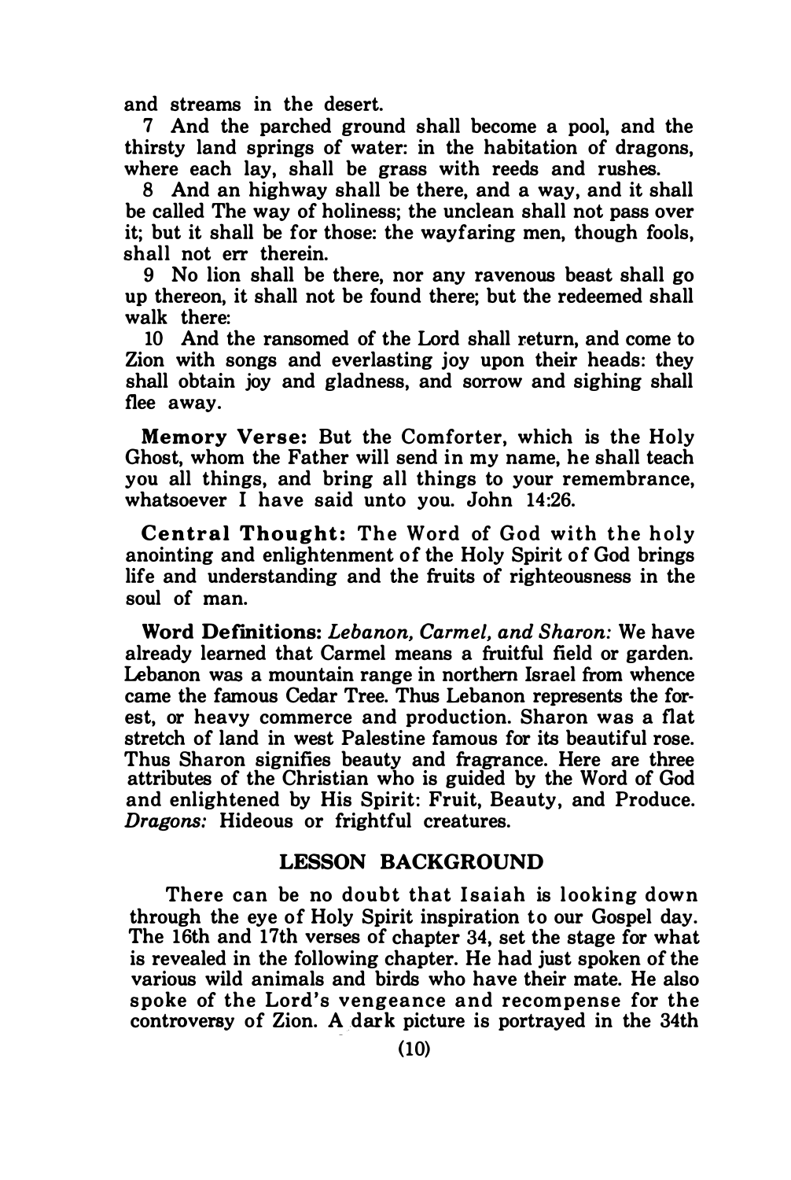and streams in the desert.

7 And the parched ground shall become a pool, and the thirsty land springs of water: in the habitation of dragons, where each lay, shall be grass with reeds and rushes.

8 And an highway shall be there, and a way, and it shall be called The way of holiness; the unclean shall not pass over it; but it shall be for those: the wayfaring men, though fools, shall not err therein.

9 No lion shall be there, nor any ravenous beast shall go up thereon, it shall not be found there; but the redeemed shall walk there:

10 And the ransomed of the Lord shall return, and come to Zion with songs and everlasting joy upon their heads: they shall obtain joy and gladness, and sorrow and sighing shall flee away.

**Memory Verse:** But the Comforter, which is the Holy Ghost, whom the Father will send in my name, he shall teach you all things, and bring all things to your remembrance, whatsoever I have said unto you. John 14:26.

**Central Thought:** The Word of God with the holy anointing and enlightenment of the Holy Spirit of God brings life and understanding and the fruits of righteousness in the soul of man.

**Word Definitions:** *Lebanon, Carmel, and Sharon:* We have already learned that Carmel means a fruitful field or garden. Lebanon was a mountain range in northern Israel from whence came the famous Cedar Tree. Thus Lebanon represents the forest, or heavy commerce and production. Sharon was a flat stretch of land in west Palestine famous for its beautiful rose. Thus Sharon signifies beauty and fragrance. Here are three attributes of the Christian who is guided by the Word of God and enlightened by His Spirit: Fruit, Beauty, and Produce. *Dragons:* Hideous or frightful creatures.

## LESSON BACKGROUND

There can be no doubt that Isaiah is looking down through the eye of Holy Spirit inspiration to our Gospel day. The 16th and 17th verses of chapter 34, set the stage for what is revealed in the following chapter. He had just spoken of the various wild animals and birds who have their mate. He also spoke of the Lord's vengeance and recompense for the controversy of Zion. A dark picture is portrayed in the 34th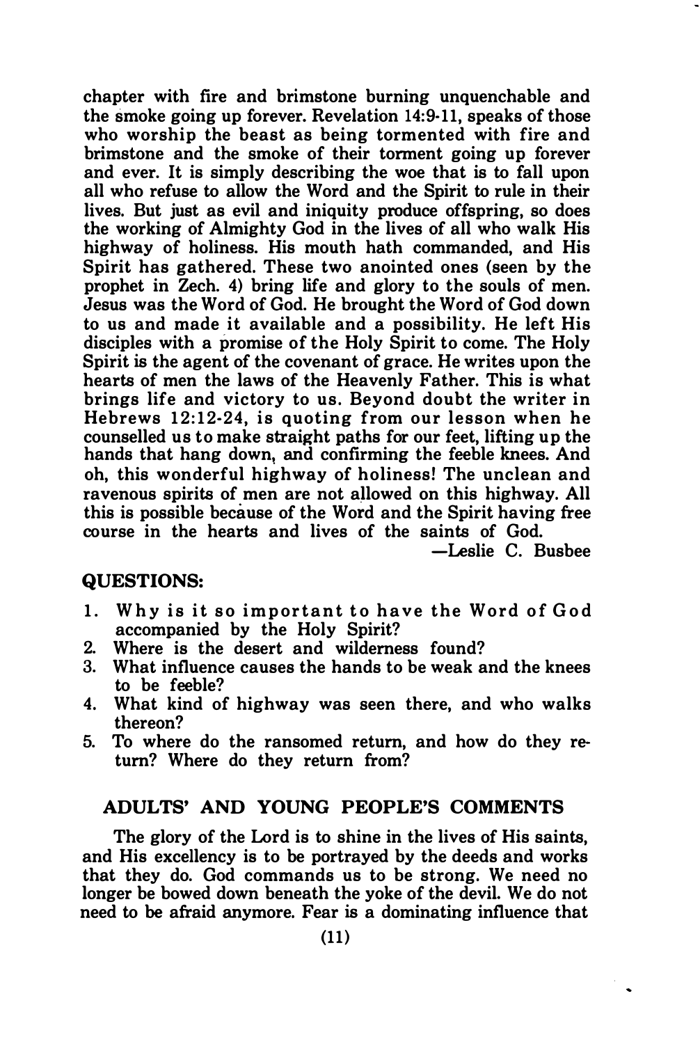chapter with fire and brimstone burning unquenchable and the smoke going up forever. Revelation 14:9-11, speaks of those who worship the beast as being tormented with fire and brimstone and the smoke of their torment going up forever and ever. It is simply describing the woe that is to fall upon all who refuse to allow the Word and the Spirit to rule in their lives. But just as evil and iniquity produce offspring, so does the working of Almighty God in the lives of all who walk His highway of holiness. His mouth hath commanded, and His Spirit has gathered. These two anointed ones (seen by the prophet in Zech. 4) bring life and glory to the souls of men. Jesus was the Word of God. He brought the Word of God down to us and made it available and a possibility. He left His disciples with a promise of the Holy Spirit to come. The Holy Spirit is the agent of the covenant of grace. He writes upon the hearts of men the laws of the Heavenly Father. This is what brings life and victory to us. Beyond doubt the writer in Hebrews 12:12-24, is quoting from our lesson when he counselled us to make straight paths for our feet, lifting up the hands that hang down, and confirming the feeble knees. And oh, this wonderful highway of holiness! The unclean and ravenous spirits of men are not allowed on this highway. All this is possible because of the Word and the Spirit having free course in the hearts and lives of the saints of God.

—Leslie C. Busbee

**QUESTIONS:**

1. Why is it so important to have the Word of God accompanied by the Holy Spirit?
2. Where is the desert and wilderness found?
3. What influence causes the hands to be weak and the knees to be feeble?
4. What kind of highway was seen there, and who walks thereon?
5. To where do the ransomed return, and how do they return? Where do they return from?

## ADULTS' AND YOUNG PEOPLE'S COMMENTS

The glory of the Lord is to shine in the lives of His saints, and His excellency is to be portrayed by the deeds and works that they do. God commands us to be strong. We need no longer be bowed down beneath the yoke of the devil. We do not need to be afraid anymore. Fear is a dominating influence that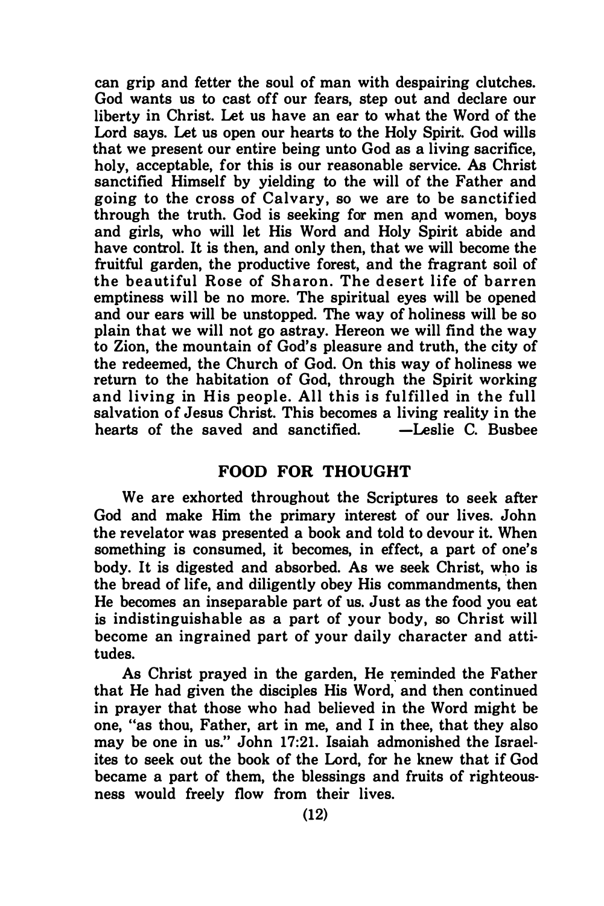can grip and fetter the soul of man with despairing clutches. God wants us to cast off our fears, step out and declare our liberty in Christ. Let us have an ear to what the Word of the Lord says. Let us open our hearts to the Holy Spirit. God wills that we present our entire being unto God as a living sacrifice, holy, acceptable, for this is our reasonable service. As Christ sanctified Himself by yielding to the will of the Father and going to the cross of Calvary, so we are to be sanctified through the truth. God is seeking for men and women, boys and girls, who will let His Word and Holy Spirit abide and have control. It is then, and only then, that we will become the fruitful garden, the productive forest, and the fragrant soil of the beautiful Rose of Sharon. The desert life of barren emptiness will be no more. The spiritual eyes will be opened and our ears will be unstopped. The way of holiness will be so plain that we will not go astray. Hereon we will find the way to Zion, the mountain of God's pleasure and truth, the city of the redeemed, the Church of God. On this way of holiness we return to the habitation of God, through the Spirit working and living in His people. All this is fulfilled in the full salvation of Jesus Christ. This becomes a living reality in the hearts of the saved and sanctified. —Leslie C. Busbee

## FOOD FOR THOUGHT

We are exhorted throughout the Scriptures to seek after God and make Him the primary interest of our lives. John the revelator was presented a book and told to devour it. When something is consumed, it becomes, in effect, a part of one's body. It is digested and absorbed. As we seek Christ, who is the bread of life, and diligently obey His commandments, then He becomes an inseparable part of us. Just as the food you eat is indistinguishable as a part of your body, so Christ will become an ingrained part of your daily character and attitudes.

As Christ prayed in the garden, He reminded the Father that He had given the disciples His Word, and then continued in prayer that those who had believed in the Word might be one, "as thou, Father, art in me, and I in thee, that they also may be one in us." John 17:21. Isaiah admonished the Israelites to seek out the book of the Lord, for he knew that if God became a part of them, the blessings and fruits of righteousness would freely flow from their lives.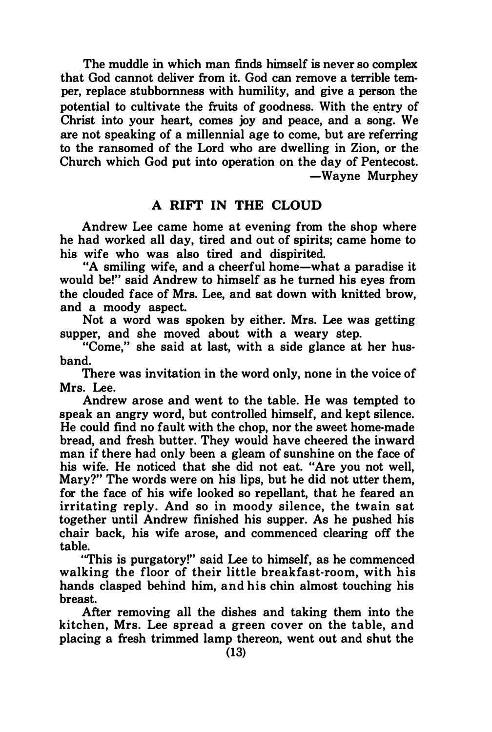The muddle in which man finds himself is never so complex that God cannot deliver from it. God can remove a terrible temper, replace stubbornness with humility, and give a person the potential to cultivate the fruits of goodness. With the entry of Christ into your heart, comes joy and peace, and a song. We are not speaking of a millennial age to come, but are referring to the ransomed of the Lord who are dwelling in Zion, or the Church which God put into operation on the day of Pentecost.

—Wayne Murphey

## A RIFT IN THE CLOUD

Andrew Lee came home at evening from the shop where he had worked all day, tired and out of spirits; came home to his wife who was also tired and dispirited.

"A smiling wife, and a cheerful home—what a paradise it would be!" said Andrew to himself as he turned his eyes from the clouded face of Mrs. Lee, and sat down with knitted brow, and a moody aspect.

Not a word was spoken by either. Mrs. Lee was getting supper, and she moved about with a weary step.

"Come," she said at last, with a side glance at her husband.

There was invitation in the word only, none in the voice of Mrs. Lee.

Andrew arose and went to the table. He was tempted to speak an angry word, but controlled himself, and kept silence. He could find no fault with the chop, nor the sweet home-made bread, and fresh butter. They would have cheered the inward man if there had only been a gleam of sunshine on the face of his wife. He noticed that she did not eat. "Are you not well, Mary?" The words were on his lips, but he did not utter them, for the face of his wife looked so repellant, that he feared an irritating reply. And so in moody silence, the twain sat together until Andrew finished his supper. As he pushed his chair back, his wife arose, and commenced clearing off the table.

"This is purgatory!" said Lee to himself, as he commenced walking the floor of their little breakfast-room, with his hands clasped behind him, and his chin almost touching his breast.

After removing all the dishes and taking them into the kitchen, Mrs. Lee spread a green cover on the table, and placing a fresh trimmed lamp thereon, went out and shut the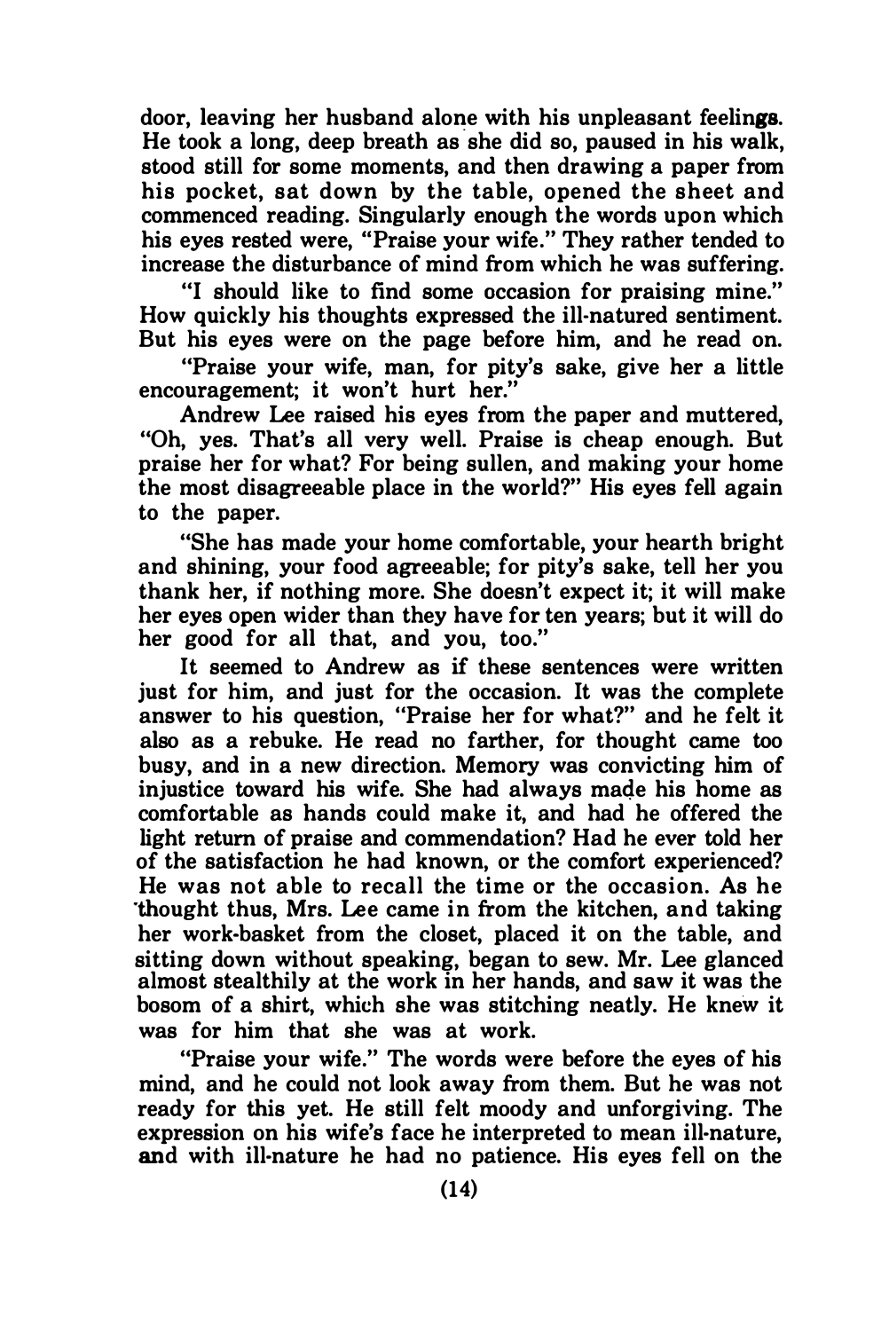door, leaving her husband alone with his unpleasant feelings. He took a long, deep breath as she did so, paused in his walk, stood still for some moments, and then drawing a paper from his pocket, sat down by the table, opened the sheet and commenced reading. Singularly enough the words upon which his eyes rested were, "Praise your wife." They rather tended to increase the disturbance of mind from which he was suffering.

"I should like to find some occasion for praising mine." How quickly his thoughts expressed the ill-natured sentiment. But his eyes were on the page before him, and he read on.

"Praise your wife, man, for pity's sake, give her a little encouragement; it won't hurt her."

Andrew Lee raised his eyes from the paper and muttered, "Oh, yes. That's all very well. Praise is cheap enough. But praise her for what? For being sullen, and making your home the most disagreeable place in the world?" His eyes fell again to the paper.

"She has made your home comfortable, your hearth bright and shining, your food agreeable; for pity's sake, tell her you thank her, if nothing more. She doesn't expect it; it will make her eyes open wider than they have for ten years; but it will do her good for all that, and you, too."

It seemed to Andrew as if these sentences were written just for him, and just for the occasion. It was the complete answer to his question, "Praise her for what?" and he felt it also as a rebuke. He read no farther, for thought came too busy, and in a new direction. Memory was convicting him of injustice toward his wife. She had always made his home as comfortable as hands could make it, and had he offered the light return of praise and commendation? Had he ever told her of the satisfaction he had known, or the comfort experienced? He was not able to recall the time or the occasion. As he thought thus, Mrs. Lee came in from the kitchen, and taking her work-basket from the closet, placed it on the table, and sitting down without speaking, began to sew. Mr. Lee glanced almost stealthily at the work in her hands, and saw it was the bosom of a shirt, which she was stitching neatly. He knew it was for him that she was at work.

"Praise your wife." The words were before the eyes of his mind, and he could not look away from them. But he was not ready for this yet. He still felt moody and unforgiving. The expression on his wife's face he interpreted to mean ill-nature, and with ill-nature he had no patience. His eyes fell on the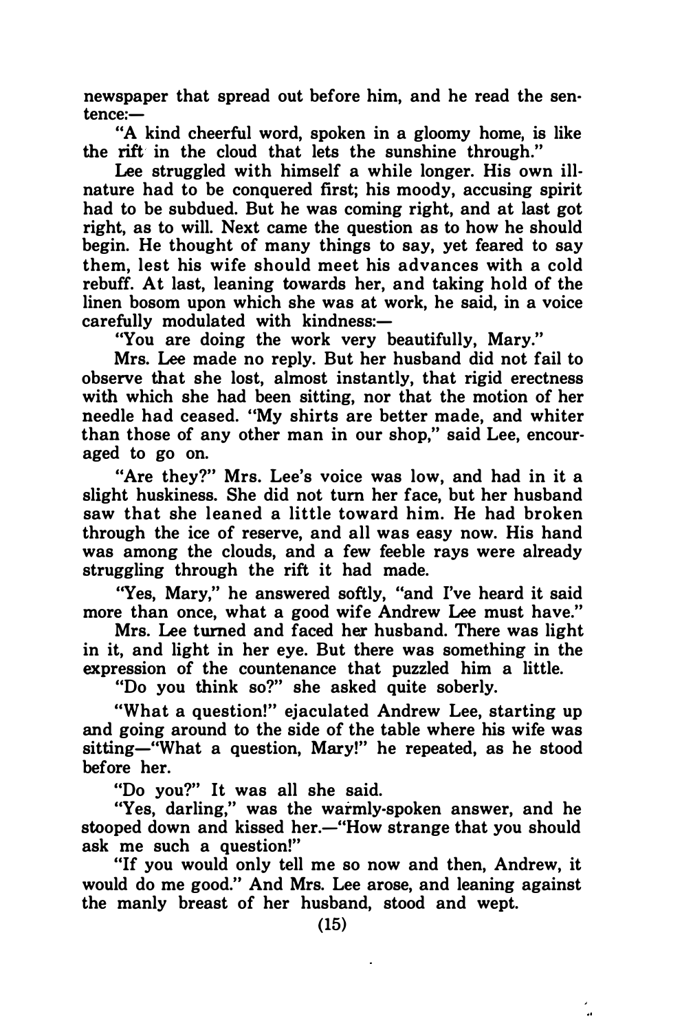newspaper that spread out before him, and he read the sentence:—

"A kind cheerful word, spoken in a gloomy home, is like the rift in the cloud that lets the sunshine through."

Lee struggled with himself a while longer. His own ill-nature had to be conquered first; his moody, accusing spirit had to be subdued. But he was coming right, and at last got right, as to will. Next came the question as to how he should begin. He thought of many things to say, yet feared to say them, lest his wife should meet his advances with a cold rebuff. At last, leaning towards her, and taking hold of the linen bosom upon which she was at work, he said, in a voice carefully modulated with kindness:—

"You are doing the work very beautifully, Mary."

Mrs. Lee made no reply. But her husband did not fail to observe that she lost, almost instantly, that rigid erectness with which she had been sitting, nor that the motion of her needle had ceased. "My shirts are better made, and whiter than those of any other man in our shop," said Lee, encouraged to go on.

"Are they?" Mrs. Lee's voice was low, and had in it a slight huskiness. She did not turn her face, but her husband saw that she leaned a little toward him. He had broken through the ice of reserve, and all was easy now. His hand was among the clouds, and a few feeble rays were already struggling through the rift it had made.

"Yes, Mary," he answered softly, "and I've heard it said more than once, what a good wife Andrew Lee must have."

Mrs. Lee turned and faced her husband. There was light in it, and light in her eye. But there was something in the expression of the countenance that puzzled him a little.

"Do you think so?" she asked quite soberly.

"What a question!" ejaculated Andrew Lee, starting up and going around to the side of the table where his wife was sitting—"What a question, Mary!" he repeated, as he stood before her.

"Do you?" It was all she said.

"Yes, darling," was the warmly-spoken answer, and he stooped down and kissed her.—"How strange that you should ask me such a question!"

"If you would only tell me so now and then, Andrew, it would do me good." And Mrs. Lee arose, and leaning against the manly breast of her husband, stood and wept.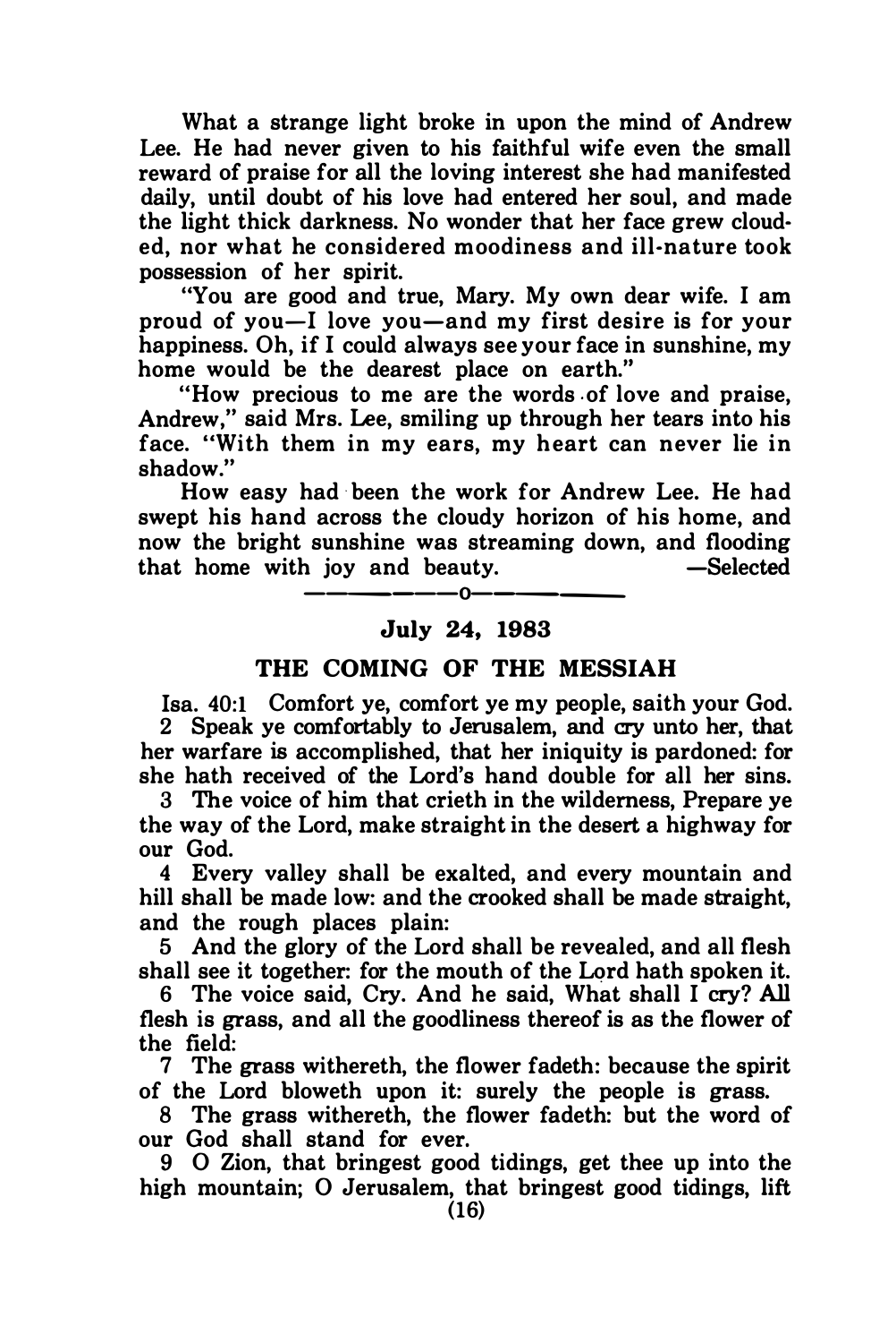What a strange light broke in upon the mind of Andrew Lee. He had never given to his faithful wife even the small reward of praise for all the loving interest she had manifested daily, until doubt of his love had entered her soul, and made the light thick darkness. No wonder that her face grew clouded, nor what he considered moodiness and ill-nature took possession of her spirit.

"You are good and true, Mary. My own dear wife. I am proud of you—I love you—and my first desire is for your happiness. Oh, if I could always see your face in sunshine, my home would be the dearest place on earth."

"How precious to me are the words of love and praise, Andrew," said Mrs. Lee, smiling up through her tears into his face. "With them in my ears, my heart can never lie in shadow."

How easy had been the work for Andrew Lee. He had swept his hand across the cloudy horizon of his home, and now the bright sunshine was streaming down, and flooding that home with joy and beauty. —Selected

———o———

## July 24, 1983

## THE COMING OF THE MESSIAH

Isa. 40:1 Comfort ye, comfort ye my people, saith your God.

2 Speak ye comfortably to Jerusalem, and cry unto her, that her warfare is accomplished, that her iniquity is pardoned: for she hath received of the Lord's hand double for all her sins.

3 The voice of him that crieth in the wilderness, Prepare ye the way of the Lord, make straight in the desert a highway for our God.

4 Every valley shall be exalted, and every mountain and hill shall be made low: and the crooked shall be made straight, and the rough places plain:

5 And the glory of the Lord shall be revealed, and all flesh shall see it together: for the mouth of the Lord hath spoken it.

6 The voice said, Cry. And he said, What shall I cry? All flesh is grass, and all the goodliness thereof is as the flower of the field:

7 The grass withereth, the flower fadeth: because the spirit of the Lord bloweth upon it: surely the people is grass.

8 The grass withereth, the flower fadeth: but the word of our God shall stand for ever.

9 O Zion, that bringest good tidings, get thee up into the high mountain; O Jerusalem, that bringest good tidings, lift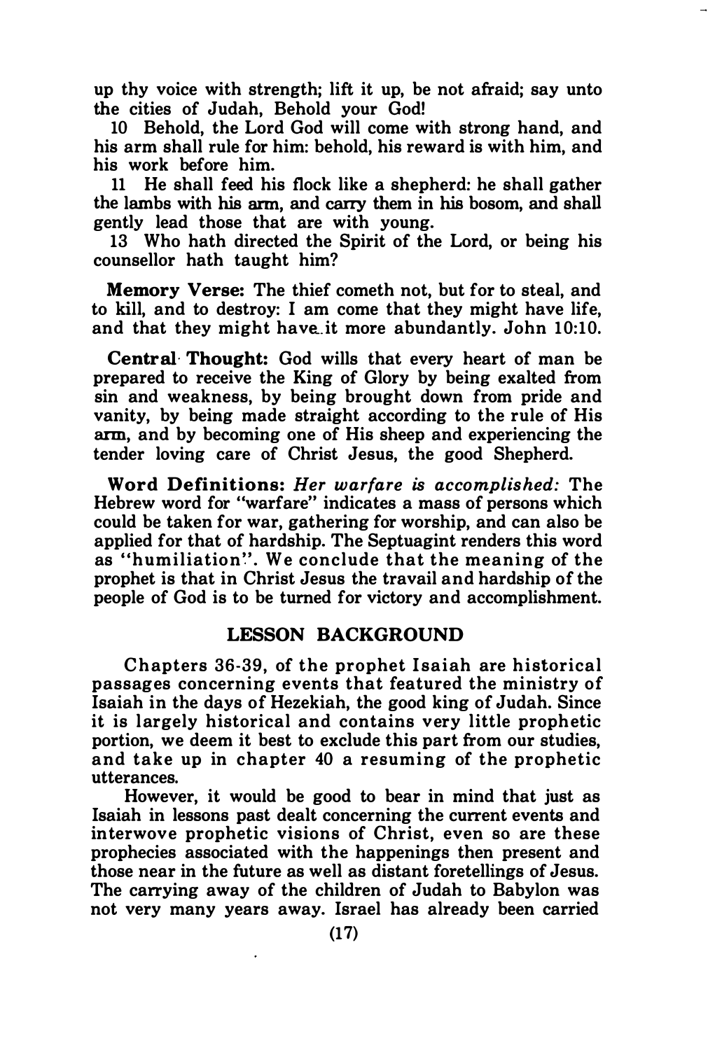up thy voice with strength; lift it up, be not afraid; say unto the cities of Judah, Behold your God!

10 Behold, the Lord God will come with strong hand, and his arm shall rule for him: behold, his reward is with him, and his work before him.

11 He shall feed his flock like a shepherd: he shall gather the lambs with his arm, and carry them in his bosom, and shall gently lead those that are with young.

13 Who hath directed the Spirit of the Lord, or being his counsellor hath taught him?

**Memory Verse:** The thief cometh not, but for to steal, and to kill, and to destroy: I am come that they might have life, and that they might have it more abundantly. John 10:10.

**Central Thought:** God wills that every heart of man be prepared to receive the King of Glory by being exalted from sin and weakness, by being brought down from pride and vanity, by being made straight according to the rule of His arm, and by becoming one of His sheep and experiencing the tender loving care of Christ Jesus, the good Shepherd.

**Word Definitions:** *Her warfare is accomplished:* The Hebrew word for "warfare" indicates a mass of persons which could be taken for war, gathering for worship, and can also be applied for that of hardship. The Septuagint renders this word as "humiliation". We conclude that the meaning of the prophet is that in Christ Jesus the travail and hardship of the people of God is to be turned for victory and accomplishment.

## LESSON BACKGROUND

Chapters 36-39, of the prophet Isaiah are historical passages concerning events that featured the ministry of Isaiah in the days of Hezekiah, the good king of Judah. Since it is largely historical and contains very little prophetic portion, we deem it best to exclude this part from our studies, and take up in chapter 40 a resuming of the prophetic utterances.

However, it would be good to bear in mind that just as Isaiah in lessons past dealt concerning the current events and interwove prophetic visions of Christ, even so are these prophecies associated with the happenings then present and those near in the future as well as distant foretellings of Jesus. The carrying away of the children of Judah to Babylon was not very many years away. Israel has already been carried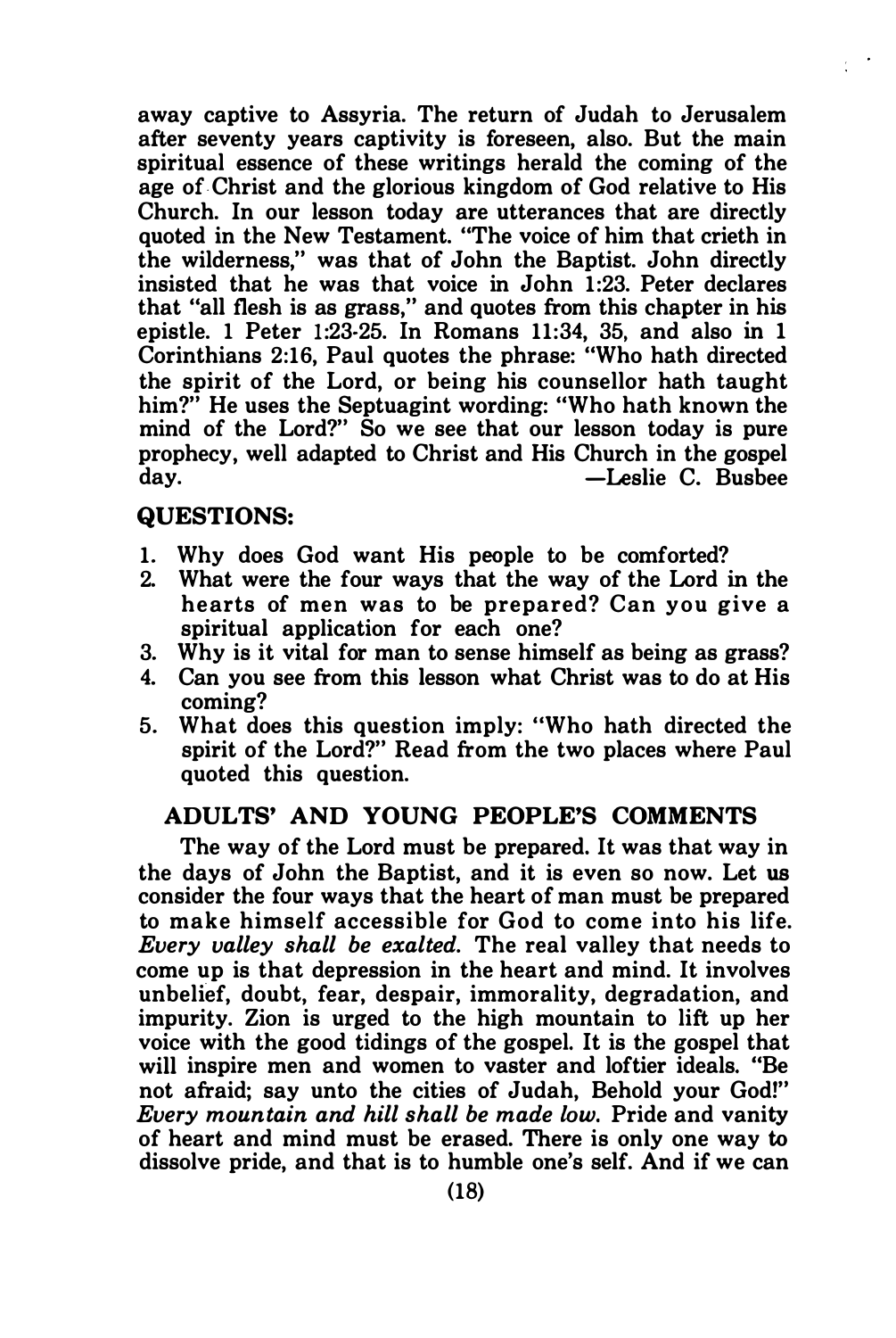away captive to Assyria. The return of Judah to Jerusalem after seventy years captivity is foreseen, also. But the main spiritual essence of these writings herald the coming of the age of Christ and the glorious kingdom of God relative to His Church. In our lesson today are utterances that are directly quoted in the New Testament. "The voice of him that crieth in the wilderness," was that of John the Baptist. John directly insisted that he was that voice in John 1:23. Peter declares that "all flesh is as grass," and quotes from this chapter in his epistle. 1 Peter 1:23-25. In Romans 11:34, 35, and also in 1 Corinthians 2:16, Paul quotes the phrase: "Who hath directed the spirit of the Lord, or being his counsellor hath taught him?" He uses the Septuagint wording: "Who hath known the mind of the Lord?" So we see that our lesson today is pure prophecy, well adapted to Christ and His Church in the gospel day. —Leslie C. Busbee

### QUESTIONS:

1. Why does God want His people to be comforted?
2. What were the four ways that the way of the Lord in the hearts of men was to be prepared? Can you give a spiritual application for each one?
3. Why is it vital for man to sense himself as being as grass?
4. Can you see from this lesson what Christ was to do at His coming?
5. What does this question imply: "Who hath directed the spirit of the Lord?" Read from the two places where Paul quoted this question.

### ADULTS' AND YOUNG PEOPLE'S COMMENTS

The way of the Lord must be prepared. It was that way in the days of John the Baptist, and it is even so now. Let us consider the four ways that the heart of man must be prepared to make himself accessible for God to come into his life. *Every valley shall be exalted.* The real valley that needs to come up is that depression in the heart and mind. It involves unbelief, doubt, fear, despair, immorality, degradation, and impurity. Zion is urged to the high mountain to lift up her voice with the good tidings of the gospel. It is the gospel that will inspire men and women to vaster and loftier ideals. "Be not afraid; say unto the cities of Judah, Behold your God!" *Every mountain and hill shall be made low.* Pride and vanity of heart and mind must be erased. There is only one way to dissolve pride, and that is to humble one's self. And if we can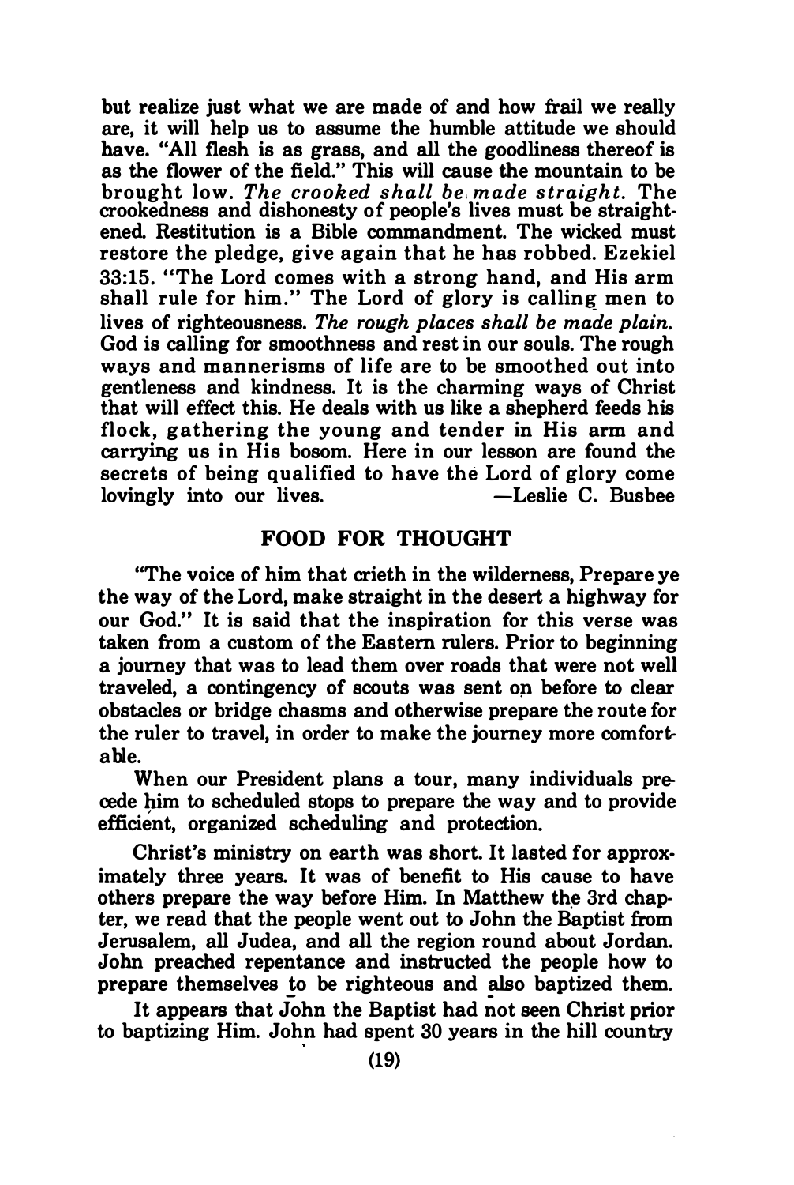but realize just what we are made of and how frail we really are, it will help us to assume the humble attitude we should have. "All flesh is as grass, and all the goodliness thereof is as the flower of the field." This will cause the mountain to be brought low. *The crooked shall be made straight.* The crookedness and dishonesty of people's lives must be straightened. Restitution is a Bible commandment. The wicked must restore the pledge, give again that he has robbed. Ezekiel 33:15. "The Lord comes with a strong hand, and His arm shall rule for him." The Lord of glory is calling men to lives of righteousness. *The rough places shall be made plain.* God is calling for smoothness and rest in our souls. The rough ways and mannerisms of life are to be smoothed out into gentleness and kindness. It is the charming ways of Christ that will effect this. He deals with us like a shepherd feeds his flock, gathering the young and tender in His arm and carrying us in His bosom. Here in our lesson are found the secrets of being qualified to have the Lord of glory come lovingly into our lives. —Leslie C. Busbee

## FOOD FOR THOUGHT

"The voice of him that crieth in the wilderness, Prepare ye the way of the Lord, make straight in the desert a highway for our God." It is said that the inspiration for this verse was taken from a custom of the Eastern rulers. Prior to beginning a journey that was to lead them over roads that were not well traveled, a contingency of scouts was sent on before to clear obstacles or bridge chasms and otherwise prepare the route for the ruler to travel, in order to make the journey more comfortable.

When our President plans a tour, many individuals precede him to scheduled stops to prepare the way and to provide efficient, organized scheduling and protection.

Christ's ministry on earth was short. It lasted for approximately three years. It was of benefit to His cause to have others prepare the way before Him. In Matthew the 3rd chapter, we read that the people went out to John the Baptist from Jerusalem, all Judea, and all the region round about Jordan. John preached repentance and instructed the people how to prepare themselves to be righteous and also baptized them.

It appears that John the Baptist had not seen Christ prior to baptizing Him. John had spent 30 years in the hill country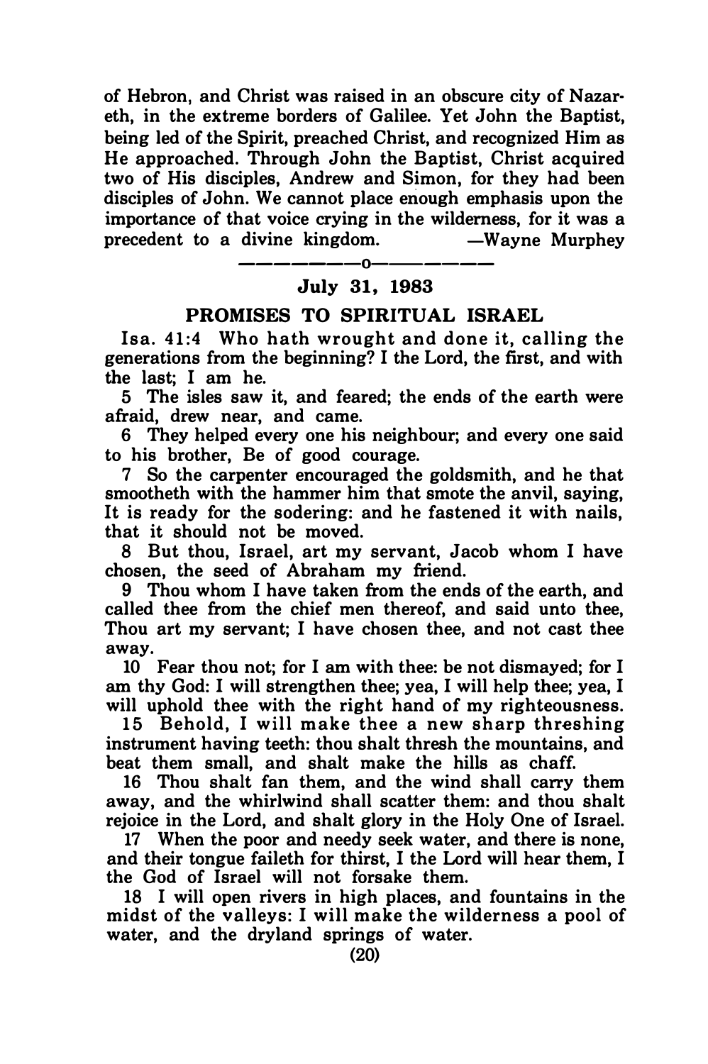of Hebron, and Christ was raised in an obscure city of Nazareth, in the extreme borders of Galilee. Yet John the Baptist, being led of the Spirit, preached Christ, and recognized Him as He approached. Through John the Baptist, Christ acquired two of His disciples, Andrew and Simon, for they had been disciples of John. We cannot place enough emphasis upon the importance of that voice crying in the wilderness, for it was a precedent to a divine kingdom. —Wayne Murphey

————o————

**July 31, 1983**

## PROMISES TO SPIRITUAL ISRAEL

Isa. 41:4 Who hath wrought and done it, calling the generations from the beginning? I the Lord, the first, and with the last; I am he.

5 The isles saw it, and feared; the ends of the earth were afraid, drew near, and came.

6 They helped every one his neighbour; and every one said to his brother, Be of good courage.

7 So the carpenter encouraged the goldsmith, and he that smootheth with the hammer him that smote the anvil, saying, It is ready for the sodering: and he fastened it with nails, that it should not be moved.

8 But thou, Israel, art my servant, Jacob whom I have chosen, the seed of Abraham my friend.

9 Thou whom I have taken from the ends of the earth, and called thee from the chief men thereof, and said unto thee, Thou art my servant; I have chosen thee, and not cast thee away.

10 Fear thou not; for I am with thee: be not dismayed; for I am thy God: I will strengthen thee; yea, I will help thee; yea, I will uphold thee with the right hand of my righteousness.

15 Behold, I will make thee a new sharp threshing instrument having teeth: thou shalt thresh the mountains, and beat them small, and shalt make the hills as chaff.

16 Thou shalt fan them, and the wind shall carry them away, and the whirlwind shall scatter them: and thou shalt rejoice in the Lord, and shalt glory in the Holy One of Israel.

17 When the poor and needy seek water, and there is none, and their tongue faileth for thirst, I the Lord will hear them, I the God of Israel will not forsake them.

18 I will open rivers in high places, and fountains in the midst of the valleys: I will make the wilderness a pool of water, and the dryland springs of water.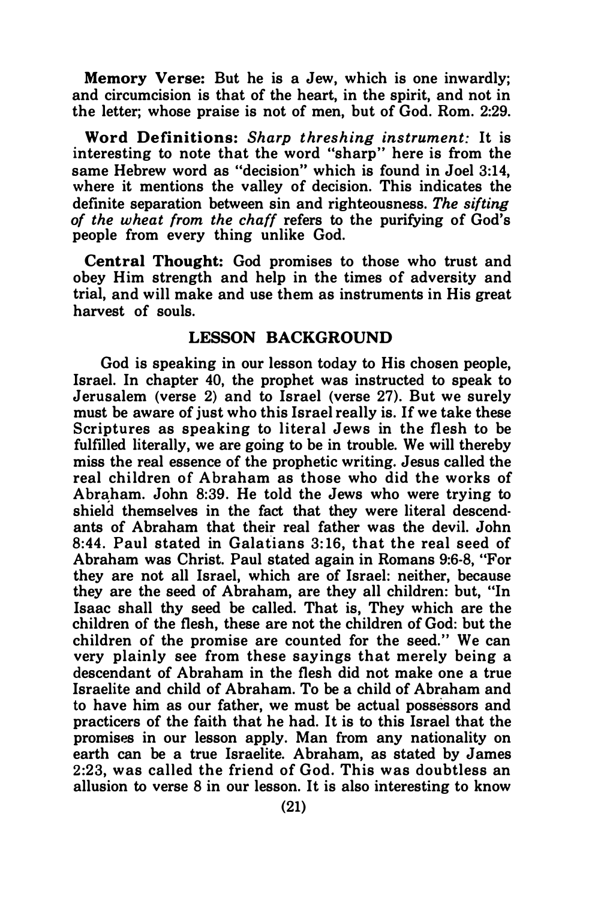**Memory Verse:** But he is a Jew, which is one inwardly; and circumcision is that of the heart, in the spirit, and not in the letter; whose praise is not of men, but of God. Rom. 2:29.

**Word Definitions:** *Sharp threshing instrument:* It is interesting to note that the word "sharp" here is from the same Hebrew word as "decision" which is found in Joel 3:14, where it mentions the valley of decision. This indicates the definite separation between sin and righteousness. *The sifting of the wheat from the chaff* refers to the purifying of God's people from every thing unlike God.

**Central Thought:** God promises to those who trust and obey Him strength and help in the times of adversity and trial, and will make and use them as instruments in His great harvest of souls.

## LESSON BACKGROUND

God is speaking in our lesson today to His chosen people, Israel. In chapter 40, the prophet was instructed to speak to Jerusalem (verse 2) and to Israel (verse 27). But we surely must be aware of just who this Israel really is. If we take these Scriptures as speaking to literal Jews in the flesh to be fulfilled literally, we are going to be in trouble. We will thereby miss the real essence of the prophetic writing. Jesus called the real children of Abraham as those who did the works of Abraham. John 8:39. He told the Jews who were trying to shield themselves in the fact that they were literal descendants of Abraham that their real father was the devil. John 8:44. Paul stated in Galatians 3:16, that the real seed of Abraham was Christ. Paul stated again in Romans 9:6-8, "For they are not all Israel, which are of Israel: neither, because they are the seed of Abraham, are they all children: but, "In Isaac shall thy seed be called. That is, They which are the children of the flesh, these are not the children of God: but the children of the promise are counted for the seed." We can very plainly see from these sayings that merely being a descendant of Abraham in the flesh did not make one a true Israelite and child of Abraham. To be a child of Abraham and to have him as our father, we must be actual possessors and practicers of the faith that he had. It is to this Israel that the promises in our lesson apply. Man from any nationality on earth can be a true Israelite. Abraham, as stated by James 2:23, was called the friend of God. This was doubtless an allusion to verse 8 in our lesson. It is also interesting to know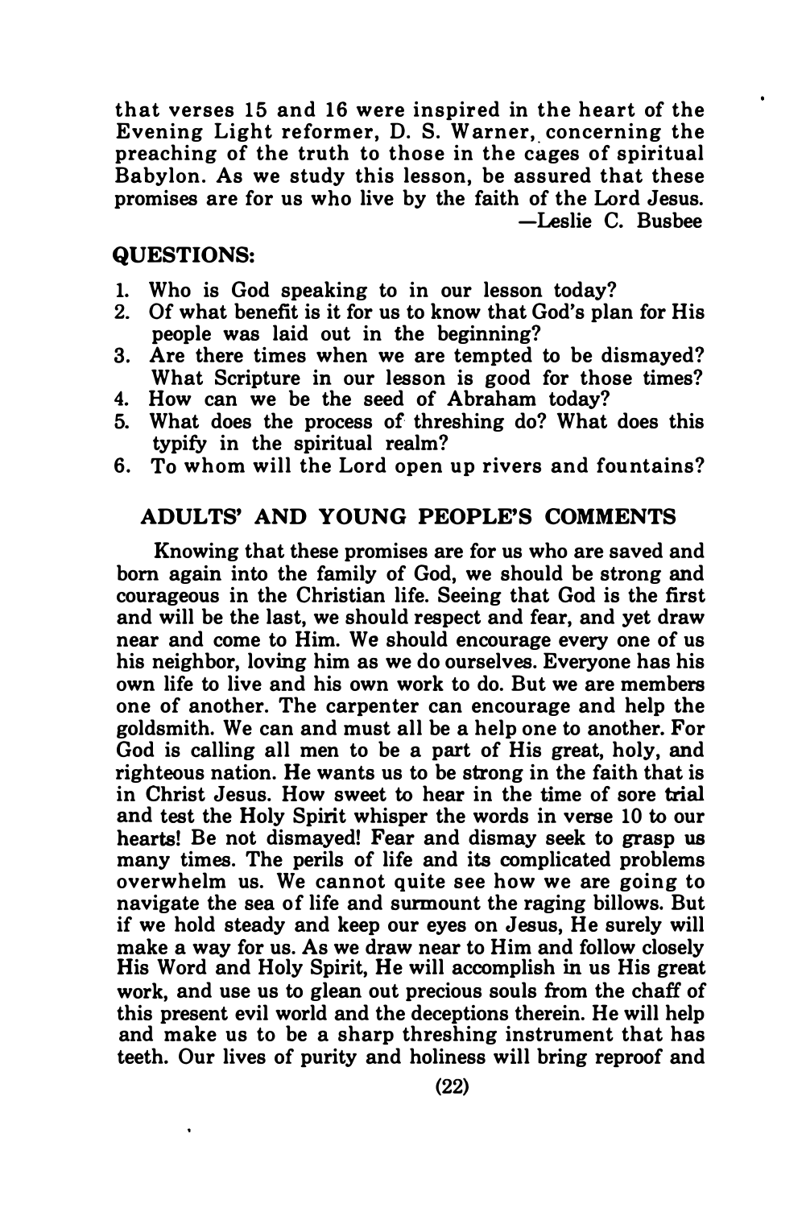that verses 15 and 16 were inspired in the heart of the Evening Light reformer, D. S. Warner, concerning the preaching of the truth to those in the cages of spiritual Babylon. As we study this lesson, be assured that these promises are for us who live by the faith of the Lord Jesus.

—Leslie C. Busbee

## QUESTIONS:

1. Who is God speaking to in our lesson today?
2. Of what benefit is it for us to know that God's plan for His people was laid out in the beginning?
3. Are there times when we are tempted to be dismayed? What Scripture in our lesson is good for those times?
4. How can we be the seed of Abraham today?
5. What does the process of threshing do? What does this typify in the spiritual realm?
6. To whom will the Lord open up rivers and fountains?

## ADULTS' AND YOUNG PEOPLE'S COMMENTS

Knowing that these promises are for us who are saved and born again into the family of God, we should be strong and courageous in the Christian life. Seeing that God is the first and will be the last, we should respect and fear, and yet draw near and come to Him. We should encourage every one of us his neighbor, loving him as we do ourselves. Everyone has his own life to live and his own work to do. But we are members one of another. The carpenter can encourage and help the goldsmith. We can and must all be a help one to another. For God is calling all men to be a part of His great, holy, and righteous nation. He wants us to be strong in the faith that is in Christ Jesus. How sweet to hear in the time of sore trial and test the Holy Spirit whisper the words in verse 10 to our hearts! Be not dismayed! Fear and dismay seek to grasp us many times. The perils of life and its complicated problems overwhelm us. We cannot quite see how we are going to navigate the sea of life and surmount the raging billows. But if we hold steady and keep our eyes on Jesus, He surely will make a way for us. As we draw near to Him and follow closely His Word and Holy Spirit, He will accomplish in us His great work, and use us to glean out precious souls from the chaff of this present evil world and the deceptions therein. He will help and make us to be a sharp threshing instrument that has teeth. Our lives of purity and holiness will bring reproof and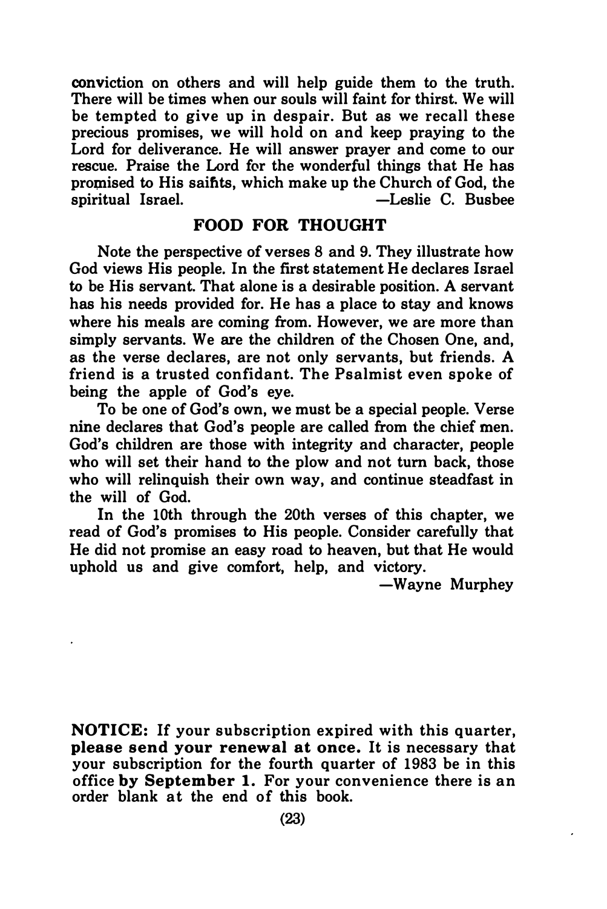conviction on others and will help guide them to the truth. There will be times when our souls will faint for thirst. We will be tempted to give up in despair. But as we recall these precious promises, we will hold on and keep praying to the Lord for deliverance. He will answer prayer and come to our rescue. Praise the Lord for the wonderful things that He has promised to His saints, which make up the Church of God, the spiritual Israel. —Leslie C. Busbee

## FOOD FOR THOUGHT

Note the perspective of verses 8 and 9. They illustrate how God views His people. In the first statement He declares Israel to be His servant. That alone is a desirable position. A servant has his needs provided for. He has a place to stay and knows where his meals are coming from. However, we are more than simply servants. We are the children of the Chosen One, and, as the verse declares, are not only servants, but friends. A friend is a trusted confidant. The Psalmist even spoke of being the apple of God's eye.

To be one of God's own, we must be a special people. Verse nine declares that God's people are called from the chief men. God's children are those with integrity and character, people who will set their hand to the plow and not turn back, those who will relinquish their own way, and continue steadfast in the will of God.

In the 10th through the 20th verses of this chapter, we read of God's promises to His people. Consider carefully that He did not promise an easy road to heaven, but that He would uphold us and give comfort, help, and victory.

—Wayne Murphey

**NOTICE:** If your subscription expired with this quarter, **please send your renewal at once.** It is necessary that your subscription for the fourth quarter of 1983 be in this office **by September 1.** For your convenience there is an order blank at the end of this book.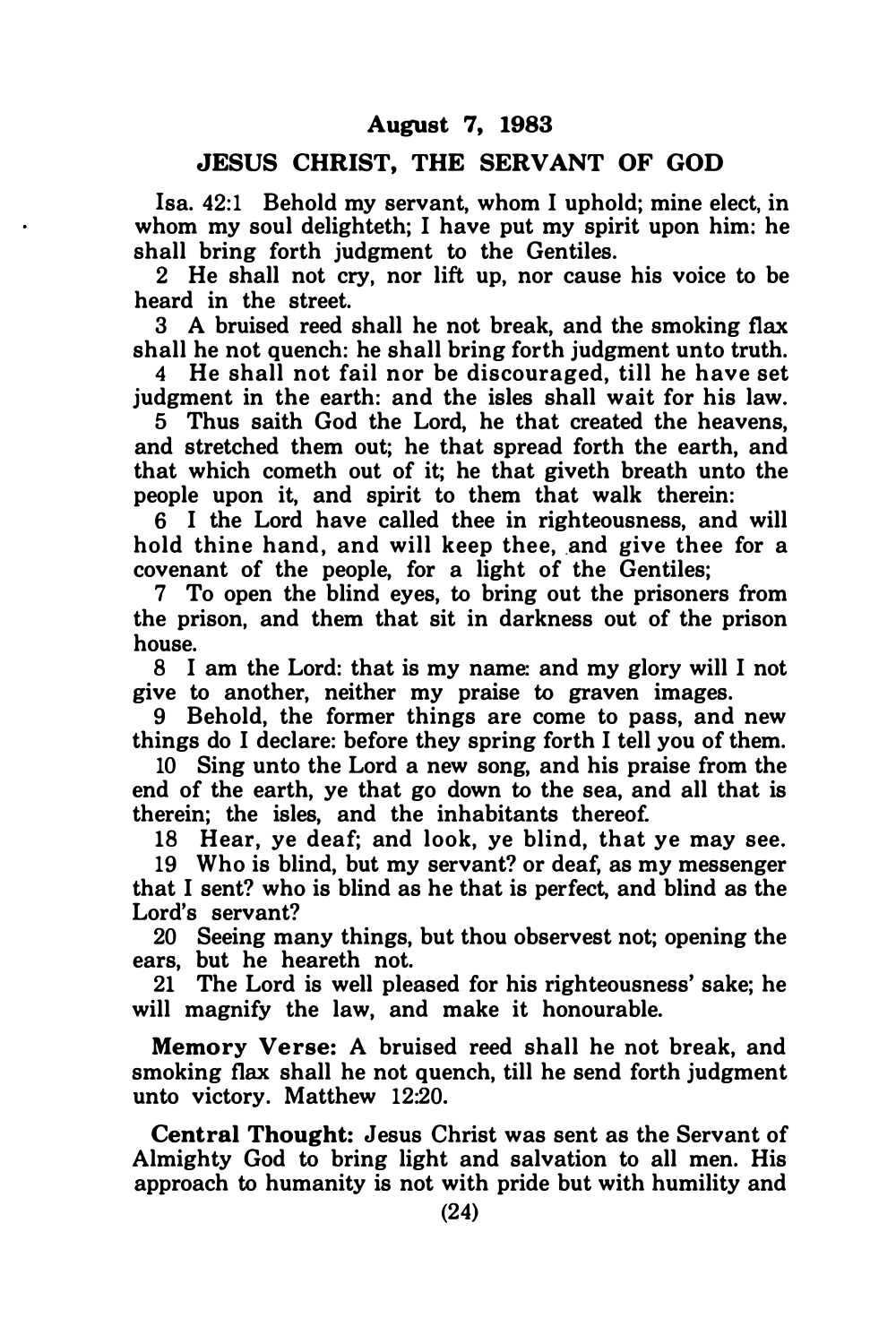## August 7, 1983

## JESUS CHRIST, THE SERVANT OF GOD

Isa. 42:1 Behold my servant, whom I uphold; mine elect, in whom my soul delighteth; I have put my spirit upon him: he shall bring forth judgment to the Gentiles.

2 He shall not cry, nor lift up, nor cause his voice to be heard in the street.

3 A bruised reed shall he not break, and the smoking flax shall he not quench: he shall bring forth judgment unto truth.

4 He shall not fail nor be discouraged, till he have set judgment in the earth: and the isles shall wait for his law.

5 Thus saith God the Lord, he that created the heavens, and stretched them out; he that spread forth the earth, and that which cometh out of it; he that giveth breath unto the people upon it, and spirit to them that walk therein:

6 I the Lord have called thee in righteousness, and will hold thine hand, and will keep thee, and give thee for a covenant of the people, for a light of the Gentiles;

7 To open the blind eyes, to bring out the prisoners from the prison, and them that sit in darkness out of the prison house.

8 I am the Lord: that is my name: and my glory will I not give to another, neither my praise to graven images.

9 Behold, the former things are come to pass, and new things do I declare: before they spring forth I tell you of them.

10 Sing unto the Lord a new song, and his praise from the end of the earth, ye that go down to the sea, and all that is therein; the isles, and the inhabitants thereof.

18 Hear, ye deaf; and look, ye blind, that ye may see.

19 Who is blind, but my servant? or deaf, as my messenger that I sent? who is blind as he that is perfect, and blind as the Lord's servant?

20 Seeing many things, but thou observest not; opening the ears, but he heareth not.

21 The Lord is well pleased for his righteousness' sake; he will magnify the law, and make it honourable.

**Memory Verse:** A bruised reed shall he not break, and smoking flax shall he not quench, till he send forth judgment unto victory. Matthew 12:20.

**Central Thought:** Jesus Christ was sent as the Servant of Almighty God to bring light and salvation to all men. His approach to humanity is not with pride but with humility and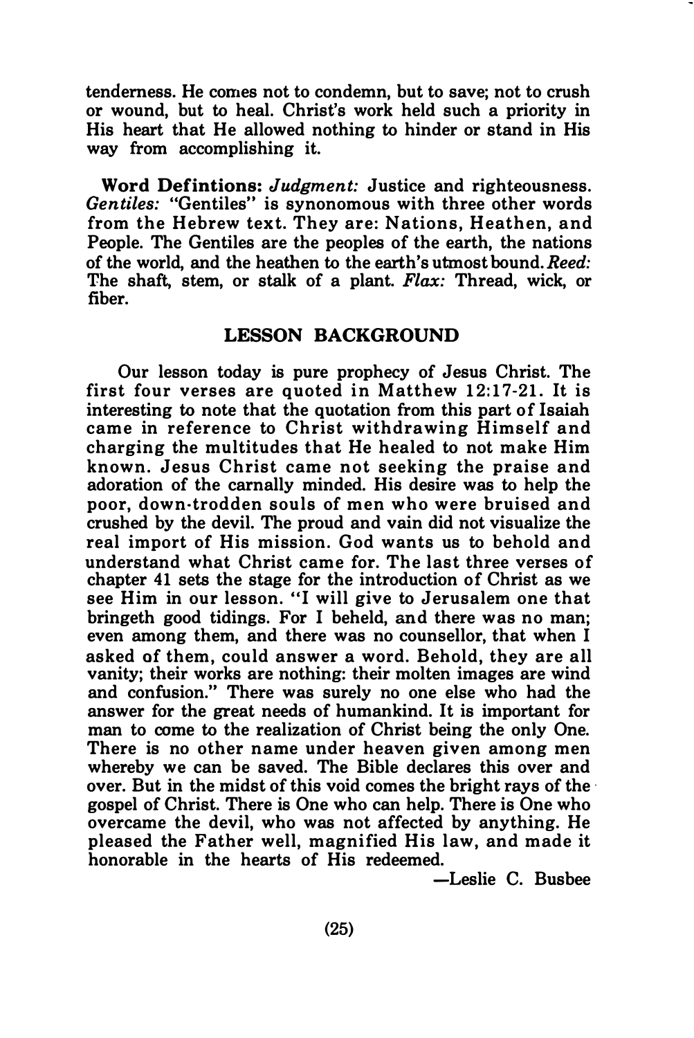tenderness. He comes not to condemn, but to save; not to crush or wound, but to heal. Christ's work held such a priority in His heart that He allowed nothing to hinder or stand in His way from accomplishing it.

**Word Defintions:** *Judgment:* Justice and righteousness. *Gentiles:* "Gentiles" is synonomous with three other words from the Hebrew text. They are: Nations, Heathen, and People. The Gentiles are the peoples of the earth, the nations of the world, and the heathen to the earth's utmost bound. *Reed:* The shaft, stem, or stalk of a plant. *Flax:* Thread, wick, or fiber.

## LESSON BACKGROUND

Our lesson today is pure prophecy of Jesus Christ. The first four verses are quoted in Matthew 12:17-21. It is interesting to note that the quotation from this part of Isaiah came in reference to Christ withdrawing Himself and charging the multitudes that He healed to not make Him known. Jesus Christ came not seeking the praise and adoration of the carnally minded. His desire was to help the poor, down-trodden souls of men who were bruised and crushed by the devil. The proud and vain did not visualize the real import of His mission. God wants us to behold and understand what Christ came for. The last three verses of chapter 41 sets the stage for the introduction of Christ as we see Him in our lesson. "I will give to Jerusalem one that bringeth good tidings. For I beheld, and there was no man; even among them, and there was no counsellor, that when I asked of them, could answer a word. Behold, they are all vanity; their works are nothing: their molten images are wind and confusion." There was surely no one else who had the answer for the great needs of humankind. It is important for man to come to the realization of Christ being the only One. There is no other name under heaven given among men whereby we can be saved. The Bible declares this over and over. But in the midst of this void comes the bright rays of the gospel of Christ. There is One who can help. There is One who overcame the devil, who was not affected by anything. He pleased the Father well, magnified His law, and made it honorable in the hearts of His redeemed.

—Leslie C. Busbee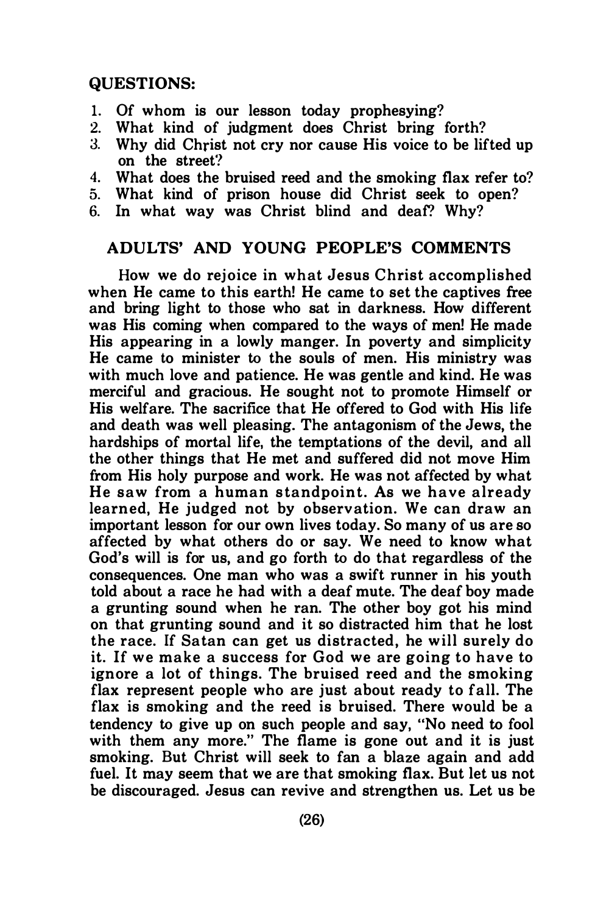## QUESTIONS:

1. Of whom is our lesson today prophesying?
2. What kind of judgment does Christ bring forth?
3. Why did Christ not cry nor cause His voice to be lifted up on the street?
4. What does the bruised reed and the smoking flax refer to?
5. What kind of prison house did Christ seek to open?
6. In what way was Christ blind and deaf? Why?

## ADULTS' AND YOUNG PEOPLE'S COMMENTS

How we do rejoice in what Jesus Christ accomplished when He came to this earth! He came to set the captives free and bring light to those who sat in darkness. How different was His coming when compared to the ways of men! He made His appearing in a lowly manger. In poverty and simplicity He came to minister to the souls of men. His ministry was with much love and patience. He was gentle and kind. He was merciful and gracious. He sought not to promote Himself or His welfare. The sacrifice that He offered to God with His life and death was well pleasing. The antagonism of the Jews, the hardships of mortal life, the temptations of the devil, and all the other things that He met and suffered did not move Him from His holy purpose and work. He was not affected by what He saw from a human standpoint. As we have already learned, He judged not by observation. We can draw an important lesson for our own lives today. So many of us are so affected by what others do or say. We need to know what God's will is for us, and go forth to do that regardless of the consequences. One man who was a swift runner in his youth told about a race he had with a deaf mute. The deaf boy made a grunting sound when he ran. The other boy got his mind on that grunting sound and it so distracted him that he lost the race. If Satan can get us distracted, he will surely do it. If we make a success for God we are going to have to ignore a lot of things. The bruised reed and the smoking flax represent people who are just about ready to fall. The flax is smoking and the reed is bruised. There would be a tendency to give up on such people and say, "No need to fool with them any more." The flame is gone out and it is just smoking. But Christ will seek to fan a blaze again and add fuel. It may seem that we are that smoking flax. But let us not be discouraged. Jesus can revive and strengthen us. Let us be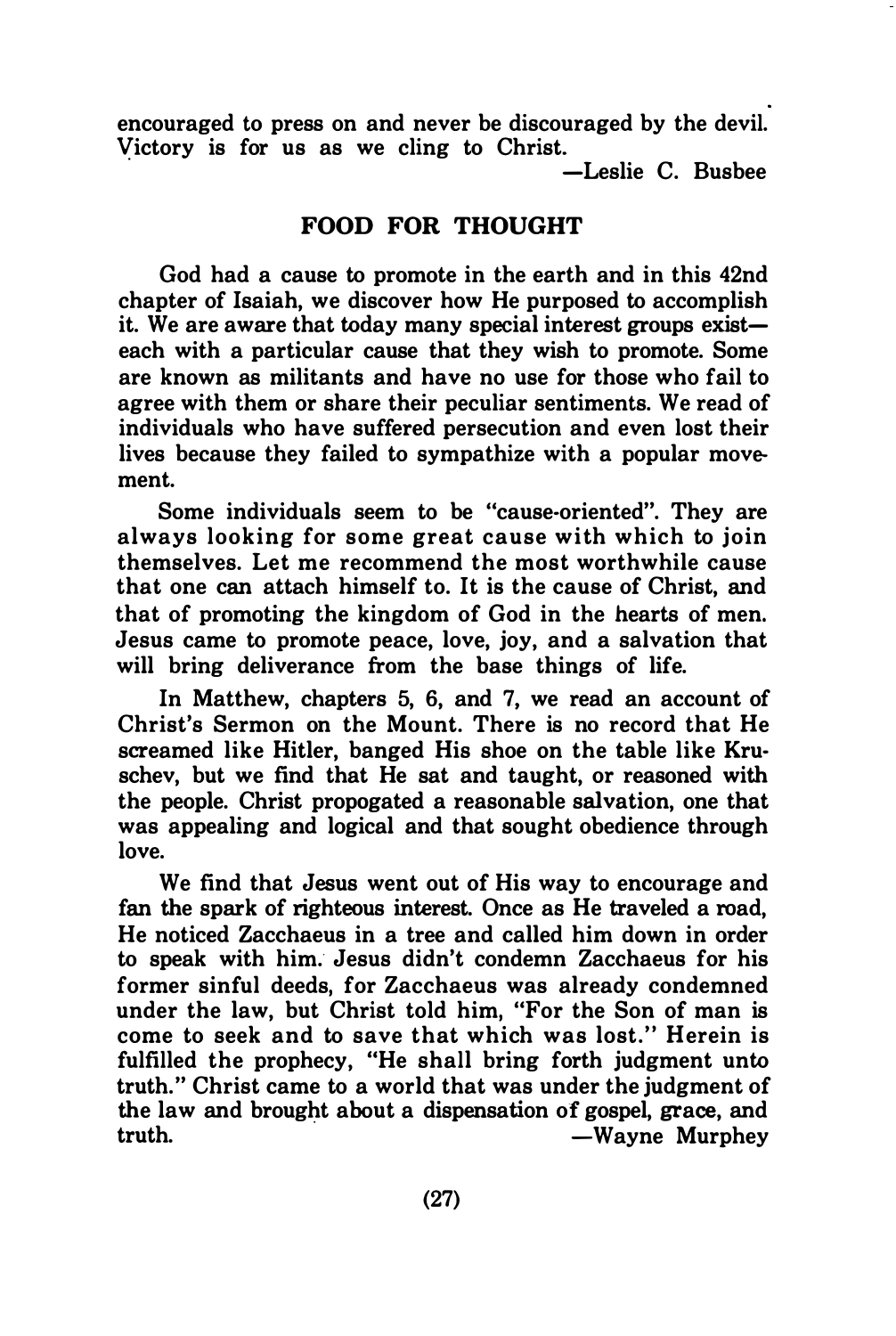encouraged to press on and never be discouraged by the devil. Victory is for us as we cling to Christ.

—Leslie C. Busbee

## FOOD FOR THOUGHT

God had a cause to promote in the earth and in this 42nd chapter of Isaiah, we discover how He purposed to accomplish it. We are aware that today many special interest groups exist—each with a particular cause that they wish to promote. Some are known as militants and have no use for those who fail to agree with them or share their peculiar sentiments. We read of individuals who have suffered persecution and even lost their lives because they failed to sympathize with a popular movement.

Some individuals seem to be "cause-oriented". They are always looking for some great cause with which to join themselves. Let me recommend the most worthwhile cause that one can attach himself to. It is the cause of Christ, and that of promoting the kingdom of God in the hearts of men. Jesus came to promote peace, love, joy, and a salvation that will bring deliverance from the base things of life.

In Matthew, chapters 5, 6, and 7, we read an account of Christ's Sermon on the Mount. There is no record that He screamed like Hitler, banged His shoe on the table like Kruschev, but we find that He sat and taught, or reasoned with the people. Christ propogated a reasonable salvation, one that was appealing and logical and that sought obedience through love.

We find that Jesus went out of His way to encourage and fan the spark of righteous interest. Once as He traveled a road, He noticed Zacchaeus in a tree and called him down in order to speak with him. Jesus didn't condemn Zacchaeus for his former sinful deeds, for Zacchaeus was already condemned under the law, but Christ told him, "For the Son of man is come to seek and to save that which was lost." Herein is fulfilled the prophecy, "He shall bring forth judgment unto truth." Christ came to a world that was under the judgment of the law and brought about a dispensation of gospel, grace, and truth.

—Wayne Murphey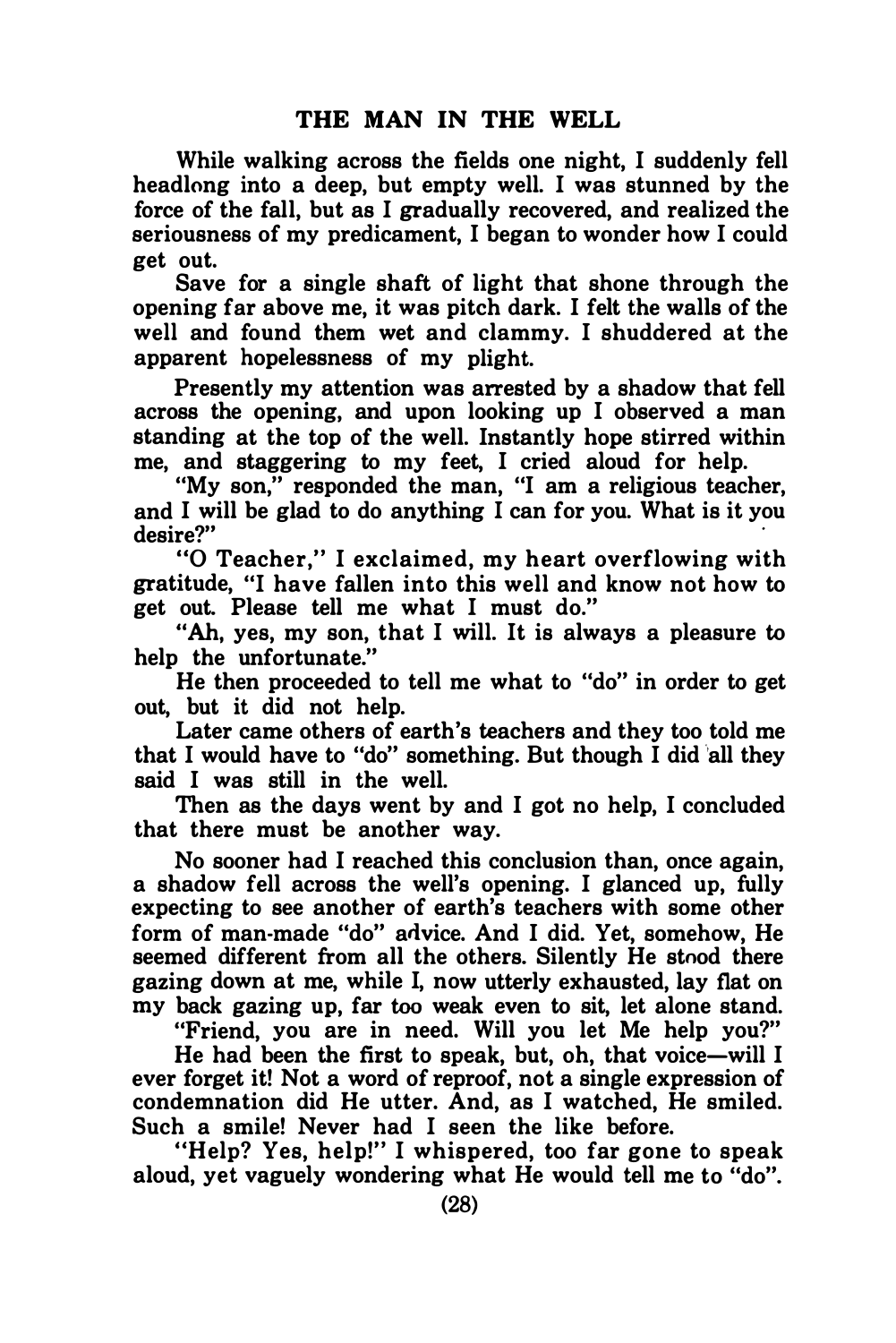## THE MAN IN THE WELL

While walking across the fields one night, I suddenly fell headlong into a deep, but empty well. I was stunned by the force of the fall, but as I gradually recovered, and realized the seriousness of my predicament, I began to wonder how I could get out.

Save for a single shaft of light that shone through the opening far above me, it was pitch dark. I felt the walls of the well and found them wet and clammy. I shuddered at the apparent hopelessness of my plight.

Presently my attention was arrested by a shadow that fell across the opening, and upon looking up I observed a man standing at the top of the well. Instantly hope stirred within me, and staggering to my feet, I cried aloud for help.

"My son," responded the man, "I am a religious teacher, and I will be glad to do anything I can for you. What is it you desire?"

"O Teacher," I exclaimed, my heart overflowing with gratitude, "I have fallen into this well and know not how to get out. Please tell me what I must do."

"Ah, yes, my son, that I will. It is always a pleasure to help the unfortunate."

He then proceeded to tell me what to "do" in order to get out, but it did not help.

Later came others of earth's teachers and they too told me that I would have to "do" something. But though I did all they said I was still in the well.

Then as the days went by and I got no help, I concluded that there must be another way.

No sooner had I reached this conclusion than, once again, a shadow fell across the well's opening. I glanced up, fully expecting to see another of earth's teachers with some other form of man-made "do" advice. And I did. Yet, somehow, He seemed different from all the others. Silently He stood there gazing down at me, while I, now utterly exhausted, lay flat on my back gazing up, far too weak even to sit, let alone stand.

"Friend, you are in need. Will you let Me help you?"

He had been the first to speak, but, oh, that voice—will I ever forget it! Not a word of reproof, not a single expression of condemnation did He utter. And, as I watched, He smiled. Such a smile! Never had I seen the like before.

"Help? Yes, help!" I whispered, too far gone to speak aloud, yet vaguely wondering what He would tell me to "do".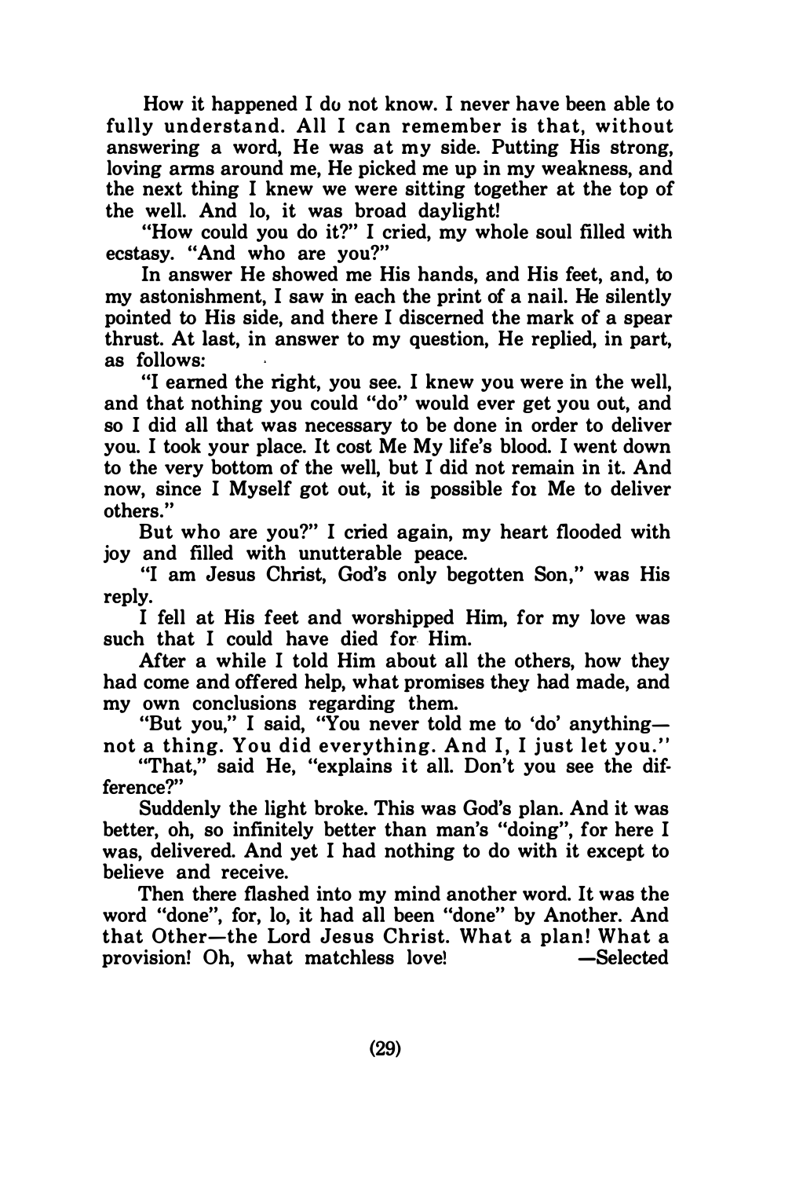How it happened I do not know. I never have been able to fully understand. All I can remember is that, without answering a word, He was at my side. Putting His strong, loving arms around me, He picked me up in my weakness, and the next thing I knew we were sitting together at the top of the well. And lo, it was broad daylight!

"How could you do it?" I cried, my whole soul filled with ecstasy. "And who are you?"

In answer He showed me His hands, and His feet, and, to my astonishment, I saw in each the print of a nail. He silently pointed to His side, and there I discerned the mark of a spear thrust. At last, in answer to my question, He replied, in part, as follows:

"I earned the right, you see. I knew you were in the well, and that nothing you could "do" would ever get you out, and so I did all that was necessary to be done in order to deliver you. I took your place. It cost Me My life's blood. I went down to the very bottom of the well, but I did not remain in it. And now, since I Myself got out, it is possible for Me to deliver others."

But who are you?" I cried again, my heart flooded with joy and filled with unutterable peace.

"I am Jesus Christ, God's only begotten Son," was His reply.

I fell at His feet and worshipped Him, for my love was such that I could have died for Him.

After a while I told Him about all the others, how they had come and offered help, what promises they had made, and my own conclusions regarding them.

"But you," I said, "You never told me to 'do' anything—not a thing. You did everything. And I, I just let you."

"That," said He, "explains it all. Don't you see the difference?"

Suddenly the light broke. This was God's plan. And it was better, oh, so infinitely better than man's "doing", for here I was, delivered. And yet I had nothing to do with it except to believe and receive.

Then there flashed into my mind another word. It was the word "done", for, lo, it had all been "done" by Another. And that Other—the Lord Jesus Christ. What a plan! What a provision! Oh, what matchless love! —Selected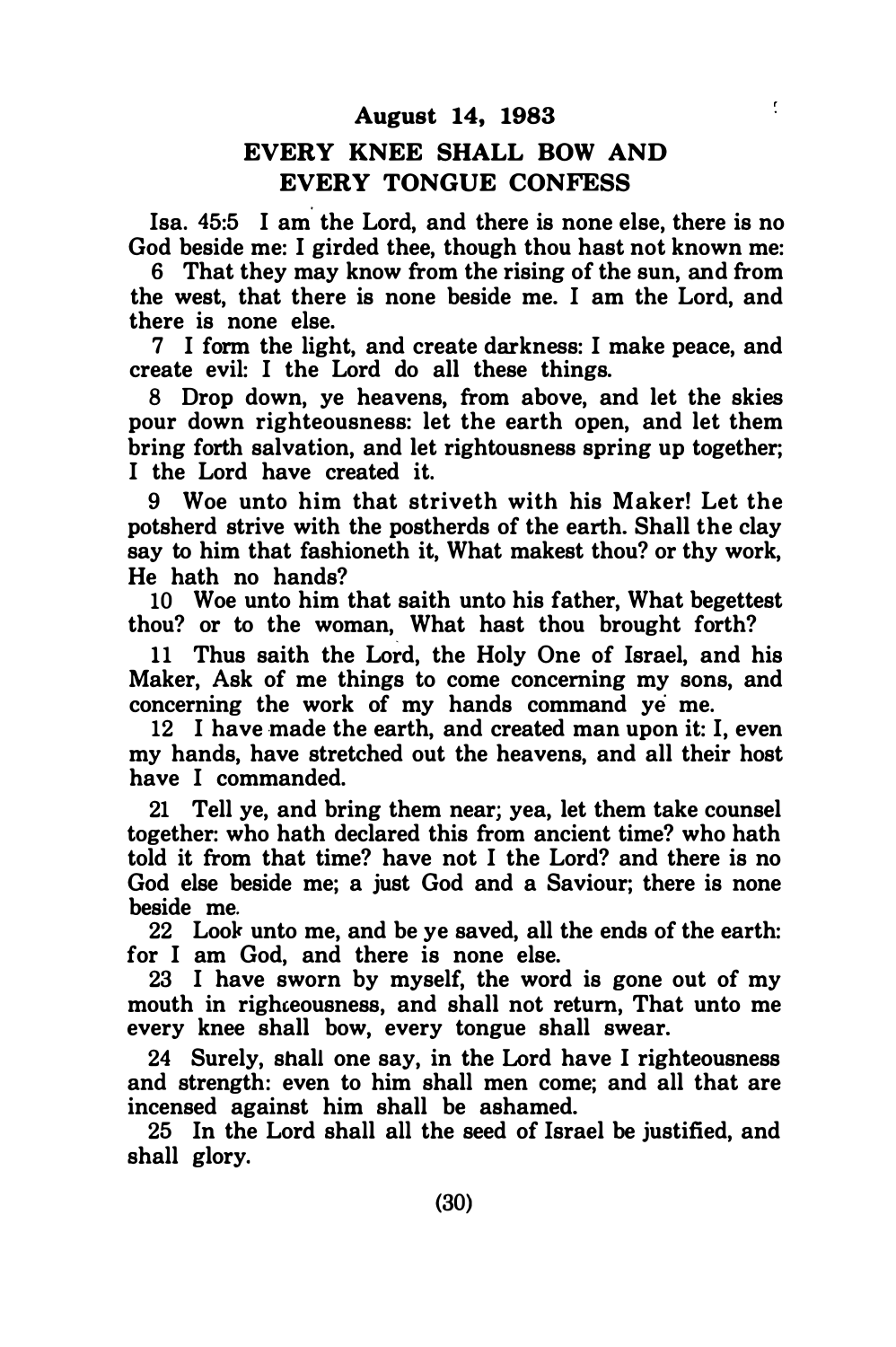**August 14, 1983**

## EVERY KNEE SHALL BOW AND EVERY TONGUE CONFESS

Isa. 45:5 I am the Lord, and there is none else, there is no God beside me: I girded thee, though thou hast not known me:

6 That they may know from the rising of the sun, and from the west, that there is none beside me. I am the Lord, and there is none else.

7 I form the light, and create darkness: I make peace, and create evil: I the Lord do all these things.

8 Drop down, ye heavens, from above, and let the skies pour down righteousness: let the earth open, and let them bring forth salvation, and let rightousness spring up together; I the Lord have created it.

9 Woe unto him that striveth with his Maker! Let the potsherd strive with the postherds of the earth. Shall the clay say to him that fashioneth it, What makest thou? or thy work, He hath no hands?

10 Woe unto him that saith unto his father, What begettest thou? or to the woman, What hast thou brought forth?

11 Thus saith the Lord, the Holy One of Israel, and his Maker, Ask of me things to come concerning my sons, and concerning the work of my hands command ye me.

12 I have made the earth, and created man upon it: I, even my hands, have stretched out the heavens, and all their host have I commanded.

21 Tell ye, and bring them near; yea, let them take counsel together: who hath declared this from ancient time? who hath told it from that time? have not I the Lord? and there is no God else beside me; a just God and a Saviour; there is none beside me.

22 Look unto me, and be ye saved, all the ends of the earth: for I am God, and there is none else.

23 I have sworn by myself, the word is gone out of my mouth in righteousness, and shall not return, That unto me every knee shall bow, every tongue shall swear.

24 Surely, shall one say, in the Lord have I righteousness and strength: even to him shall men come; and all that are incensed against him shall be ashamed.

25 In the Lord shall all the seed of Israel be justified, and shall glory.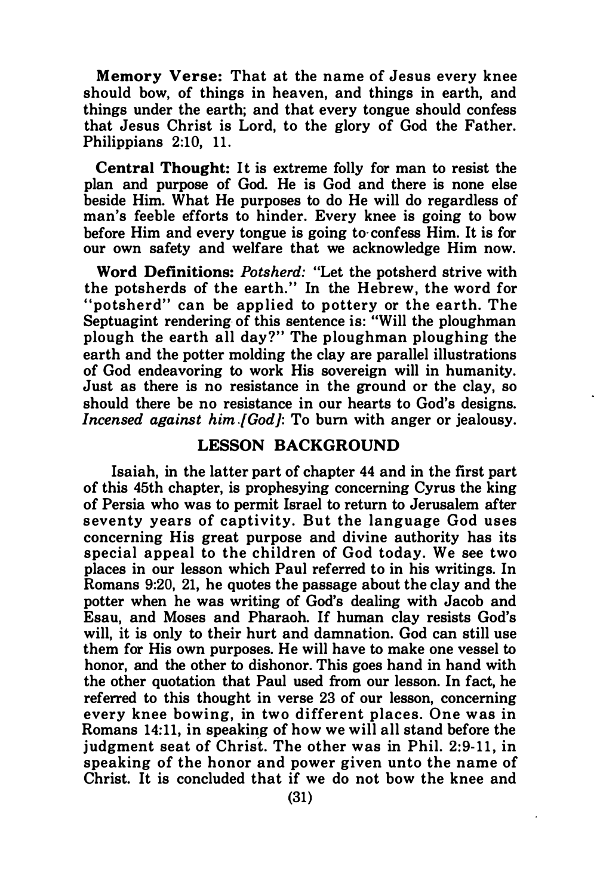**Memory Verse:** That at the name of Jesus every knee should bow, of things in heaven, and things in earth, and things under the earth; and that every tongue should confess that Jesus Christ is Lord, to the glory of God the Father. Philippians 2:10, 11.

**Central Thought:** It is extreme folly for man to resist the plan and purpose of God. He is God and there is none else beside Him. What He purposes to do He will do regardless of man's feeble efforts to hinder. Every knee is going to bow before Him and every tongue is going to confess Him. It is for our own safety and welfare that we acknowledge Him now.

**Word Definitions:** *Potsherd:* "Let the potsherd strive with the potsherds of the earth." In the Hebrew, the word for "potsherd" can be applied to pottery or the earth. The Septuagint rendering of this sentence is: "Will the ploughman plough the earth all day?" The ploughman ploughing the earth and the potter molding the clay are parallel illustrations of God endeavoring to work His sovereign will in humanity. Just as there is no resistance in the ground or the clay, so should there be no resistance in our hearts to God's designs. *Incensed against him [God]:* To burn with anger or jealousy.

## LESSON BACKGROUND

Isaiah, in the latter part of chapter 44 and in the first part of this 45th chapter, is prophesying concerning Cyrus the king of Persia who was to permit Israel to return to Jerusalem after seventy years of captivity. But the language God uses concerning His great purpose and divine authority has its special appeal to the children of God today. We see two places in our lesson which Paul referred to in his writings. In Romans 9:20, 21, he quotes the passage about the clay and the potter when he was writing of God's dealing with Jacob and Esau, and Moses and Pharaoh. If human clay resists God's will, it is only to their hurt and damnation. God can still use them for His own purposes. He will have to make one vessel to honor, and the other to dishonor. This goes hand in hand with the other quotation that Paul used from our lesson. In fact, he referred to this thought in verse 23 of our lesson, concerning every knee bowing, in two different places. One was in Romans 14:11, in speaking of how we will all stand before the judgment seat of Christ. The other was in Phil. 2:9-11, in speaking of the honor and power given unto the name of Christ. It is concluded that if we do not bow the knee and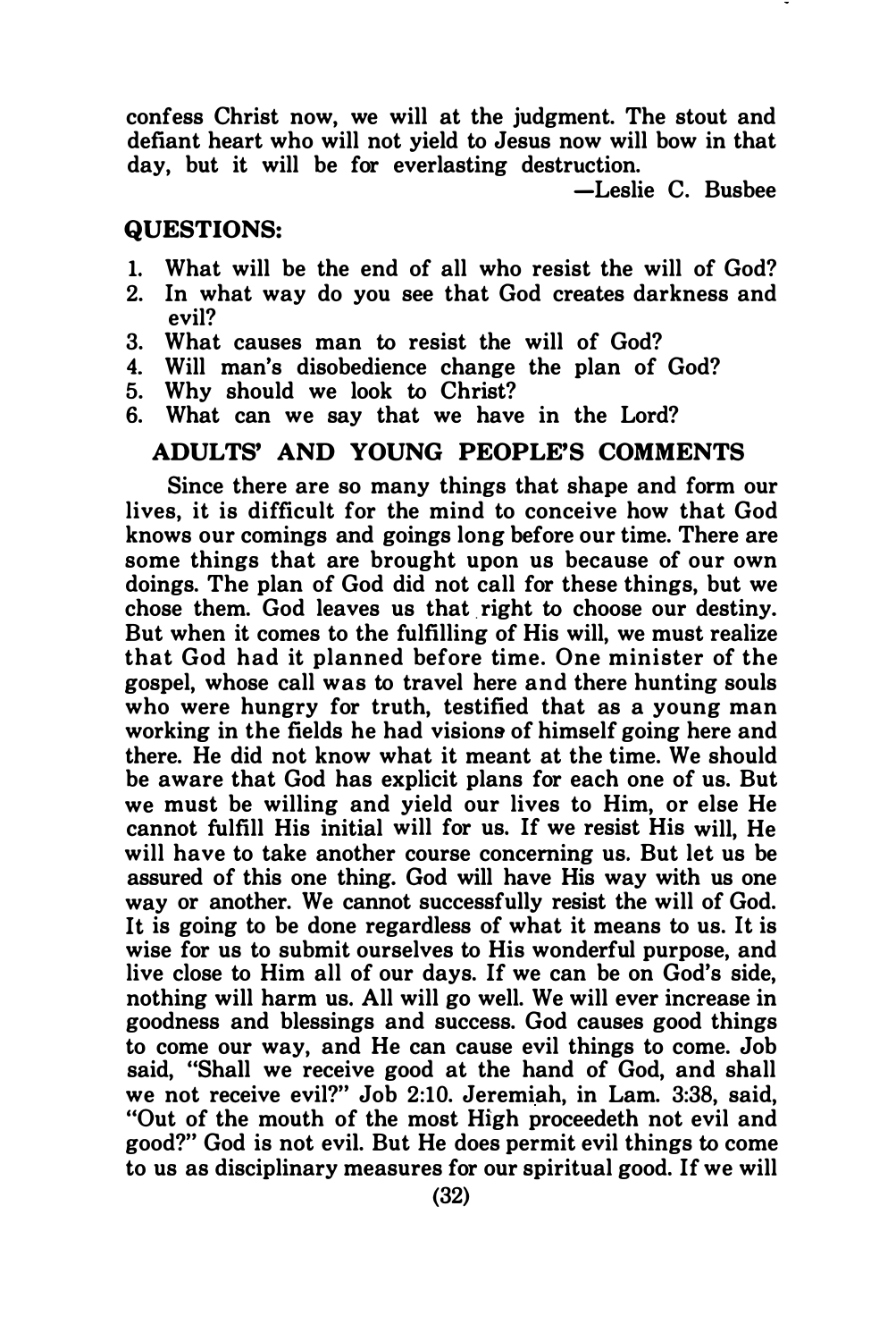confess Christ now, we will at the judgment. The stout and defiant heart who will not yield to Jesus now will bow in that day, but it will be for everlasting destruction.

—Leslie C. Busbee

## QUESTIONS:

1. What will be the end of all who resist the will of God?
2. In what way do you see that God creates darkness and evil?
3. What causes man to resist the will of God?
4. Will man's disobedience change the plan of God?
5. Why should we look to Christ?
6. What can we say that we have in the Lord?

## ADULTS' AND YOUNG PEOPLE'S COMMENTS

Since there are so many things that shape and form our lives, it is difficult for the mind to conceive how that God knows our comings and goings long before our time. There are some things that are brought upon us because of our own doings. The plan of God did not call for these things, but we chose them. God leaves us that right to choose our destiny. But when it comes to the fulfilling of His will, we must realize that God had it planned before time. One minister of the gospel, whose call was to travel here and there hunting souls who were hungry for truth, testified that as a young man working in the fields he had visions of himself going here and there. He did not know what it meant at the time. We should be aware that God has explicit plans for each one of us. But we must be willing and yield our lives to Him, or else He cannot fulfill His initial will for us. If we resist His will, He will have to take another course concerning us. But let us be assured of this one thing. God will have His way with us one way or another. We cannot successfully resist the will of God. It is going to be done regardless of what it means to us. It is wise for us to submit ourselves to His wonderful purpose, and live close to Him all of our days. If we can be on God's side, nothing will harm us. All will go well. We will ever increase in goodness and blessings and success. God causes good things to come our way, and He can cause evil things to come. Job said, "Shall we receive good at the hand of God, and shall we not receive evil?" Job 2:10. Jeremiah, in Lam. 3:38, said, "Out of the mouth of the most High proceedeth not evil and good?" God is not evil. But He does permit evil things to come to us as disciplinary measures for our spiritual good. If we will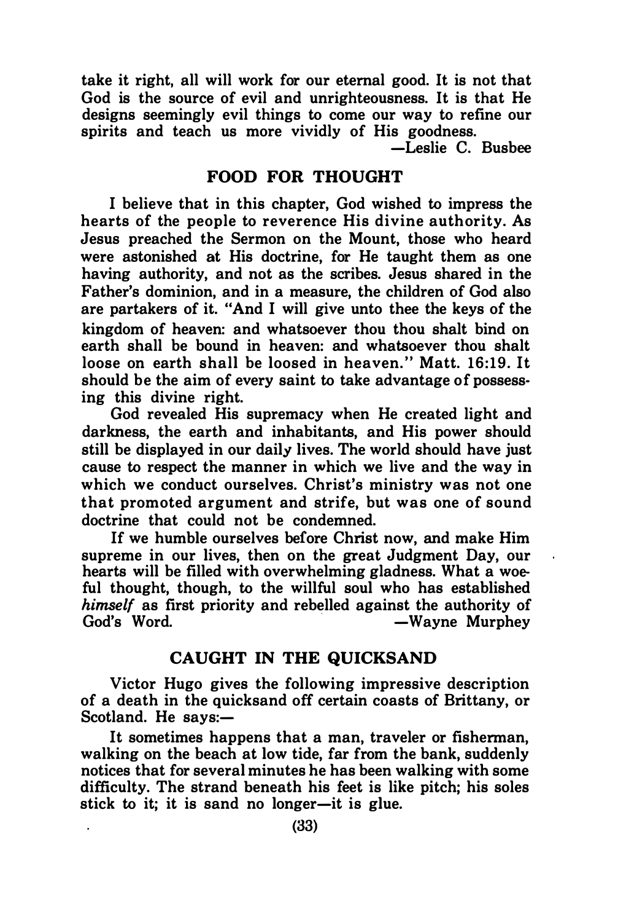take it right, all will work for our eternal good. It is not that God is the source of evil and unrighteousness. It is that He designs seemingly evil things to come our way to refine our spirits and teach us more vividly of His goodness.

—Leslie C. Busbee

## FOOD FOR THOUGHT

I believe that in this chapter, God wished to impress the hearts of the people to reverence His divine authority. As Jesus preached the Sermon on the Mount, those who heard were astonished at His doctrine, for He taught them as one having authority, and not as the scribes. Jesus shared in the Father's dominion, and in a measure, the children of God also are partakers of it. "And I will give unto thee the keys of the kingdom of heaven: and whatsoever thou thou shalt bind on earth shall be bound in heaven: and whatsoever thou shalt loose on earth shall be loosed in heaven." Matt. 16:19. It should be the aim of every saint to take advantage of possessing this divine right.

God revealed His supremacy when He created light and darkness, the earth and inhabitants, and His power should still be displayed in our daily lives. The world should have just cause to respect the manner in which we live and the way in which we conduct ourselves. Christ's ministry was not one that promoted argument and strife, but was one of sound doctrine that could not be condemned.

If we humble ourselves before Christ now, and make Him supreme in our lives, then on the great Judgment Day, our hearts will be filled with overwhelming gladness. What a woeful thought, though, to the willful soul who has established *himself* as first priority and rebelled against the authority of God's Word.

—Wayne Murphey

## CAUGHT IN THE QUICKSAND

Victor Hugo gives the following impressive description of a death in the quicksand off certain coasts of Brittany, or Scotland. He says:—

It sometimes happens that a man, traveler or fisherman, walking on the beach at low tide, far from the bank, suddenly notices that for several minutes he has been walking with some difficulty. The strand beneath his feet is like pitch; his soles stick to it; it is sand no longer—it is glue.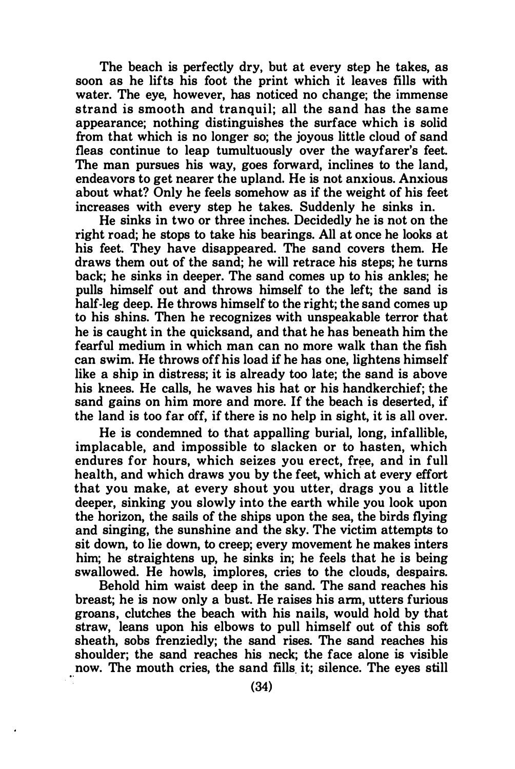The beach is perfectly dry, but at every step he takes, as soon as he lifts his foot the print which it leaves fills with water. The eye, however, has noticed no change; the immense strand is smooth and tranquil; all the sand has the same appearance; nothing distinguishes the surface which is solid from that which is no longer so; the joyous little cloud of sand fleas continue to leap tumultuously over the wayfarer's feet. The man pursues his way, goes forward, inclines to the land, endeavors to get nearer the upland. He is not anxious. Anxious about what? Only he feels somehow as if the weight of his feet increases with every step he takes. Suddenly he sinks in.

He sinks in two or three inches. Decidedly he is not on the right road; he stops to take his bearings. All at once he looks at his feet. They have disappeared. The sand covers them. He draws them out of the sand; he will retrace his steps; he turns back; he sinks in deeper. The sand comes up to his ankles; he pulls himself out and throws himself to the left; the sand is half-leg deep. He throws himself to the right; the sand comes up to his shins. Then he recognizes with unspeakable terror that he is caught in the quicksand, and that he has beneath him the fearful medium in which man can no more walk than the fish can swim. He throws off his load if he has one, lightens himself like a ship in distress; it is already too late; the sand is above his knees. He calls, he waves his hat or his handkerchief; the sand gains on him more and more. If the beach is deserted, if the land is too far off, if there is no help in sight, it is all over.

He is condemned to that appalling burial, long, infallible, implacable, and impossible to slacken or to hasten, which endures for hours, which seizes you erect, free, and in full health, and which draws you by the feet, which at every effort that you make, at every shout you utter, drags you a little deeper, sinking you slowly into the earth while you look upon the horizon, the sails of the ships upon the sea, the birds flying and singing, the sunshine and the sky. The victim attempts to sit down, to lie down, to creep; every movement he makes inters him; he straightens up, he sinks in; he feels that he is being swallowed. He howls, implores, cries to the clouds, despairs.

Behold him waist deep in the sand. The sand reaches his breast; he is now only a bust. He raises his arm, utters furious groans, clutches the beach with his nails, would hold by that straw, leans upon his elbows to pull himself out of this soft sheath, sobs frenziedly; the sand rises. The sand reaches his shoulder; the sand reaches his neck; the face alone is visible now. The mouth cries, the sand fills it; silence. The eyes still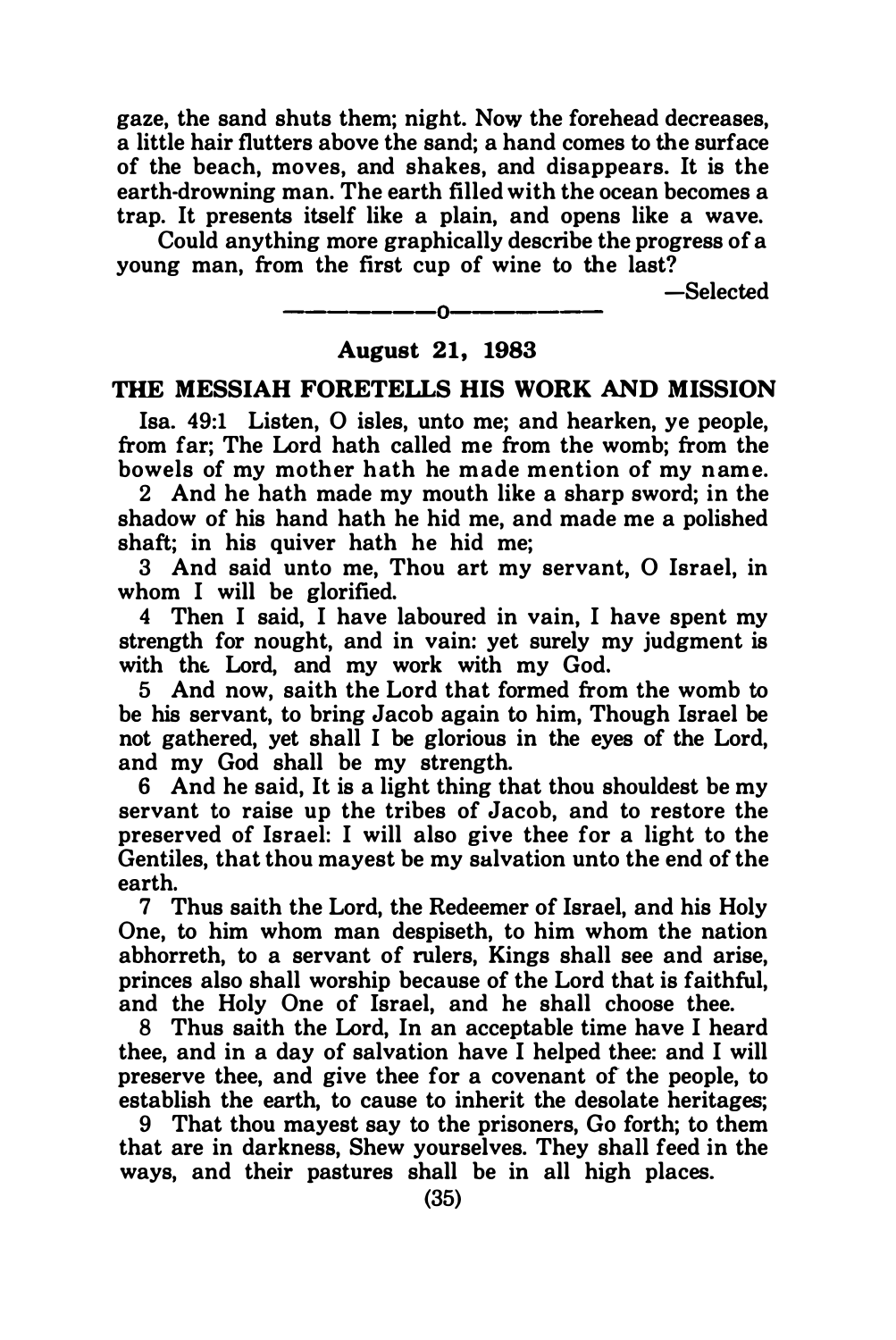gaze, the sand shuts them; night. Now the forehead decreases, a little hair flutters above the sand; a hand comes to the surface of the beach, moves, and shakes, and disappears. It is the earth-drowning man. The earth filled with the ocean becomes a trap. It presents itself like a plain, and opens like a wave.

Could anything more graphically describe the progress of a young man, from the first cup of wine to the last?

—Selected

---

**August 21, 1983**

## THE MESSIAH FORETELLS HIS WORK AND MISSION

Isa. 49:1 Listen, O isles, unto me; and hearken, ye people, from far; The Lord hath called me from the womb; from the bowels of my mother hath he made mention of my name.

2 And he hath made my mouth like a sharp sword; in the shadow of his hand hath he hid me, and made me a polished shaft; in his quiver hath he hid me;

3 And said unto me, Thou art my servant, O Israel, in whom I will be glorified.

4 Then I said, I have laboured in vain, I have spent my strength for nought, and in vain: yet surely my judgment is with the Lord, and my work with my God.

5 And now, saith the Lord that formed from the womb to be his servant, to bring Jacob again to him, Though Israel be not gathered, yet shall I be glorious in the eyes of the Lord, and my God shall be my strength.

6 And he said, It is a light thing that thou shouldest be my servant to raise up the tribes of Jacob, and to restore the preserved of Israel: I will also give thee for a light to the Gentiles, that thou mayest be my salvation unto the end of the earth.

7 Thus saith the Lord, the Redeemer of Israel, and his Holy One, to him whom man despiseth, to him whom the nation abhorreth, to a servant of rulers, Kings shall see and arise, princes also shall worship because of the Lord that is faithful, and the Holy One of Israel, and he shall choose thee.

8 Thus saith the Lord, In an acceptable time have I heard thee, and in a day of salvation have I helped thee: and I will preserve thee, and give thee for a covenant of the people, to establish the earth, to cause to inherit the desolate heritages;

9 That thou mayest say to the prisoners, Go forth; to them that are in darkness, Shew yourselves. They shall feed in the ways, and their pastures shall be in all high places.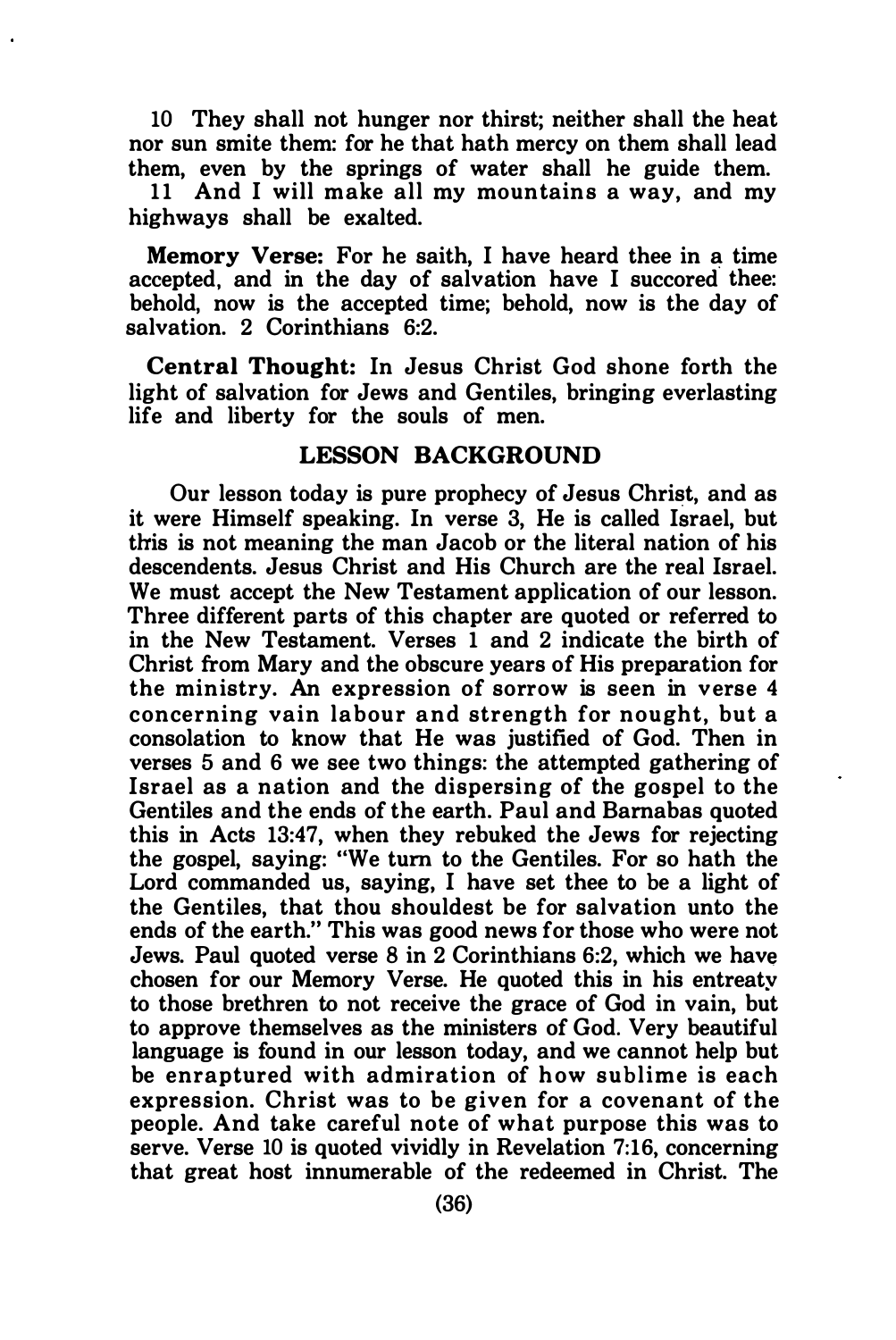10 They shall not hunger nor thirst; neither shall the heat nor sun smite them: for he that hath mercy on them shall lead them, even by the springs of water shall he guide them.

11 And I will make all my mountains a way, and my highways shall be exalted.

**Memory Verse:** For he saith, I have heard thee in a time accepted, and in the day of salvation have I succored thee: behold, now is the accepted time; behold, now is the day of salvation. 2 Corinthians 6:2.

**Central Thought:** In Jesus Christ God shone forth the light of salvation for Jews and Gentiles, bringing everlasting life and liberty for the souls of men.

## LESSON BACKGROUND

Our lesson today is pure prophecy of Jesus Christ, and as it were Himself speaking. In verse 3, He is called Israel, but this is not meaning the man Jacob or the literal nation of his descendents. Jesus Christ and His Church are the real Israel. We must accept the New Testament application of our lesson. Three different parts of this chapter are quoted or referred to in the New Testament. Verses 1 and 2 indicate the birth of Christ from Mary and the obscure years of His preparation for the ministry. An expression of sorrow is seen in verse 4 concerning vain labour and strength for nought, but a consolation to know that He was justified of God. Then in verses 5 and 6 we see two things: the attempted gathering of Israel as a nation and the dispersing of the gospel to the Gentiles and the ends of the earth. Paul and Barnabas quoted this in Acts 13:47, when they rebuked the Jews for rejecting the gospel, saying: "We turn to the Gentiles. For so hath the Lord commanded us, saying, I have set thee to be a light of the Gentiles, that thou shouldest be for salvation unto the ends of the earth." This was good news for those who were not Jews. Paul quoted verse 8 in 2 Corinthians 6:2, which we have chosen for our Memory Verse. He quoted this in his entreaty to those brethren to not receive the grace of God in vain, but to approve themselves as the ministers of God. Very beautiful language is found in our lesson today, and we cannot help but be enraptured with admiration of how sublime is each expression. Christ was to be given for a covenant of the people. And take careful note of what purpose this was to serve. Verse 10 is quoted vividly in Revelation 7:16, concerning that great host innumerable of the redeemed in Christ. The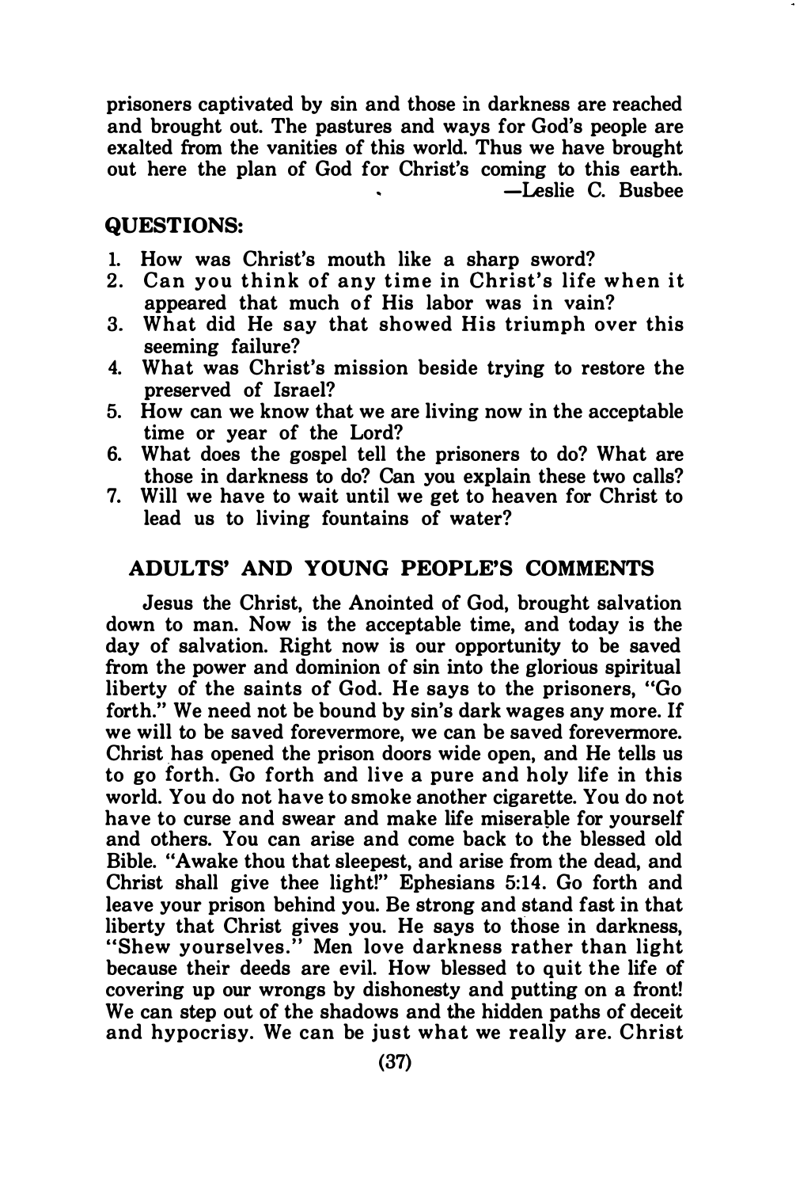prisoners captivated by sin and those in darkness are reached and brought out. The pastures and ways for God's people are exalted from the vanities of this world. Thus we have brought out here the plan of God for Christ's coming to this earth.

—Leslie C. Busbee

## QUESTIONS:

1. How was Christ's mouth like a sharp sword?
2. Can you think of any time in Christ's life when it appeared that much of His labor was in vain?
3. What did He say that showed His triumph over this seeming failure?
4. What was Christ's mission beside trying to restore the preserved of Israel?
5. How can we know that we are living now in the acceptable time or year of the Lord?
6. What does the gospel tell the prisoners to do? What are those in darkness to do? Can you explain these two calls?
7. Will we have to wait until we get to heaven for Christ to lead us to living fountains of water?

## ADULTS' AND YOUNG PEOPLE'S COMMENTS

Jesus the Christ, the Anointed of God, brought salvation down to man. Now is the acceptable time, and today is the day of salvation. Right now is our opportunity to be saved from the power and dominion of sin into the glorious spiritual liberty of the saints of God. He says to the prisoners, "Go forth." We need not be bound by sin's dark wages any more. If we will to be saved forevermore, we can be saved forevermore. Christ has opened the prison doors wide open, and He tells us to go forth. Go forth and live a pure and holy life in this world. You do not have to smoke another cigarette. You do not have to curse and swear and make life miserable for yourself and others. You can arise and come back to the blessed old Bible. "Awake thou that sleepest, and arise from the dead, and Christ shall give thee light!" Ephesians 5:14. Go forth and leave your prison behind you. Be strong and stand fast in that liberty that Christ gives you. He says to those in darkness, "Shew yourselves." Men love darkness rather than light because their deeds are evil. How blessed to quit the life of covering up our wrongs by dishonesty and putting on a front! We can step out of the shadows and the hidden paths of deceit and hypocrisy. We can be just what we really are. Christ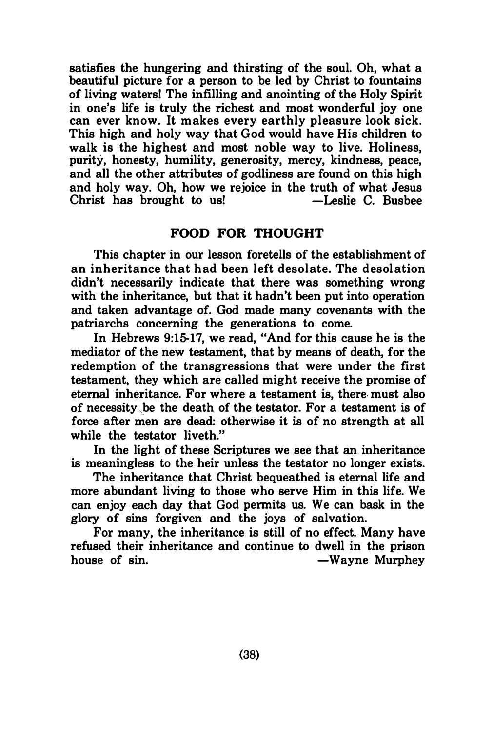satisfies the hungering and thirsting of the soul. Oh, what a beautiful picture for a person to be led by Christ to fountains of living waters! The infilling and anointing of the Holy Spirit in one's life is truly the richest and most wonderful joy one can ever know. It makes every earthly pleasure look sick. This high and holy way that God would have His children to walk is the highest and most noble way to live. Holiness, purity, honesty, humility, generosity, mercy, kindness, peace, and all the other attributes of godliness are found on this high and holy way. Oh, how we rejoice in the truth of what Jesus Christ has brought to us! —Leslie C. Busbee

## FOOD FOR THOUGHT

This chapter in our lesson foretells of the establishment of an inheritance that had been left desolate. The desolation didn't necessarily indicate that there was something wrong with the inheritance, but that it hadn't been put into operation and taken advantage of. God made many covenants with the patriarchs concerning the generations to come.

In Hebrews 9:15-17, we read, "And for this cause he is the mediator of the new testament, that by means of death, for the redemption of the transgressions that were under the first testament, they which are called might receive the promise of eternal inheritance. For where a testament is, there must also of necessity be the death of the testator. For a testament is of force after men are dead: otherwise it is of no strength at all while the testator liveth."

In the light of these Scriptures we see that an inheritance is meaningless to the heir unless the testator no longer exists.

The inheritance that Christ bequeathed is eternal life and more abundant living to those who serve Him in this life. We can enjoy each day that God permits us. We can bask in the glory of sins forgiven and the joys of salvation.

For many, the inheritance is still of no effect. Many have refused their inheritance and continue to dwell in the prison house of sin. —Wayne Murphey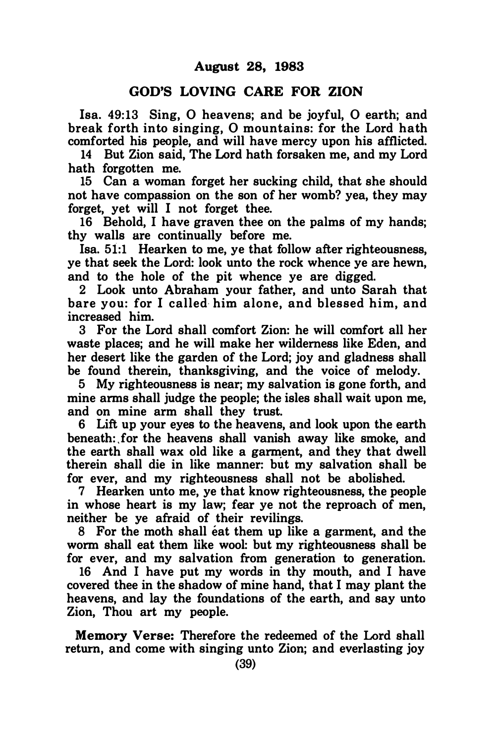## August 28, 1983

## GOD'S LOVING CARE FOR ZION

Isa. 49:13 Sing, O heavens; and be joyful, O earth; and break forth into singing, O mountains: for the Lord hath comforted his people, and will have mercy upon his afflicted.

14 But Zion said, The Lord hath forsaken me, and my Lord hath forgotten me.

15 Can a woman forget her sucking child, that she should not have compassion on the son of her womb? yea, they may forget, yet will I not forget thee.

16 Behold, I have graven thee on the palms of my hands; thy walls are continually before me.

Isa. 51:1 Hearken to me, ye that follow after righteousness, ye that seek the Lord: look unto the rock whence ye are hewn, and to the hole of the pit whence ye are digged.

2 Look unto Abraham your father, and unto Sarah that bare you: for I called him alone, and blessed him, and increased him.

3 For the Lord shall comfort Zion: he will comfort all her waste places; and he will make her wilderness like Eden, and her desert like the garden of the Lord; joy and gladness shall be found therein, thanksgiving, and the voice of melody.

5 My righteousness is near; my salvation is gone forth, and mine arms shall judge the people; the isles shall wait upon me, and on mine arm shall they trust.

6 Lift up your eyes to the heavens, and look upon the earth beneath: for the heavens shall vanish away like smoke, and the earth shall wax old like a garment, and they that dwell therein shall die in like manner: but my salvation shall be for ever, and my righteousness shall not be abolished.

7 Hearken unto me, ye that know righteousness, the people in whose heart is my law; fear ye not the reproach of men, neither be ye afraid of their revilings.

8 For the moth shall eat them up like a garment, and the worm shall eat them like wool: but my righteousness shall be for ever, and my salvation from generation to generation.

16 And I have put my words in thy mouth, and I have covered thee in the shadow of mine hand, that I may plant the heavens, and lay the foundations of the earth, and say unto Zion, Thou art my people.

**Memory Verse:** Therefore the redeemed of the Lord shall return, and come with singing unto Zion; and everlasting joy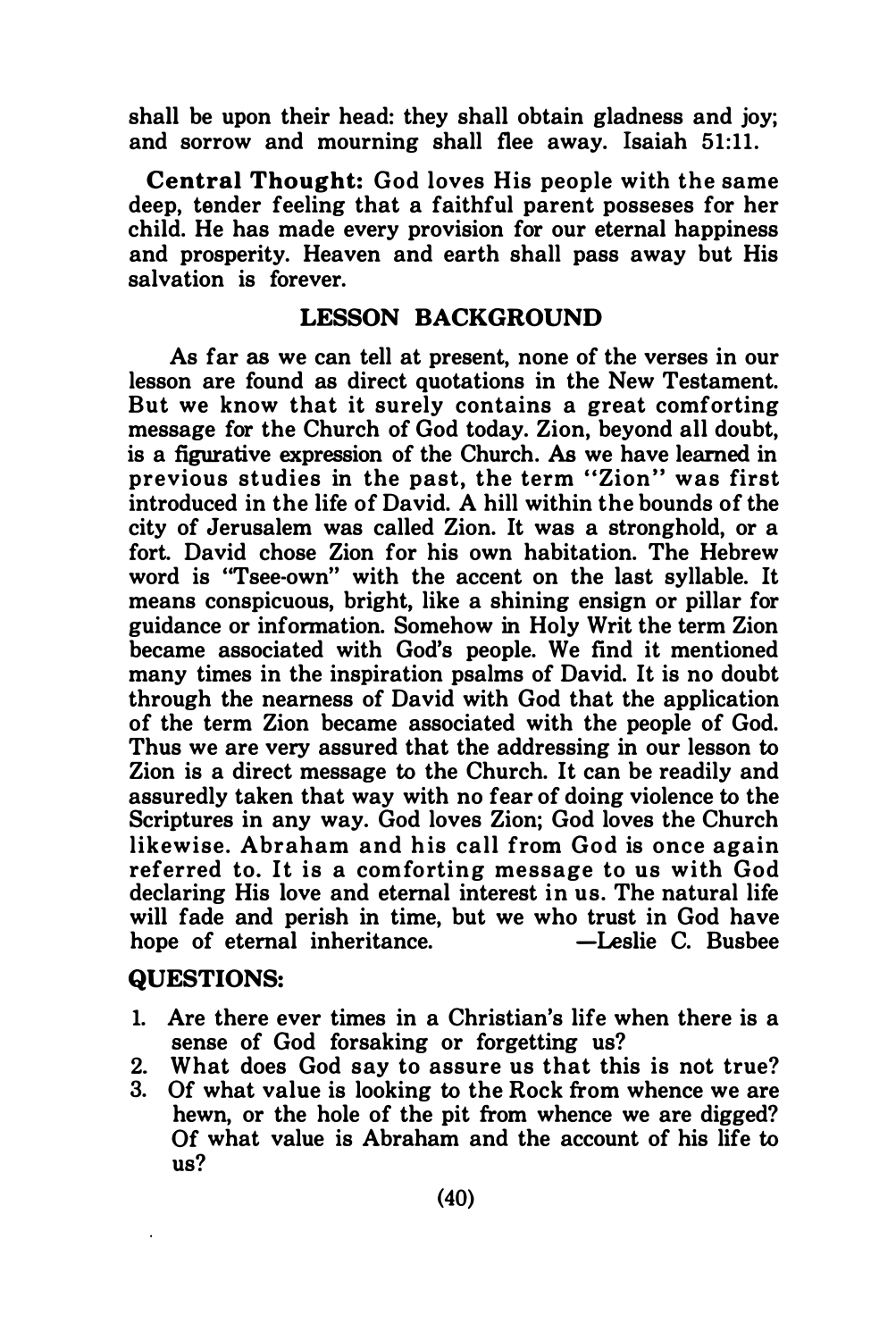shall be upon their head: they shall obtain gladness and joy; and sorrow and mourning shall flee away. Isaiah 51:11.

**Central Thought:** God loves His people with the same deep, tender feeling that a faithful parent posseses for her child. He has made every provision for our eternal happiness and prosperity. Heaven and earth shall pass away but His salvation is forever.

## LESSON BACKGROUND

As far as we can tell at present, none of the verses in our lesson are found as direct quotations in the New Testament. But we know that it surely contains a great comforting message for the Church of God today. Zion, beyond all doubt, is a figurative expression of the Church. As we have learned in previous studies in the past, the term "Zion" was first introduced in the life of David. A hill within the bounds of the city of Jerusalem was called Zion. It was a stronghold, or a fort. David chose Zion for his own habitation. The Hebrew word is "Tsee-own" with the accent on the last syllable. It means conspicuous, bright, like a shining ensign or pillar for guidance or information. Somehow in Holy Writ the term Zion became associated with God's people. We find it mentioned many times in the inspiration psalms of David. It is no doubt through the nearness of David with God that the application of the term Zion became associated with the people of God. Thus we are very assured that the addressing in our lesson to Zion is a direct message to the Church. It can be readily and assuredly taken that way with no fear of doing violence to the Scriptures in any way. God loves Zion; God loves the Church likewise. Abraham and his call from God is once again referred to. It is a comforting message to us with God declaring His love and eternal interest in us. The natural life will fade and perish in time, but we who trust in God have hope of eternal inheritance. —Leslie C. Busbee

## QUESTIONS:

1. Are there ever times in a Christian's life when there is a sense of God forsaking or forgetting us?
2. What does God say to assure us that this is not true?
3. Of what value is looking to the Rock from whence we are hewn, or the hole of the pit from whence we are digged? Of what value is Abraham and the account of his life to us?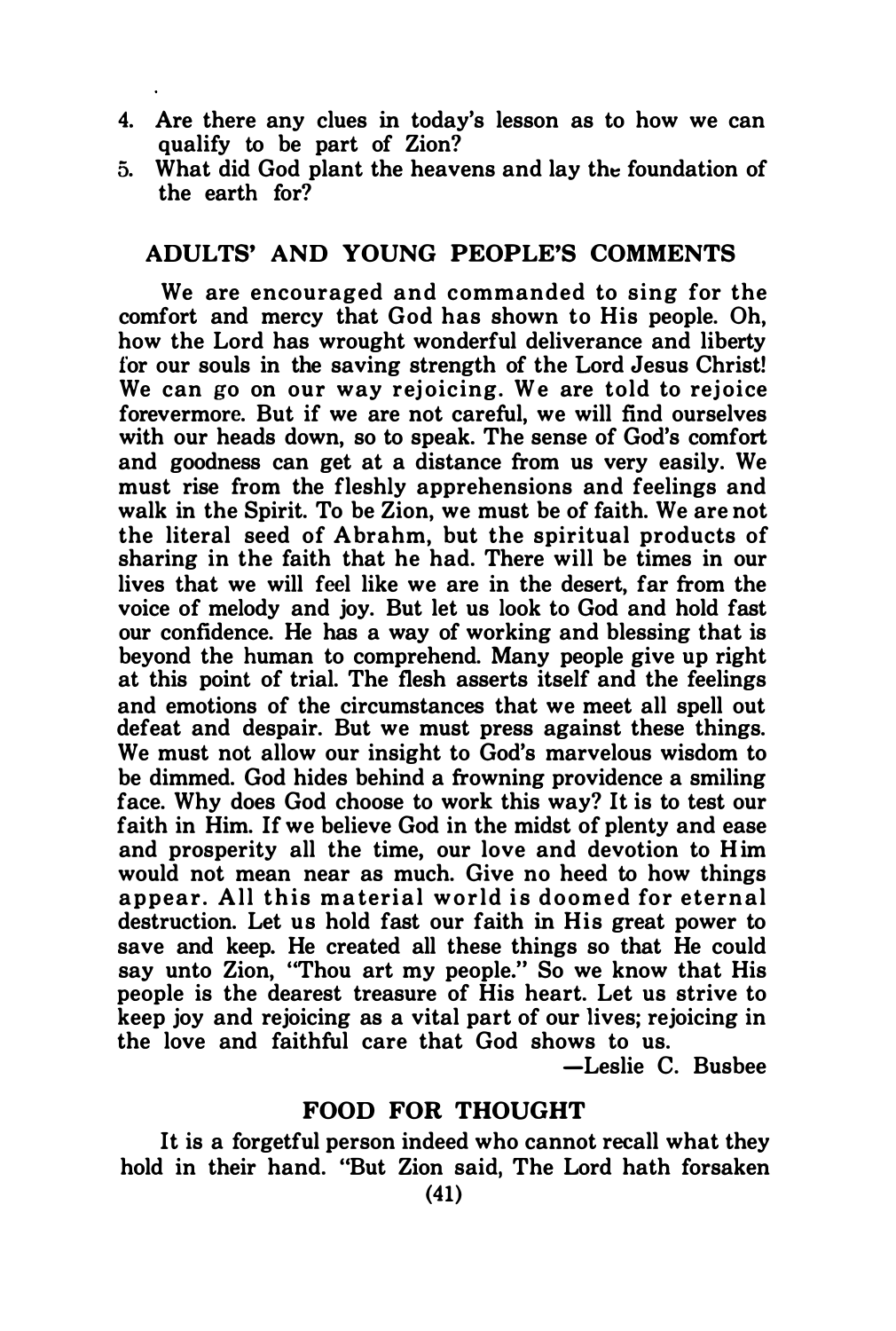4. Are there any clues in today's lesson as to how we can qualify to be part of Zion?
5. What did God plant the heavens and lay the foundation of the earth for?

## ADULTS' AND YOUNG PEOPLE'S COMMENTS

We are encouraged and commanded to sing for the comfort and mercy that God has shown to His people. Oh, how the Lord has wrought wonderful deliverance and liberty for our souls in the saving strength of the Lord Jesus Christ! We can go on our way rejoicing. We are told to rejoice forevermore. But if we are not careful, we will find ourselves with our heads down, so to speak. The sense of God's comfort and goodness can get at a distance from us very easily. We must rise from the fleshly apprehensions and feelings and walk in the Spirit. To be Zion, we must be of faith. We are not the literal seed of Abrahm, but the spiritual products of sharing in the faith that he had. There will be times in our lives that we will feel like we are in the desert, far from the voice of melody and joy. But let us look to God and hold fast our confidence. He has a way of working and blessing that is beyond the human to comprehend. Many people give up right at this point of trial. The flesh asserts itself and the feelings and emotions of the circumstances that we meet all spell out defeat and despair. But we must press against these things. We must not allow our insight to God's marvelous wisdom to be dimmed. God hides behind a frowning providence a smiling face. Why does God choose to work this way? It is to test our faith in Him. If we believe God in the midst of plenty and ease and prosperity all the time, our love and devotion to Him would not mean near as much. Give no heed to how things appear. All this material world is doomed for eternal destruction. Let us hold fast our faith in His great power to save and keep. He created all these things so that He could say unto Zion, "Thou art my people." So we know that His people is the dearest treasure of His heart. Let us strive to keep joy and rejoicing as a vital part of our lives; rejoicing in the love and faithful care that God shows to us.

—Leslie C. Busbee

## FOOD FOR THOUGHT

It is a forgetful person indeed who cannot recall what they hold in their hand. "But Zion said, The Lord hath forsaken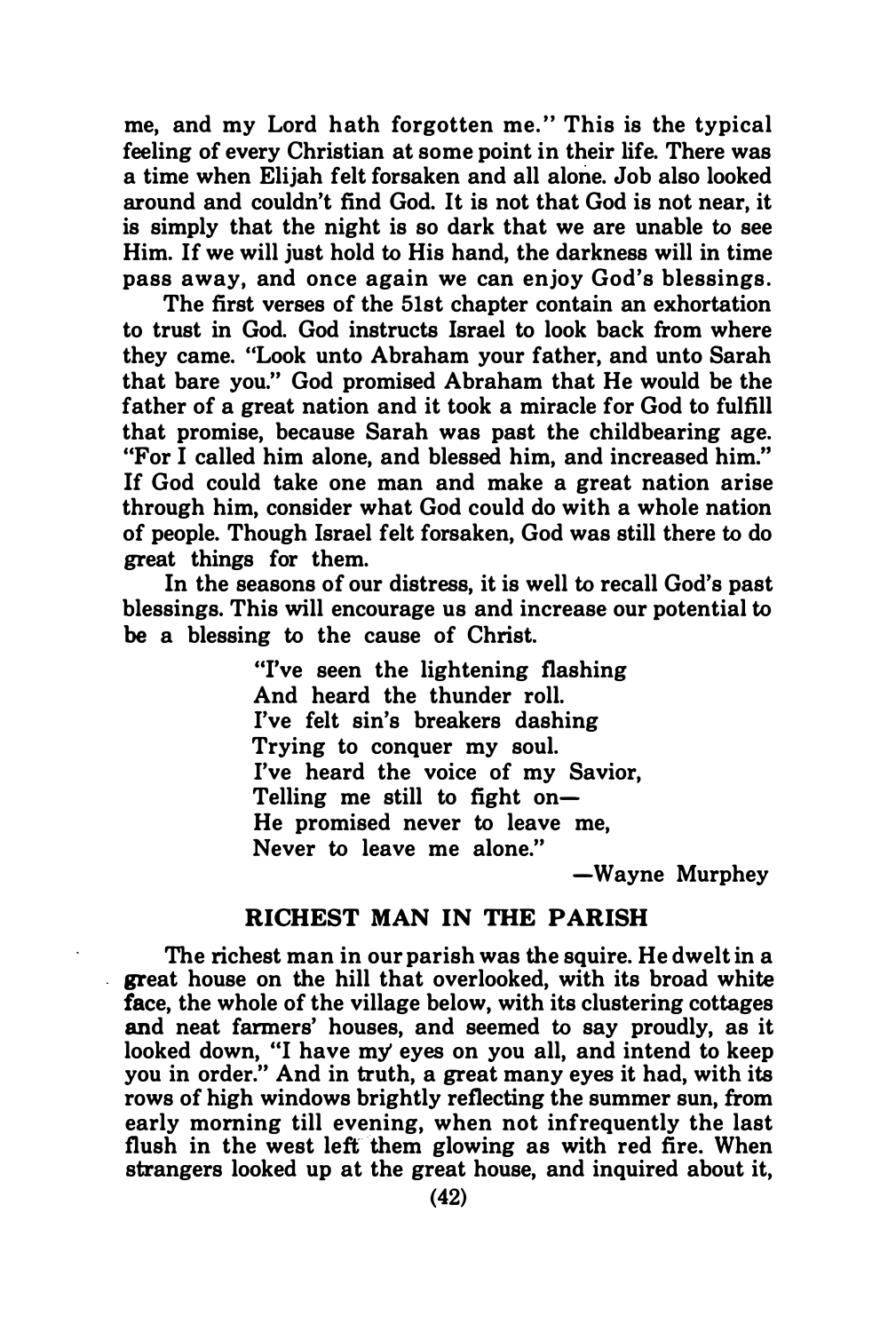me, and my Lord hath forgotten me." This is the typical feeling of every Christian at some point in their life. There was a time when Elijah felt forsaken and all alone. Job also looked around and couldn't find God. It is not that God is not near, it is simply that the night is so dark that we are unable to see Him. If we will just hold to His hand, the darkness will in time pass away, and once again we can enjoy God's blessings.

The first verses of the 51st chapter contain an exhortation to trust in God. God instructs Israel to look back from where they came. "Look unto Abraham your father, and unto Sarah that bare you." God promised Abraham that He would be the father of a great nation and it took a miracle for God to fulfill that promise, because Sarah was past the childbearing age. "For I called him alone, and blessed him, and increased him." If God could take one man and make a great nation arise through him, consider what God could do with a whole nation of people. Though Israel felt forsaken, God was still there to do great things for them.

In the seasons of our distress, it is well to recall God's past blessings. This will encourage us and increase our potential to be a blessing to the cause of Christ.

> "I've seen the lightening flashing
> And heard the thunder roll.
> I've felt sin's breakers dashing
> Trying to conquer my soul.
> I've heard the voice of my Savior,
> Telling me still to fight on—
> He promised never to leave me,
> Never to leave me alone."
>
> —Wayne Murphey

## RICHEST MAN IN THE PARISH

The richest man in our parish was the squire. He dwelt in a great house on the hill that overlooked, with its broad white face, the whole of the village below, with its clustering cottages and neat farmers' houses, and seemed to say proudly, as it looked down, "I have my eyes on you all, and intend to keep you in order." And in truth, a great many eyes it had, with its rows of high windows brightly reflecting the summer sun, from early morning till evening, when not infrequently the last flush in the west left them glowing as with red fire. When strangers looked up at the great house, and inquired about it,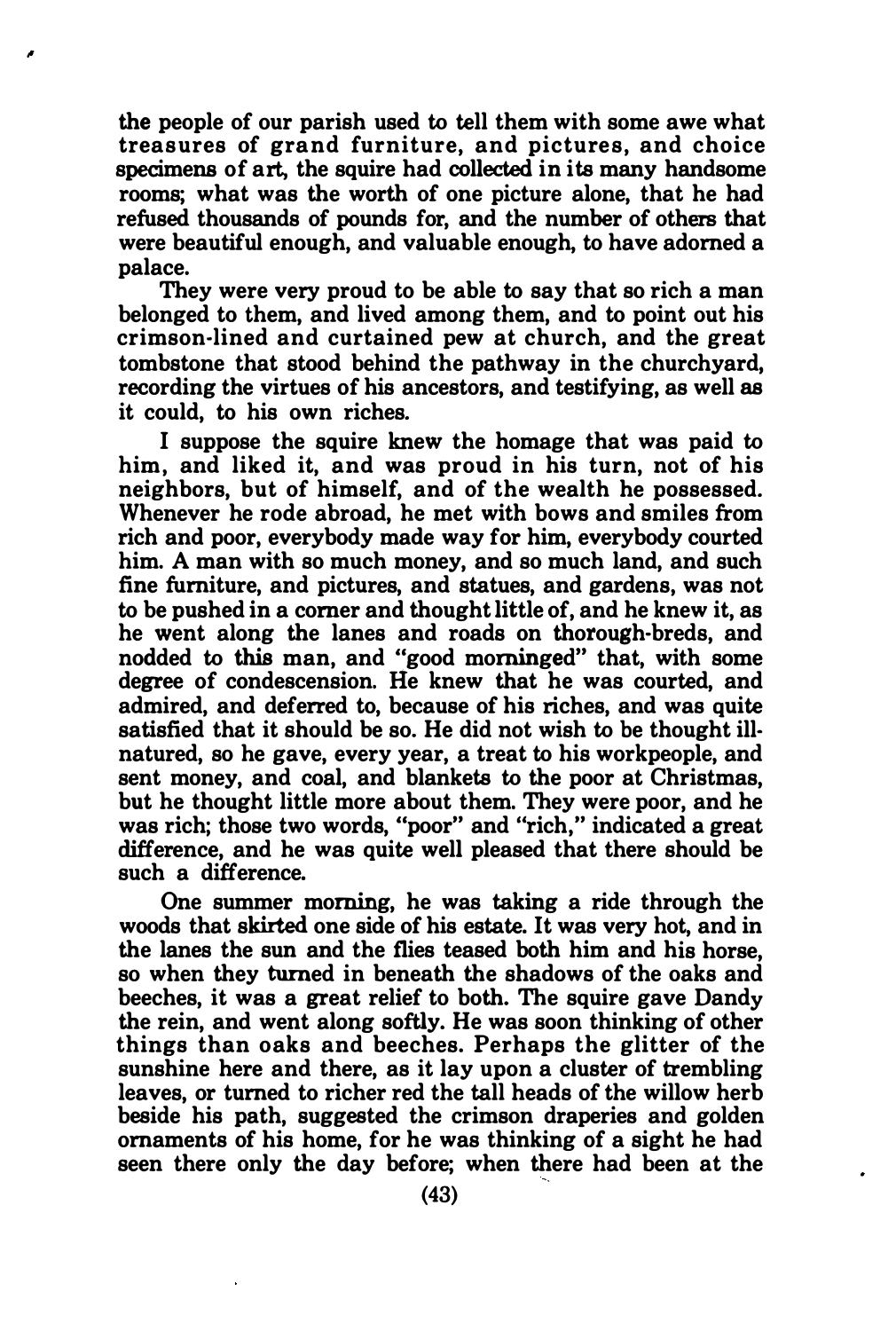the people of our parish used to tell them with some awe what treasures of grand furniture, and pictures, and choice specimens of art, the squire had collected in its many handsome rooms; what was the worth of one picture alone, that he had refused thousands of pounds for, and the number of others that were beautiful enough, and valuable enough, to have adorned a palace.

They were very proud to be able to say that so rich a man belonged to them, and lived among them, and to point out his crimson-lined and curtained pew at church, and the great tombstone that stood behind the pathway in the churchyard, recording the virtues of his ancestors, and testifying, as well as it could, to his own riches.

I suppose the squire knew the homage that was paid to him, and liked it, and was proud in his turn, not of his neighbors, but of himself, and of the wealth he possessed. Whenever he rode abroad, he met with bows and smiles from rich and poor, everybody made way for him, everybody courted him. A man with so much money, and so much land, and such fine furniture, and pictures, and statues, and gardens, was not to be pushed in a corner and thought little of, and he knew it, as he went along the lanes and roads on thorough-breds, and nodded to this man, and "good morninged" that, with some degree of condescension. He knew that he was courted, and admired, and deferred to, because of his riches, and was quite satisfied that it should be so. He did not wish to be thought ill-natured, so he gave, every year, a treat to his workpeople, and sent money, and coal, and blankets to the poor at Christmas, but he thought little more about them. They were poor, and he was rich; those two words, "poor" and "rich," indicated a great difference, and he was quite well pleased that there should be such a difference.

One summer morning, he was taking a ride through the woods that skirted one side of his estate. It was very hot, and in the lanes the sun and the flies teased both him and his horse, so when they turned in beneath the shadows of the oaks and beeches, it was a great relief to both. The squire gave Dandy the rein, and went along softly. He was soon thinking of other things than oaks and beeches. Perhaps the glitter of the sunshine here and there, as it lay upon a cluster of trembling leaves, or turned to richer red the tall heads of the willow herb beside his path, suggested the crimson draperies and golden ornaments of his home, for he was thinking of a sight he had seen there only the day before; when there had been at the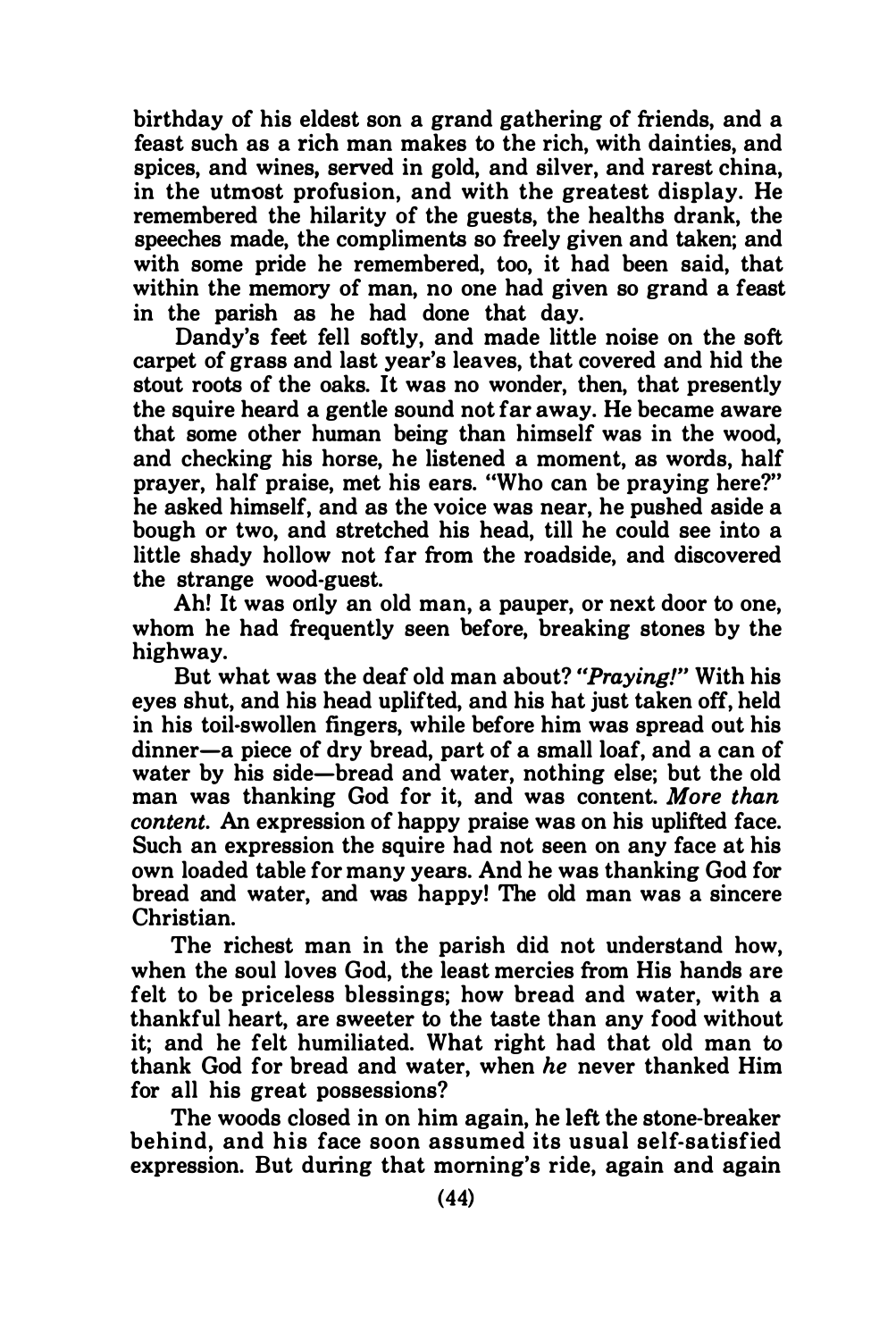birthday of his eldest son a grand gathering of friends, and a feast such as a rich man makes to the rich, with dainties, and spices, and wines, served in gold, and silver, and rarest china, in the utmost profusion, and with the greatest display. He remembered the hilarity of the guests, the healths drank, the speeches made, the compliments so freely given and taken; and with some pride he remembered, too, it had been said, that within the memory of man, no one had given so grand a feast in the parish as he had done that day.

Dandy's feet fell softly, and made little noise on the soft carpet of grass and last year's leaves, that covered and hid the stout roots of the oaks. It was no wonder, then, that presently the squire heard a gentle sound not far away. He became aware that some other human being than himself was in the wood, and checking his horse, he listened a moment, as words, half prayer, half praise, met his ears. "Who can be praying here?" he asked himself, and as the voice was near, he pushed aside a bough or two, and stretched his head, till he could see into a little shady hollow not far from the roadside, and discovered the strange wood-guest.

Ah! It was only an old man, a pauper, or next door to one, whom he had frequently seen before, breaking stones by the highway.

But what was the deaf old man about? *"Praying!"* With his eyes shut, and his head uplifted, and his hat just taken off, held in his toil-swollen fingers, while before him was spread out his dinner—a piece of dry bread, part of a small loaf, and a can of water by his side—bread and water, nothing else; but the old man was thanking God for it, and was content. *More than content.* An expression of happy praise was on his uplifted face. Such an expression the squire had not seen on any face at his own loaded table for many years. And he was thanking God for bread and water, and was happy! The old man was a sincere Christian.

The richest man in the parish did not understand how, when the soul loves God, the least mercies from His hands are felt to be priceless blessings; how bread and water, with a thankful heart, are sweeter to the taste than any food without it; and he felt humiliated. What right had that old man to thank God for bread and water, when *he* never thanked Him for all his great possessions?

The woods closed in on him again, he left the stone-breaker behind, and his face soon assumed its usual self-satisfied expression. But during that morning's ride, again and again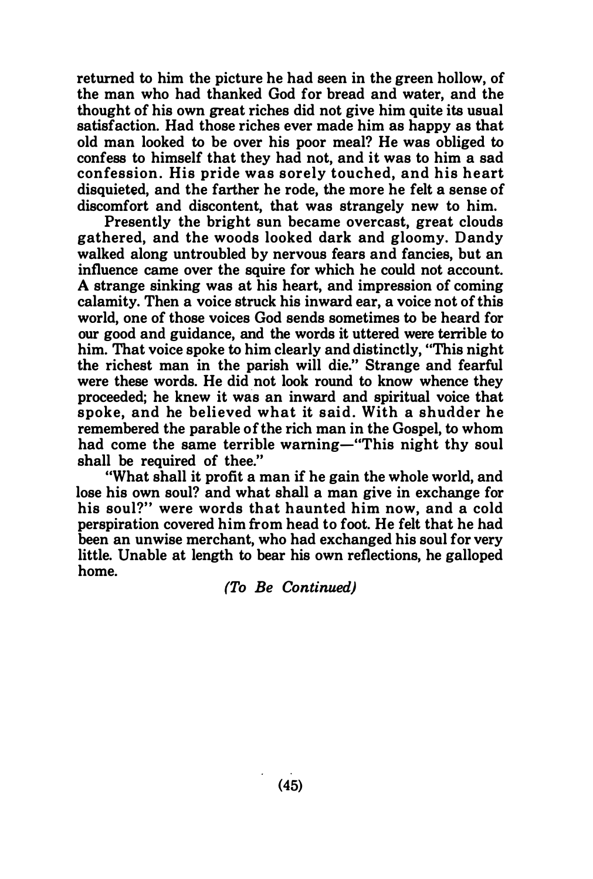returned to him the picture he had seen in the green hollow, of the man who had thanked God for bread and water, and the thought of his own great riches did not give him quite its usual satisfaction. Had those riches ever made him as happy as that old man looked to be over his poor meal? He was obliged to confess to himself that they had not, and it was to him a sad confession. His pride was sorely touched, and his heart disquieted, and the farther he rode, the more he felt a sense of discomfort and discontent, that was strangely new to him.

Presently the bright sun became overcast, great clouds gathered, and the woods looked dark and gloomy. Dandy walked along untroubled by nervous fears and fancies, but an influence came over the squire for which he could not account. A strange sinking was at his heart, and impression of coming calamity. Then a voice struck his inward ear, a voice not of this world, one of those voices God sends sometimes to be heard for our good and guidance, and the words it uttered were terrible to him. That voice spoke to him clearly and distinctly, "This night the richest man in the parish will die." Strange and fearful were these words. He did not look round to know whence they proceeded; he knew it was an inward and spiritual voice that spoke, and he believed what it said. With a shudder he remembered the parable of the rich man in the Gospel, to whom had come the same terrible warning—"This night thy soul shall be required of thee."

"What shall it profit a man if he gain the whole world, and lose his own soul? and what shall a man give in exchange for his soul?" were words that haunted him now, and a cold perspiration covered him from head to foot. He felt that he had been an unwise merchant, who had exchanged his soul for very little. Unable at length to bear his own reflections, he galloped home.

*(To Be Continued)*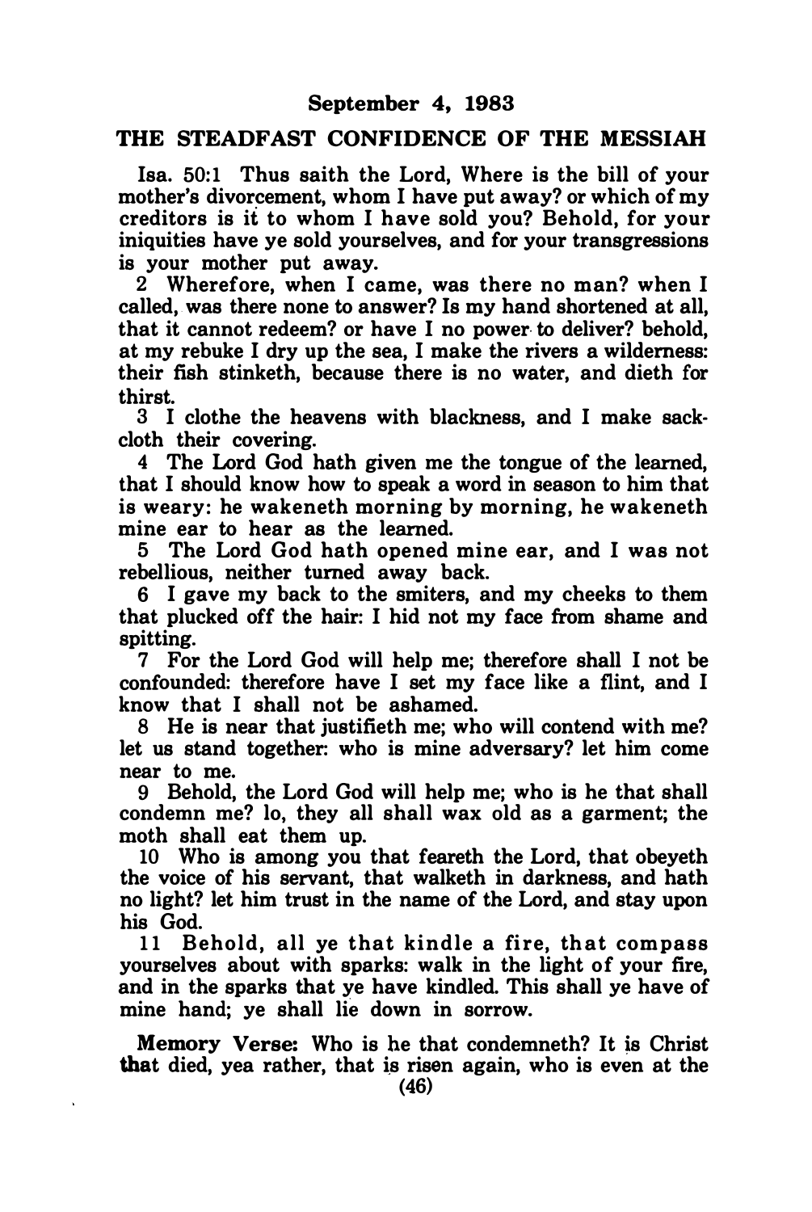**September 4, 1983**

**THE STEADFAST CONFIDENCE OF THE MESSIAH**

Isa. 50:1 Thus saith the Lord, Where is the bill of your mother's divorcement, whom I have put away? or which of my creditors is it to whom I have sold you? Behold, for your iniquities have ye sold yourselves, and for your transgressions is your mother put away.

2 Wherefore, when I came, was there no man? when I called, was there none to answer? Is my hand shortened at all, that it cannot redeem? or have I no power to deliver? behold, at my rebuke I dry up the sea, I make the rivers a wilderness: their fish stinketh, because there is no water, and dieth for thirst.

3 I clothe the heavens with blackness, and I make sackcloth their covering.

4 The Lord God hath given me the tongue of the learned, that I should know how to speak a word in season to him that is weary: he wakeneth morning by morning, he wakeneth mine ear to hear as the learned.

5 The Lord God hath opened mine ear, and I was not rebellious, neither turned away back.

6 I gave my back to the smiters, and my cheeks to them that plucked off the hair: I hid not my face from shame and spitting.

7 For the Lord God will help me; therefore shall I not be confounded: therefore have I set my face like a flint, and I know that I shall not be ashamed.

8 He is near that justifieth me; who will contend with me? let us stand together: who is mine adversary? let him come near to me.

9 Behold, the Lord God will help me; who is he that shall condemn me? lo, they all shall wax old as a garment; the moth shall eat them up.

10 Who is among you that feareth the Lord, that obeyeth the voice of his servant, that walketh in darkness, and hath no light? let him trust in the name of the Lord, and stay upon his God.

11 Behold, all ye that kindle a fire, that compass yourselves about with sparks: walk in the light of your fire, and in the sparks that ye have kindled. This shall ye have of mine hand; ye shall lie down in sorrow.

**Memory Verse:** Who is he that condemneth? It is Christ that died, yea rather, that is risen again, who is even at the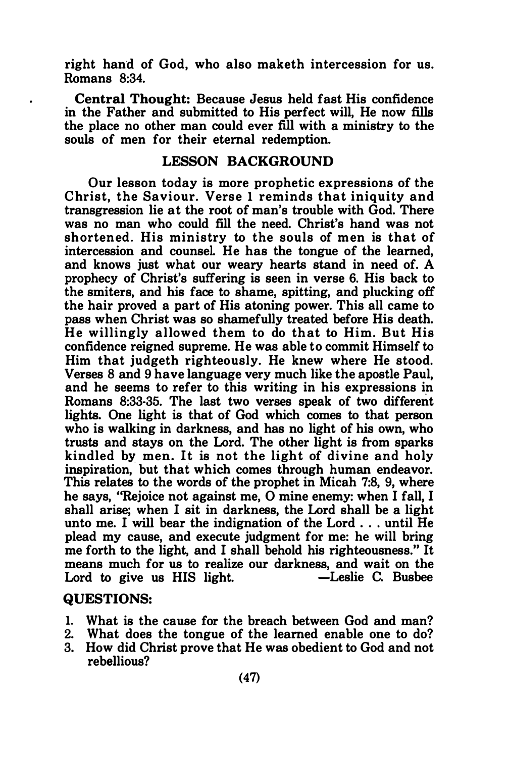right hand of God, who also maketh intercession for us. Romans 8:34.

**Central Thought:** Because Jesus held fast His confidence in the Father and submitted to His perfect will, He now fills the place no other man could ever fill with a ministry to the souls of men for their eternal redemption.

## LESSON BACKGROUND

Our lesson today is more prophetic expressions of the Christ, the Saviour. Verse 1 reminds that iniquity and transgression lie at the root of man's trouble with God. There was no man who could fill the need. Christ's hand was not shortened. His ministry to the souls of men is that of intercession and counsel. He has the tongue of the learned, and knows just what our weary hearts stand in need of. A prophecy of Christ's suffering is seen in verse 6. His back to the smiters, and his face to shame, spitting, and plucking off the hair proved a part of His atoning power. This all came to pass when Christ was so shamefully treated before His death. He willingly allowed them to do that to Him. But His confidence reigned supreme. He was able to commit Himself to Him that judgeth righteously. He knew where He stood. Verses 8 and 9 have language very much like the apostle Paul, and he seems to refer to this writing in his expressions in Romans 8:33-35. The last two verses speak of two different lights. One light is that of God which comes to that person who is walking in darkness, and has no light of his own, who trusts and stays on the Lord. The other light is from sparks kindled by men. It is not the light of divine and holy inspiration, but that which comes through human endeavor. This relates to the words of the prophet in Micah 7:8, 9, where he says, "Rejoice not against me, O mine enemy: when I fall, I shall arise; when I sit in darkness, the Lord shall be a light unto me. I will bear the indignation of the Lord . . . until He plead my cause, and execute judgment for me: he will bring me forth to the light, and I shall behold his righteousness." It means much for us to realize our darkness, and wait on the Lord to give us HIS light. —Leslie C. Busbee

## QUESTIONS:

1. What is the cause for the breach between God and man?
2. What does the tongue of the learned enable one to do?
3. How did Christ prove that He was obedient to God and not rebellious?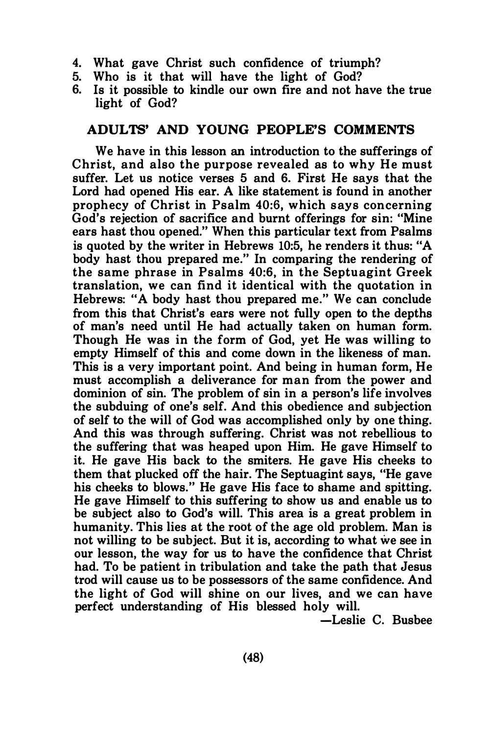4. What gave Christ such confidence of triumph?
5. Who is it that will have the light of God?
6. Is it possible to kindle our own fire and not have the true light of God?

## ADULTS' AND YOUNG PEOPLE'S COMMENTS

We have in this lesson an introduction to the sufferings of Christ, and also the purpose revealed as to why He must suffer. Let us notice verses 5 and 6. First He says that the Lord had opened His ear. A like statement is found in another prophecy of Christ in Psalm 40:6, which says concerning God's rejection of sacrifice and burnt offerings for sin: "Mine ears hast thou opened." When this particular text from Psalms is quoted by the writer in Hebrews 10:5, he renders it thus: "A body hast thou prepared me." In comparing the rendering of the same phrase in Psalms 40:6, in the Septuagint Greek translation, we can find it identical with the quotation in Hebrews: "A body hast thou prepared me." We can conclude from this that Christ's ears were not fully open to the depths of man's need until He had actually taken on human form. Though He was in the form of God, yet He was willing to empty Himself of this and come down in the likeness of man. This is a very important point. And being in human form, He must accomplish a deliverance for man from the power and dominion of sin. The problem of sin in a person's life involves the subduing of one's self. And this obedience and subjection of self to the will of God was accomplished only by one thing. And this was through suffering. Christ was not rebellious to the suffering that was heaped upon Him. He gave Himself to it. He gave His back to the smiters. He gave His cheeks to them that plucked off the hair. The Septuagint says, "He gave his cheeks to blows." He gave His face to shame and spitting. He gave Himself to this suffering to show us and enable us to be subject also to God's will. This area is a great problem in humanity. This lies at the root of the age old problem. Man is not willing to be subject. But it is, according to what we see in our lesson, the way for us to have the confidence that Christ had. To be patient in tribulation and take the path that Jesus trod will cause us to be possessors of the same confidence. And the light of God will shine on our lives, and we can have perfect understanding of His blessed holy will.

—Leslie C. Busbee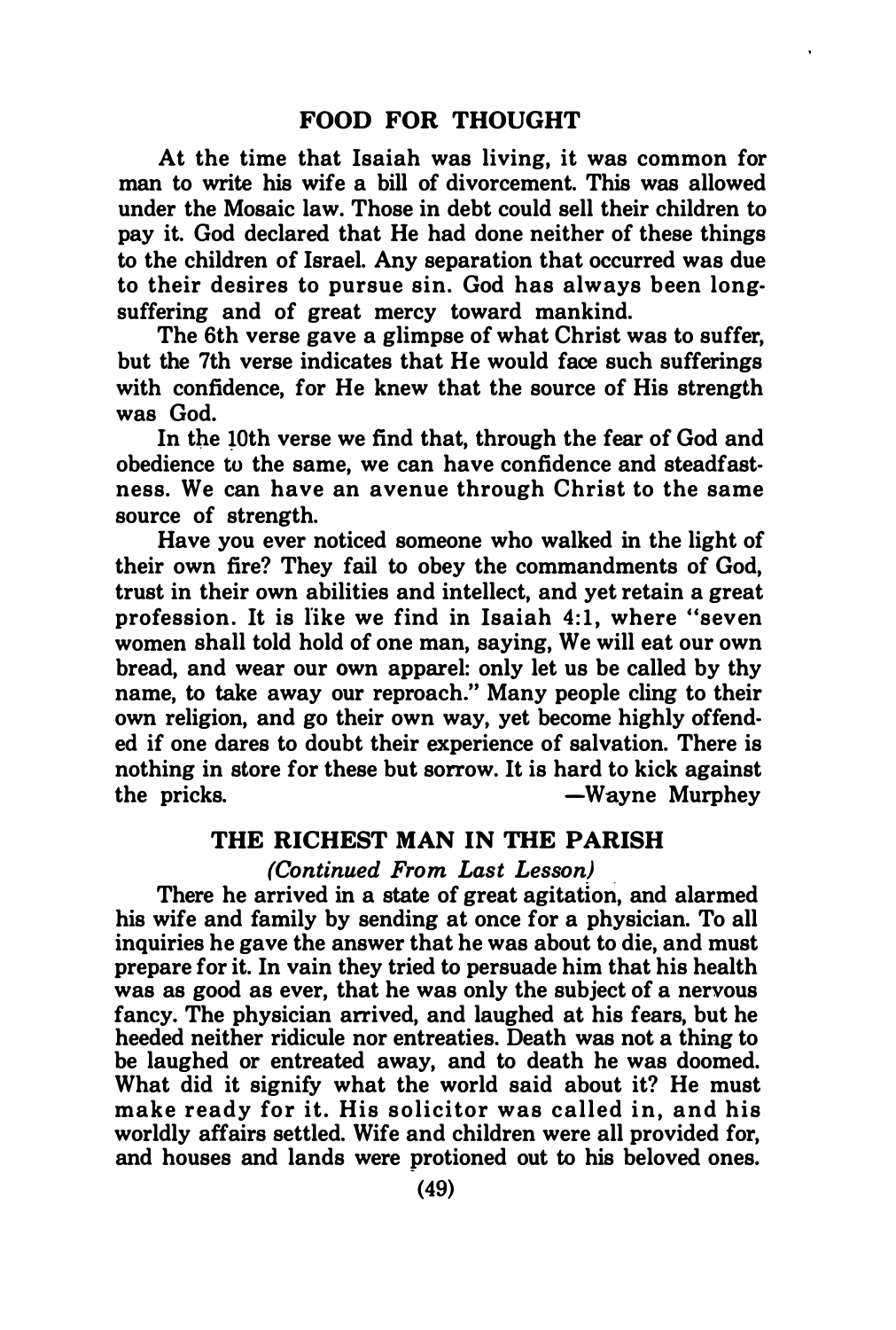## FOOD FOR THOUGHT

At the time that Isaiah was living, it was common for man to write his wife a bill of divorcement. This was allowed under the Mosaic law. Those in debt could sell their children to pay it. God declared that He had done neither of these things to the children of Israel. Any separation that occurred was due to their desires to pursue sin. God has always been long-suffering and of great mercy toward mankind.

The 6th verse gave a glimpse of what Christ was to suffer, but the 7th verse indicates that He would face such sufferings with confidence, for He knew that the source of His strength was God.

In the 10th verse we find that, through the fear of God and obedience to the same, we can have confidence and steadfastness. We can have an avenue through Christ to the same source of strength.

Have you ever noticed someone who walked in the light of their own fire? They fail to obey the commandments of God, trust in their own abilities and intellect, and yet retain a great profession. It is like we find in Isaiah 4:1, where "seven women shall told hold of one man, saying, We will eat our own bread, and wear our own apparel: only let us be called by thy name, to take away our reproach." Many people cling to their own religion, and go their own way, yet become highly offended if one dares to doubt their experience of salvation. There is nothing in store for these but sorrow. It is hard to kick against the pricks.

—Wayne Murphey

## THE RICHEST MAN IN THE PARISH

*(Continued From Last Lesson)*

There he arrived in a state of great agitation, and alarmed his wife and family by sending at once for a physician. To all inquiries he gave the answer that he was about to die, and must prepare for it. In vain they tried to persuade him that his health was as good as ever, that he was only the subject of a nervous fancy. The physician arrived, and laughed at his fears, but he heeded neither ridicule nor entreaties. Death was not a thing to be laughed or entreated away, and to death he was doomed. What did it signify what the world said about it? He must make ready for it. His solicitor was called in, and his worldly affairs settled. Wife and children were all provided for, and houses and lands were protioned out to his beloved ones.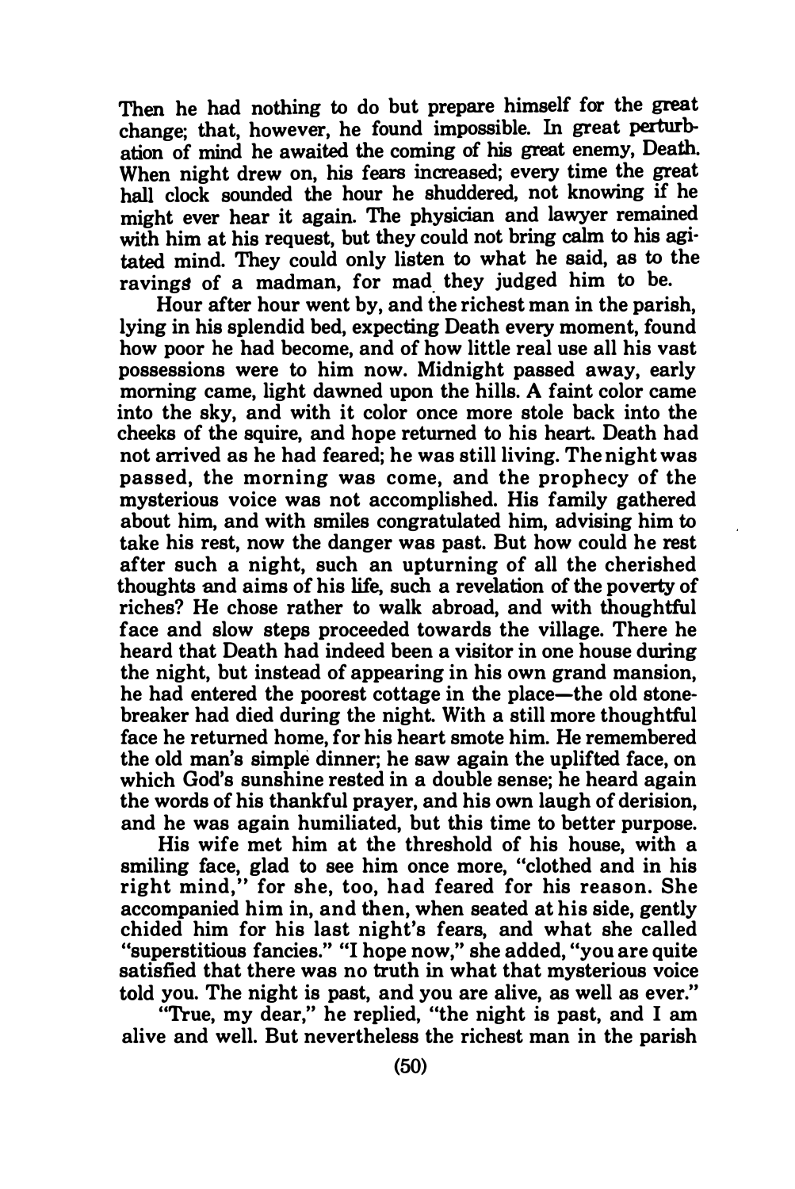Then he had nothing to do but prepare himself for the great change; that, however, he found impossible. In great perturbation of mind he awaited the coming of his great enemy, Death. When night drew on, his fears increased; every time the great hall clock sounded the hour he shuddered, not knowing if he might ever hear it again. The physician and lawyer remained with him at his request, but they could not bring calm to his agitated mind. They could only listen to what he said, as to the ravings of a madman, for mad they judged him to be.

Hour after hour went by, and the richest man in the parish, lying in his splendid bed, expecting Death every moment, found how poor he had become, and of how little real use all his vast possessions were to him now. Midnight passed away, early morning came, light dawned upon the hills. A faint color came into the sky, and with it color once more stole back into the cheeks of the squire, and hope returned to his heart. Death had not arrived as he had feared; he was still living. The night was passed, the morning was come, and the prophecy of the mysterious voice was not accomplished. His family gathered about him, and with smiles congratulated him, advising him to take his rest, now the danger was past. But how could he rest after such a night, such an upturning of all the cherished thoughts and aims of his life, such a revelation of the poverty of riches? He chose rather to walk abroad, and with thoughtful face and slow steps proceeded towards the village. There he heard that Death had indeed been a visitor in one house during the night, but instead of appearing in his own grand mansion, he had entered the poorest cottage in the place—the old stone-breaker had died during the night. With a still more thoughtful face he returned home, for his heart smote him. He remembered the old man's simple dinner; he saw again the uplifted face, on which God's sunshine rested in a double sense; he heard again the words of his thankful prayer, and his own laugh of derision, and he was again humiliated, but this time to better purpose.

His wife met him at the threshold of his house, with a smiling face, glad to see him once more, "clothed and in his right mind," for she, too, had feared for his reason. She accompanied him in, and then, when seated at his side, gently chided him for his last night's fears, and what she called "superstitious fancies." "I hope now," she added, "you are quite satisfied that there was no truth in what that mysterious voice told you. The night is past, and you are alive, as well as ever."

"True, my dear," he replied, "the night is past, and I am alive and well. But nevertheless the richest man in the parish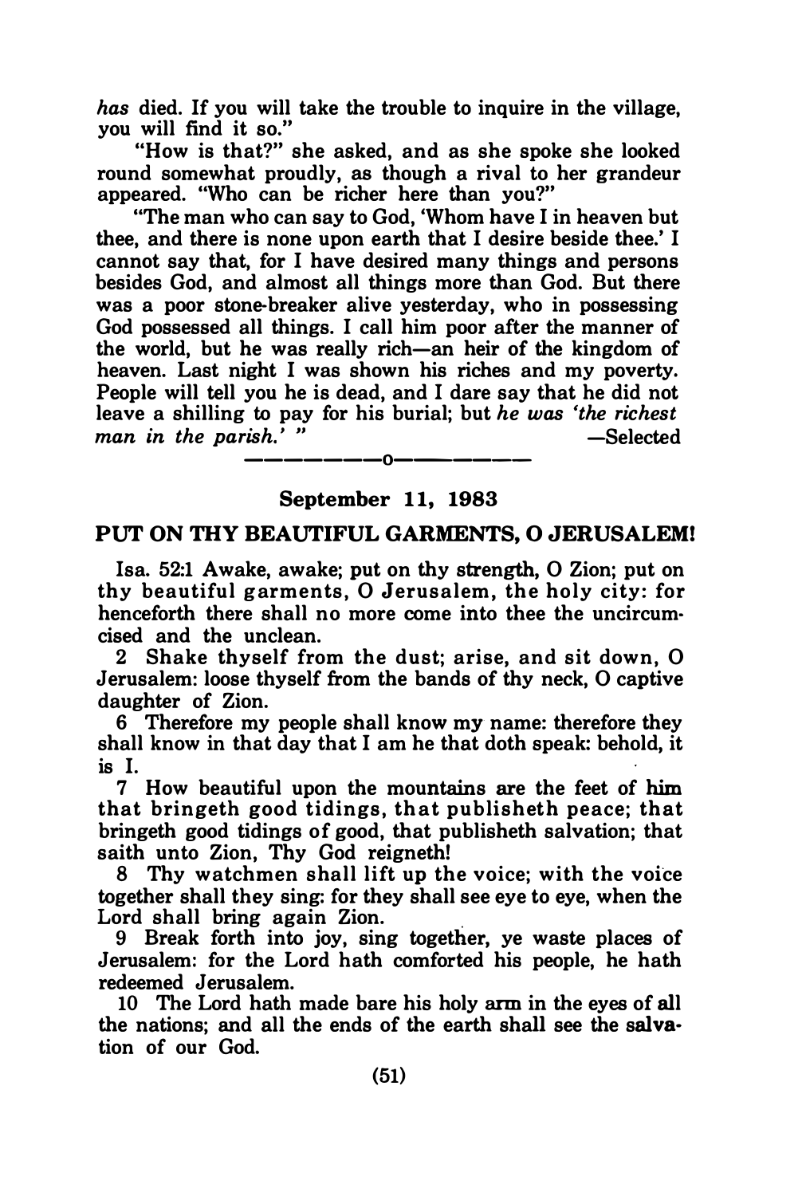*has* died. If you will take the trouble to inquire in the village, you will find it so."

"How is that?" she asked, and as she spoke she looked round somewhat proudly, as though a rival to her grandeur appeared. "Who can be richer here than you?"

"The man who can say to God, 'Whom have I in heaven but thee, and there is none upon earth that I desire beside thee.' I cannot say that, for I have desired many things and persons besides God, and almost all things more than God. But there was a poor stone-breaker alive yesterday, who in possessing God possessed all things. I call him poor after the manner of the world, but he was really rich—an heir of the kingdom of heaven. Last night I was shown his riches and my poverty. People will tell you he is dead, and I dare say that he did not leave a shilling to pay for his burial; but *he was 'the richest man in the parish.'* "

—Selected

---o---

**September 11, 1983**

## PUT ON THY BEAUTIFUL GARMENTS, O JERUSALEM!

Isa. 52:1 Awake, awake; put on thy strength, O Zion; put on thy beautiful garments, O Jerusalem, the holy city: for henceforth there shall no more come into thee the uncircumcised and the unclean.

2 Shake thyself from the dust; arise, and sit down, O Jerusalem: loose thyself from the bands of thy neck, O captive daughter of Zion.

6 Therefore my people shall know my name: therefore they shall know in that day that I am he that doth speak: behold, it is I.

7 How beautiful upon the mountains are the feet of him that bringeth good tidings, that publisheth peace; that bringeth good tidings of good, that publisheth salvation; that saith unto Zion, Thy God reigneth!

8 Thy watchmen shall lift up the voice; with the voice together shall they sing: for they shall see eye to eye, when the Lord shall bring again Zion.

9 Break forth into joy, sing together, ye waste places of Jerusalem: for the Lord hath comforted his people, he hath redeemed Jerusalem.

10 The Lord hath made bare his holy arm in the eyes of all the nations; and all the ends of the earth shall see the salvation of our God.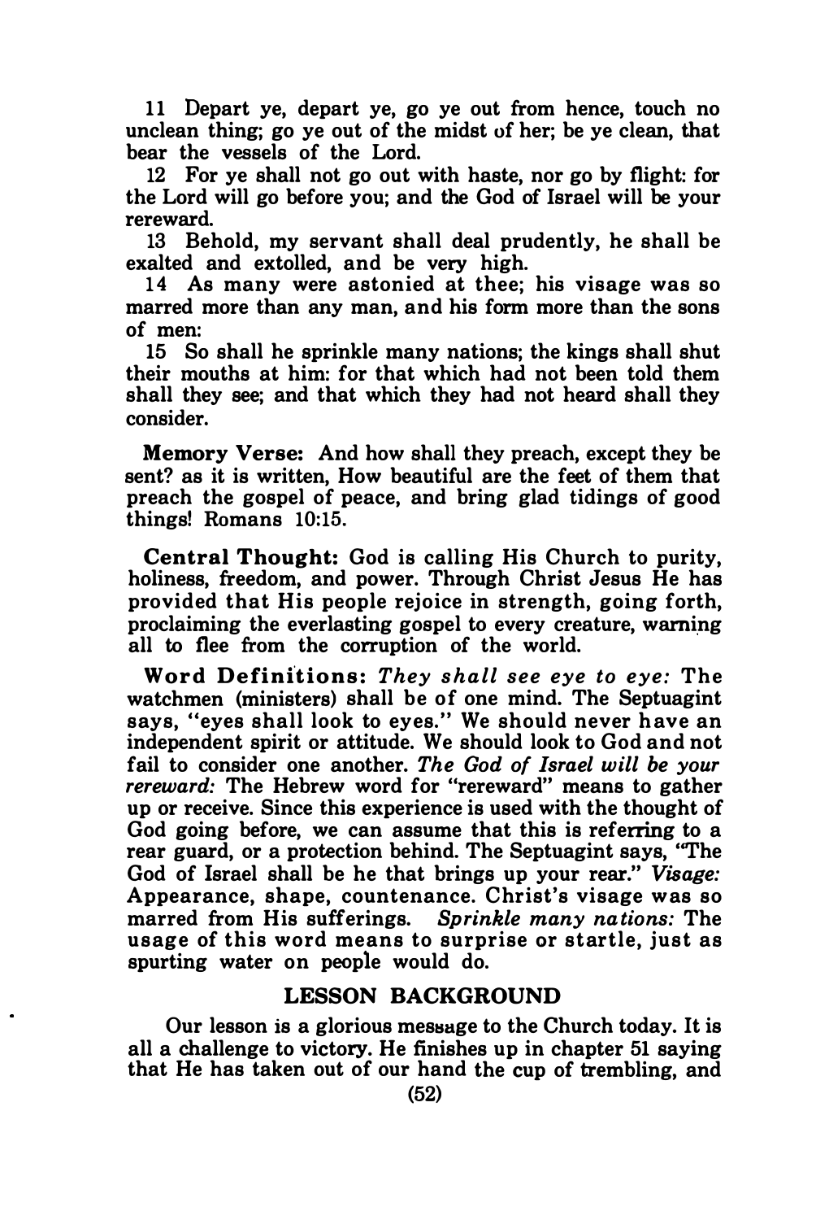11 Depart ye, depart ye, go ye out from hence, touch no unclean thing; go ye out of the midst of her; be ye clean, that bear the vessels of the Lord.

12 For ye shall not go out with haste, nor go by flight: for the Lord will go before you; and the God of Israel will be your rereward.

13 Behold, my servant shall deal prudently, he shall be exalted and extolled, and be very high.

14 As many were astonied at thee; his visage was so marred more than any man, and his form more than the sons of men:

15 So shall he sprinkle many nations; the kings shall shut their mouths at him: for that which had not been told them shall they see; and that which they had not heard shall they consider.

**Memory Verse:** And how shall they preach, except they be sent? as it is written, How beautiful are the feet of them that preach the gospel of peace, and bring glad tidings of good things! Romans 10:15.

**Central Thought:** God is calling His Church to purity, holiness, freedom, and power. Through Christ Jesus He has provided that His people rejoice in strength, going forth, proclaiming the everlasting gospel to every creature, warning all to flee from the corruption of the world.

**Word Definitions:** *They shall see eye to eye:* The watchmen (ministers) shall be of one mind. The Septuagint says, "eyes shall look to eyes." We should never have an independent spirit or attitude. We should look to God and not fail to consider one another. *The God of Israel will be your rereward:* The Hebrew word for "rereward" means to gather up or receive. Since this experience is used with the thought of God going before, we can assume that this is referring to a rear guard, or a protection behind. The Septuagint says, "The God of Israel shall be he that brings up your rear." *Visage:* Appearance, shape, countenance. Christ's visage was so marred from His sufferings. *Sprinkle many nations:* The usage of this word means to surprise or startle, just as spurting water on people would do.

## LESSON BACKGROUND

Our lesson is a glorious message to the Church today. It is all a challenge to victory. He finishes up in chapter 51 saying that He has taken out of our hand the cup of trembling, and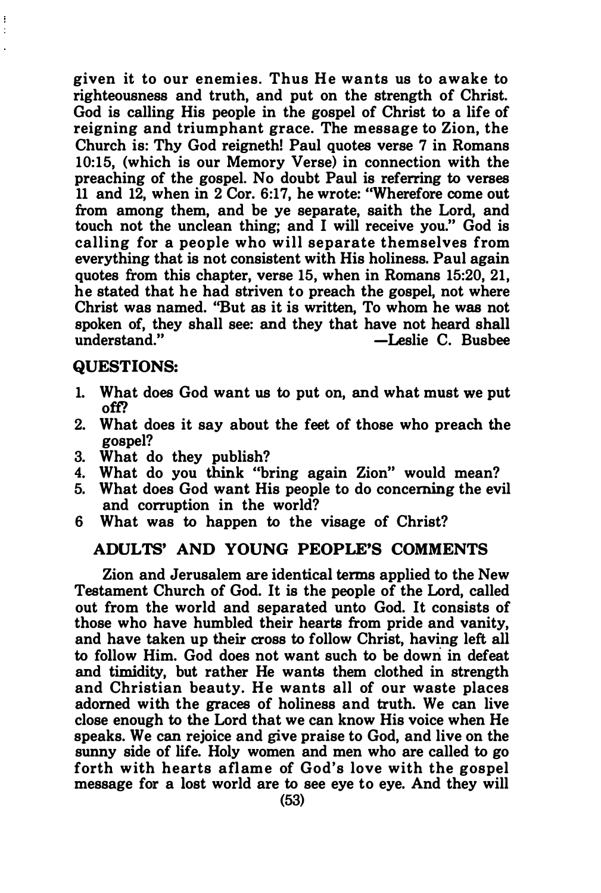given it to our enemies. Thus He wants us to awake to righteousness and truth, and put on the strength of Christ. God is calling His people in the gospel of Christ to a life of reigning and triumphant grace. The message to Zion, the Church is: Thy God reigneth! Paul quotes verse 7 in Romans 10:15, (which is our Memory Verse) in connection with the preaching of the gospel. No doubt Paul is referring to verses 11 and 12, when in 2 Cor. 6:17, he wrote: "Wherefore come out from among them, and be ye separate, saith the Lord, and touch not the unclean thing; and I will receive you." God is calling for a people who will separate themselves from everything that is not consistent with His holiness. Paul again quotes from this chapter, verse 15, when in Romans 15:20, 21, he stated that he had striven to preach the gospel, not where Christ was named. "But as it is written, To whom he was not spoken of, they shall see: and they that have not heard shall understand." —Leslie C. Busbee

**QUESTIONS:**

1. What does God want us to put on, and what must we put off?
2. What does it say about the feet of those who preach the gospel?
3. What do they publish?
4. What do you think "bring again Zion" would mean?
5. What does God want His people to do concerning the evil and corruption in the world?
6. What was to happen to the visage of Christ?

## ADULTS' AND YOUNG PEOPLE'S COMMENTS

Zion and Jerusalem are identical terms applied to the New Testament Church of God. It is the people of the Lord, called out from the world and separated unto God. It consists of those who have humbled their hearts from pride and vanity, and have taken up their cross to follow Christ, having left all to follow Him. God does not want such to be down in defeat and timidity, but rather He wants them clothed in strength and Christian beauty. He wants all of our waste places adorned with the graces of holiness and truth. We can live close enough to the Lord that we can know His voice when He speaks. We can rejoice and give praise to God, and live on the sunny side of life. Holy women and men who are called to go forth with hearts aflame of God's love with the gospel message for a lost world are to see eye to eye. And they will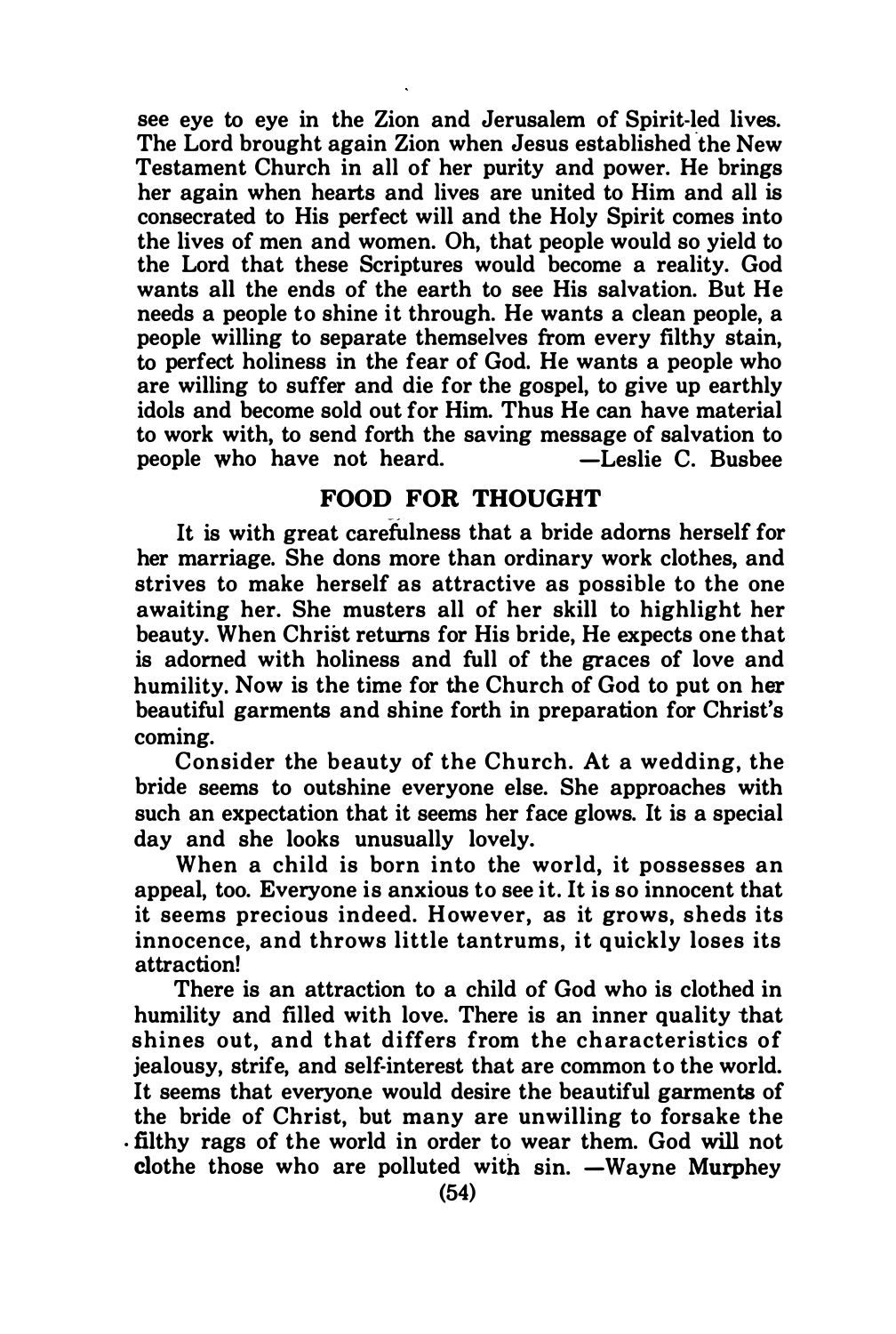see eye to eye in the Zion and Jerusalem of Spirit-led lives. The Lord brought again Zion when Jesus established the New Testament Church in all of her purity and power. He brings her again when hearts and lives are united to Him and all is consecrated to His perfect will and the Holy Spirit comes into the lives of men and women. Oh, that people would so yield to the Lord that these Scriptures would become a reality. God wants all the ends of the earth to see His salvation. But He needs a people to shine it through. He wants a clean people, a people willing to separate themselves from every filthy stain, to perfect holiness in the fear of God. He wants a people who are willing to suffer and die for the gospel, to give up earthly idols and become sold out for Him. Thus He can have material to work with, to send forth the saving message of salvation to people who have not heard. —Leslie C. Busbee

## FOOD FOR THOUGHT

It is with great carefulness that a bride adorns herself for her marriage. She dons more than ordinary work clothes, and strives to make herself as attractive as possible to the one awaiting her. She musters all of her skill to highlight her beauty. When Christ returns for His bride, He expects one that is adorned with holiness and full of the graces of love and humility. Now is the time for the Church of God to put on her beautiful garments and shine forth in preparation for Christ's coming.

Consider the beauty of the Church. At a wedding, the bride seems to outshine everyone else. She approaches with such an expectation that it seems her face glows. It is a special day and she looks unusually lovely.

When a child is born into the world, it possesses an appeal, too. Everyone is anxious to see it. It is so innocent that it seems precious indeed. However, as it grows, sheds its innocence, and throws little tantrums, it quickly loses its attraction!

There is an attraction to a child of God who is clothed in humility and filled with love. There is an inner quality that shines out, and that differs from the characteristics of jealousy, strife, and self-interest that are common to the world. It seems that everyone would desire the beautiful garments of the bride of Christ, but many are unwilling to forsake the filthy rags of the world in order to wear them. God will not clothe those who are polluted with sin. —Wayne Murphey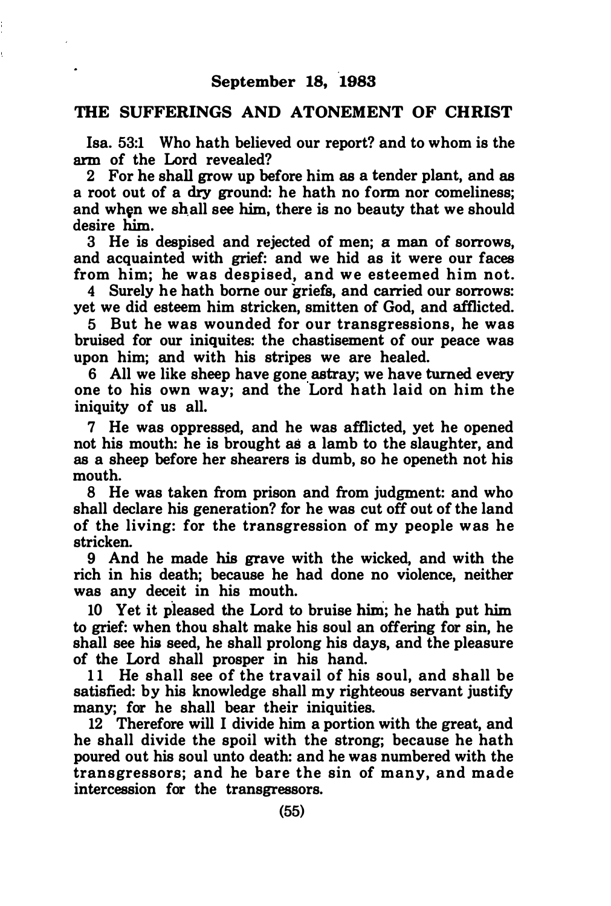**September 18, 1983**

## THE SUFFERINGS AND ATONEMENT OF CHRIST

Isa. 53:1 Who hath believed our report? and to whom is the arm of the Lord revealed?

2 For he shall grow up before him as a tender plant, and as a root out of a dry ground: he hath no form nor comeliness; and when we shall see him, there is no beauty that we should desire him.

3 He is despised and rejected of men; a man of sorrows, and acquainted with grief: and we hid as it were our faces from him; he was despised, and we esteemed him not.

4 Surely he hath borne our griefs, and carried our sorrows: yet we did esteem him stricken, smitten of God, and afflicted.

5 But he was wounded for our transgressions, he was bruised for our iniquites: the chastisement of our peace was upon him; and with his stripes we are healed.

6 All we like sheep have gone astray; we have turned every one to his own way; and the Lord hath laid on him the iniquity of us all.

7 He was oppressed, and he was afflicted, yet he opened not his mouth: he is brought as a lamb to the slaughter, and as a sheep before her shearers is dumb, so he openeth not his mouth.

8 He was taken from prison and from judgment: and who shall declare his generation? for he was cut off out of the land of the living: for the transgression of my people was he stricken.

9 And he made his grave with the wicked, and with the rich in his death; because he had done no violence, neither was any deceit in his mouth.

10 Yet it pleased the Lord to bruise him; he hath put him to grief: when thou shalt make his soul an offering for sin, he shall see his seed, he shall prolong his days, and the pleasure of the Lord shall prosper in his hand.

11 He shall see of the travail of his soul, and shall be satisfied: by his knowledge shall my righteous servant justify many; for he shall bear their iniquities.

12 Therefore will I divide him a portion with the great, and he shall divide the spoil with the strong; because he hath poured out his soul unto death: and he was numbered with the transgressors; and he bare the sin of many, and made intercession for the transgressors.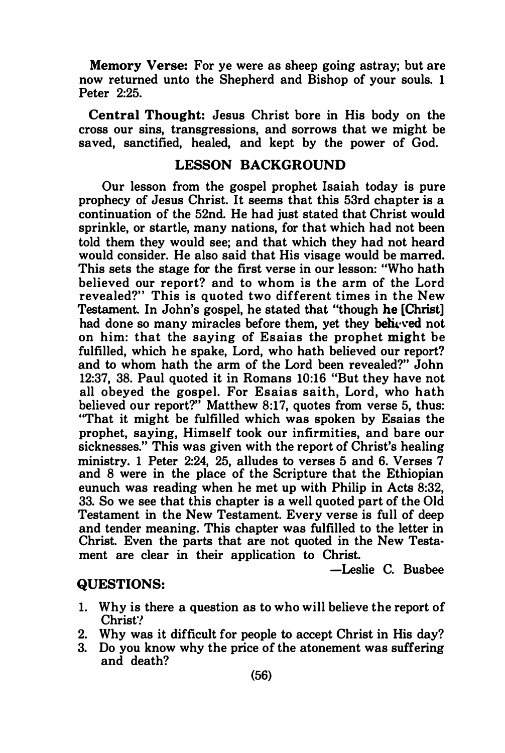**Memory Verse:** For ye were as sheep going astray; but are now returned unto the Shepherd and Bishop of your souls. 1 Peter 2:25.

**Central Thought:** Jesus Christ bore in His body on the cross our sins, transgressions, and sorrows that we might be saved, sanctified, healed, and kept by the power of God.

## LESSON BACKGROUND

Our lesson from the gospel prophet Isaiah today is pure prophecy of Jesus Christ. It seems that this 53rd chapter is a continuation of the 52nd. He had just stated that Christ would sprinkle, or startle, many nations, for that which had not been told them they would see; and that which they had not heard would consider. He also said that His visage would be marred. This sets the stage for the first verse in our lesson: "Who hath believed our report? and to whom is the arm of the Lord revealed?" This is quoted two different times in the New Testament. In John's gospel, he stated that "though he [Christ] had done so many miracles before them, yet they believed not on him: that the saying of Esaias the prophet might be fulfilled, which he spake, Lord, who hath believed our report? and to whom hath the arm of the Lord been revealed?" John 12:37, 38. Paul quoted it in Romans 10:16 "But they have not all obeyed the gospel. For Esaias saith, Lord, who hath believed our report?" Matthew 8:17, quotes from verse 5, thus: "That it might be fulfilled which was spoken by Esaias the prophet, saying, Himself took our infirmities, and bare our sicknesses." This was given with the report of Christ's healing ministry. 1 Peter 2:24, 25, alludes to verses 5 and 6. Verses 7 and 8 were in the place of the Scripture that the Ethiopian eunuch was reading when he met up with Philip in Acts 8:32, 33. So we see that this chapter is a well quoted part of the Old Testament in the New Testament. Every verse is full of deep and tender meaning. This chapter was fulfilled to the letter in Christ. Even the parts that are not quoted in the New Testament are clear in their application to Christ.

—Leslie C. Busbee

### QUESTIONS:

1. Why is there a question as to who will believe the report of Christ?
2. Why was it difficult for people to accept Christ in His day?
3. Do you know why the price of the atonement was suffering and death?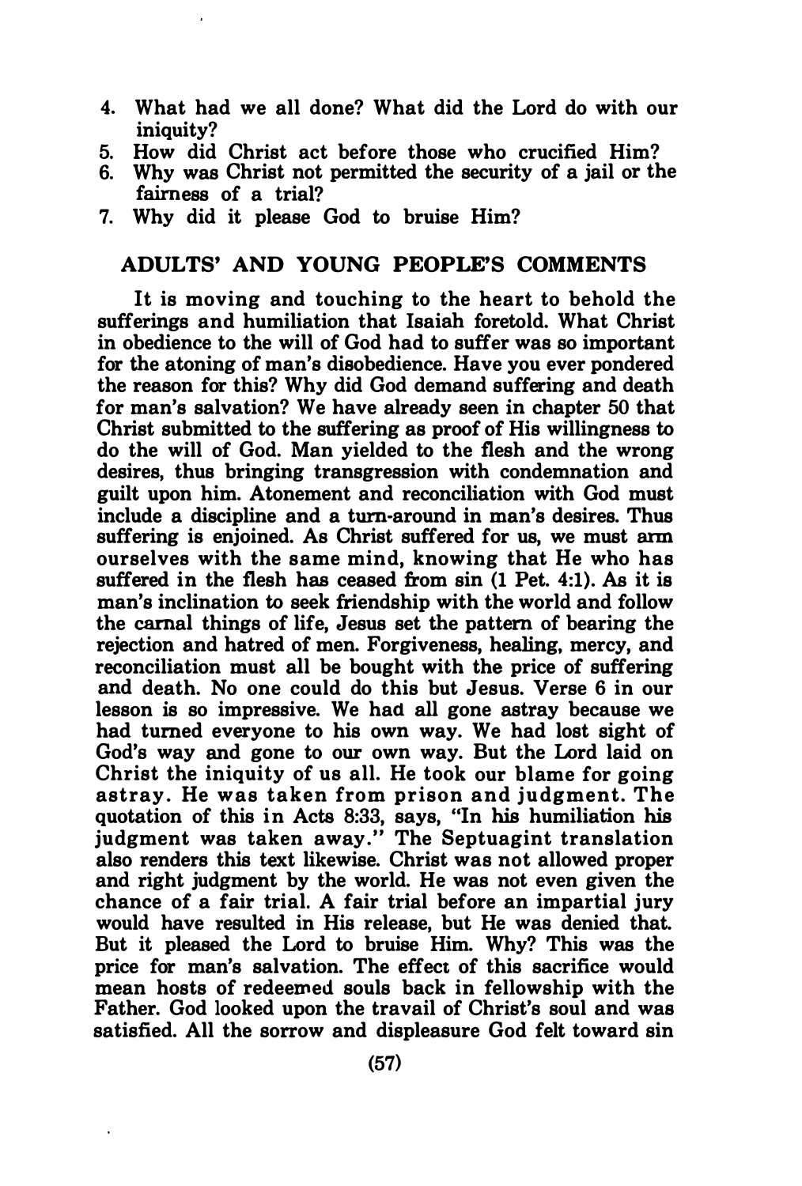4. What had we all done? What did the Lord do with our iniquity?
5. How did Christ act before those who crucified Him?
6. Why was Christ not permitted the security of a jail or the fairness of a trial?
7. Why did it please God to bruise Him?

## ADULTS' AND YOUNG PEOPLE'S COMMENTS

It is moving and touching to the heart to behold the sufferings and humiliation that Isaiah foretold. What Christ in obedience to the will of God had to suffer was so important for the atoning of man's disobedience. Have you ever pondered the reason for this? Why did God demand suffering and death for man's salvation? We have already seen in chapter 50 that Christ submitted to the suffering as proof of His willingness to do the will of God. Man yielded to the flesh and the wrong desires, thus bringing transgression with condemnation and guilt upon him. Atonement and reconciliation with God must include a discipline and a turn-around in man's desires. Thus suffering is enjoined. As Christ suffered for us, we must arm ourselves with the same mind, knowing that He who has suffered in the flesh has ceased from sin (1 Pet. 4:1). As it is man's inclination to seek friendship with the world and follow the carnal things of life, Jesus set the pattern of bearing the rejection and hatred of men. Forgiveness, healing, mercy, and reconciliation must all be bought with the price of suffering and death. No one could do this but Jesus. Verse 6 in our lesson is so impressive. We had all gone astray because we had turned everyone to his own way. We had lost sight of God's way and gone to our own way. But the Lord laid on Christ the iniquity of us all. He took our blame for going astray. He was taken from prison and judgment. The quotation of this in Acts 8:33, says, "In his humiliation his judgment was taken away." The Septuagint translation also renders this text likewise. Christ was not allowed proper and right judgment by the world. He was not even given the chance of a fair trial. A fair trial before an impartial jury would have resulted in His release, but He was denied that. But it pleased the Lord to bruise Him. Why? This was the price for man's salvation. The effect of this sacrifice would mean hosts of redeemed souls back in fellowship with the Father. God looked upon the travail of Christ's soul and was satisfied. All the sorrow and displeasure God felt toward sin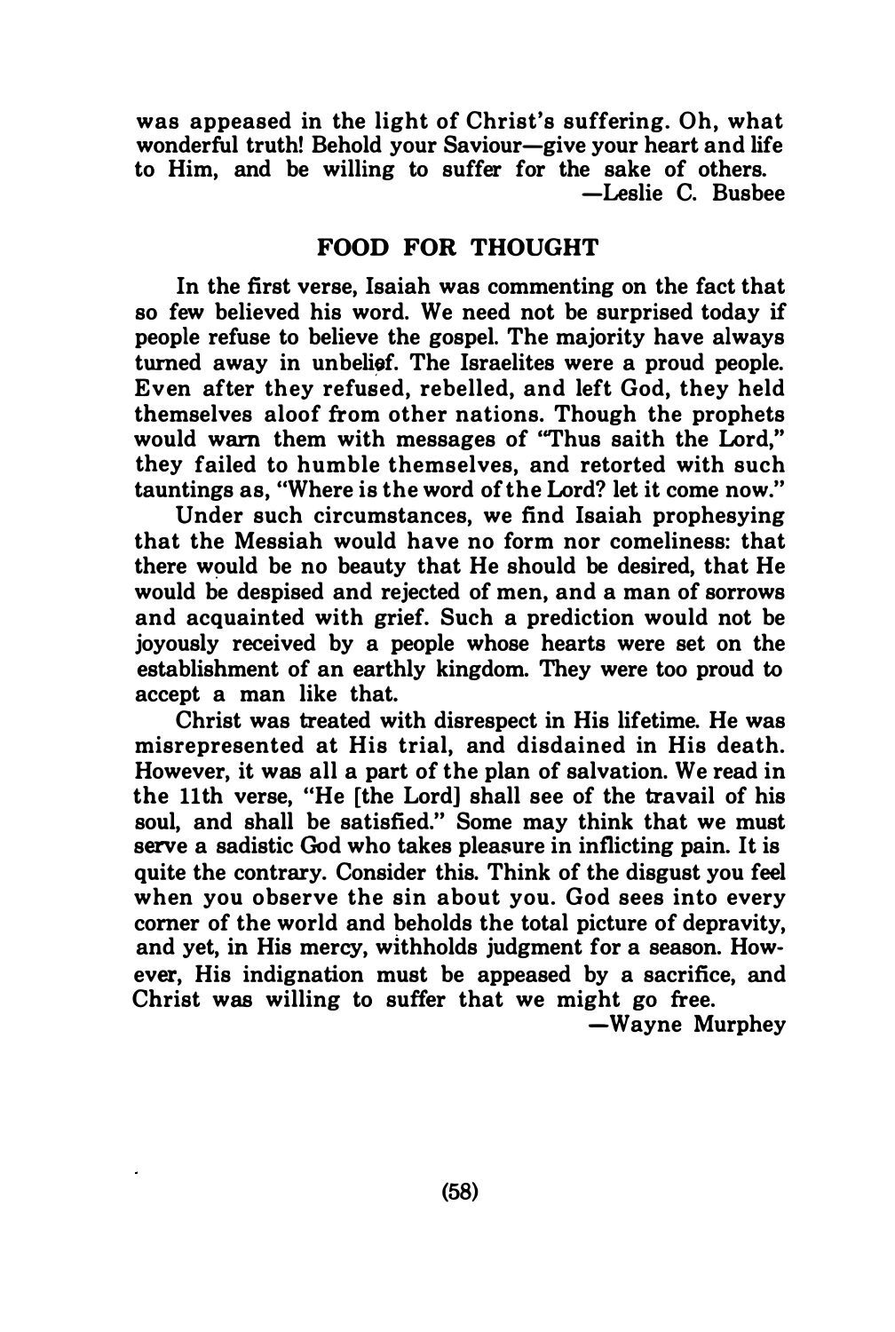was appeased in the light of Christ's suffering. Oh, what wonderful truth! Behold your Saviour—give your heart and life to Him, and be willing to suffer for the sake of others.

—Leslie C. Busbee

## FOOD FOR THOUGHT

In the first verse, Isaiah was commenting on the fact that so few believed his word. We need not be surprised today if people refuse to believe the gospel. The majority have always turned away in unbelief. The Israelites were a proud people. Even after they refused, rebelled, and left God, they held themselves aloof from other nations. Though the prophets would warn them with messages of "Thus saith the Lord," they failed to humble themselves, and retorted with such tauntings as, "Where is the word of the Lord? let it come now."

Under such circumstances, we find Isaiah prophesying that the Messiah would have no form nor comeliness: that there would be no beauty that He should be desired, that He would be despised and rejected of men, and a man of sorrows and acquainted with grief. Such a prediction would not be joyously received by a people whose hearts were set on the establishment of an earthly kingdom. They were too proud to accept a man like that.

Christ was treated with disrespect in His lifetime. He was misrepresented at His trial, and disdained in His death. However, it was all a part of the plan of salvation. We read in the 11th verse, "He [the Lord] shall see of the travail of his soul, and shall be satisfied." Some may think that we must serve a sadistic God who takes pleasure in inflicting pain. It is quite the contrary. Consider this. Think of the disgust you feel when you observe the sin about you. God sees into every corner of the world and beholds the total picture of depravity, and yet, in His mercy, withholds judgment for a season. However, His indignation must be appeased by a sacrifice, and Christ was willing to suffer that we might go free.

—Wayne Murphey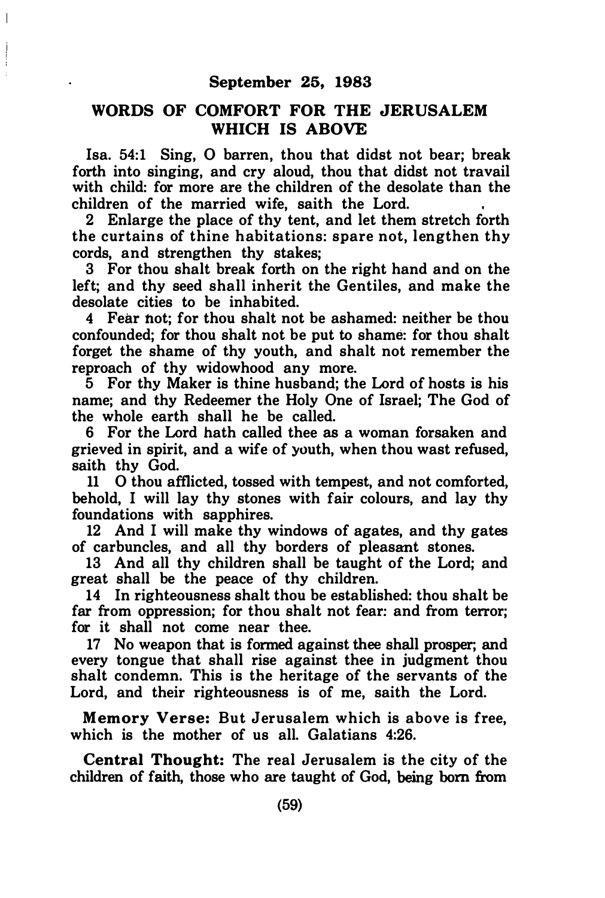## September 25, 1983

## WORDS OF COMFORT FOR THE JERUSALEM WHICH IS ABOVE

Isa. 54:1 Sing, O barren, thou that didst not bear; break forth into singing, and cry aloud, thou that didst not travail with child: for more are the children of the desolate than the children of the married wife, saith the Lord.

2 Enlarge the place of thy tent, and let them stretch forth the curtains of thine habitations: spare not, lengthen thy cords, and strengthen thy stakes;

3 For thou shalt break forth on the right hand and on the left; and thy seed shall inherit the Gentiles, and make the desolate cities to be inhabited.

4 Fear not; for thou shalt not be ashamed: neither be thou confounded; for thou shalt not be put to shame: for thou shalt forget the shame of thy youth, and shalt not remember the reproach of thy widowhood any more.

5 For thy Maker is thine husband; the Lord of hosts is his name; and thy Redeemer the Holy One of Israel; The God of the whole earth shall he be called.

6 For the Lord hath called thee as a woman forsaken and grieved in spirit, and a wife of youth, when thou wast refused, saith thy God.

11 O thou afflicted, tossed with tempest, and not comforted, behold, I will lay thy stones with fair colours, and lay thy foundations with sapphires.

12 And I will make thy windows of agates, and thy gates of carbuncles, and all thy borders of pleasant stones.

13 And all thy children shall be taught of the Lord; and great shall be the peace of thy children.

14 In righteousness shalt thou be established: thou shalt be far from oppression; for thou shalt not fear: and from terror; for it shall not come near thee.

17 No weapon that is formed against thee shall prosper; and every tongue that shall rise against thee in judgment thou shalt condemn. This is the heritage of the servants of the Lord, and their righteousness is of me, saith the Lord.

**Memory Verse:** But Jerusalem which is above is free, which is the mother of us all. Galatians 4:26.

**Central Thought:** The real Jerusalem is the city of the children of faith, those who are taught of God, being born from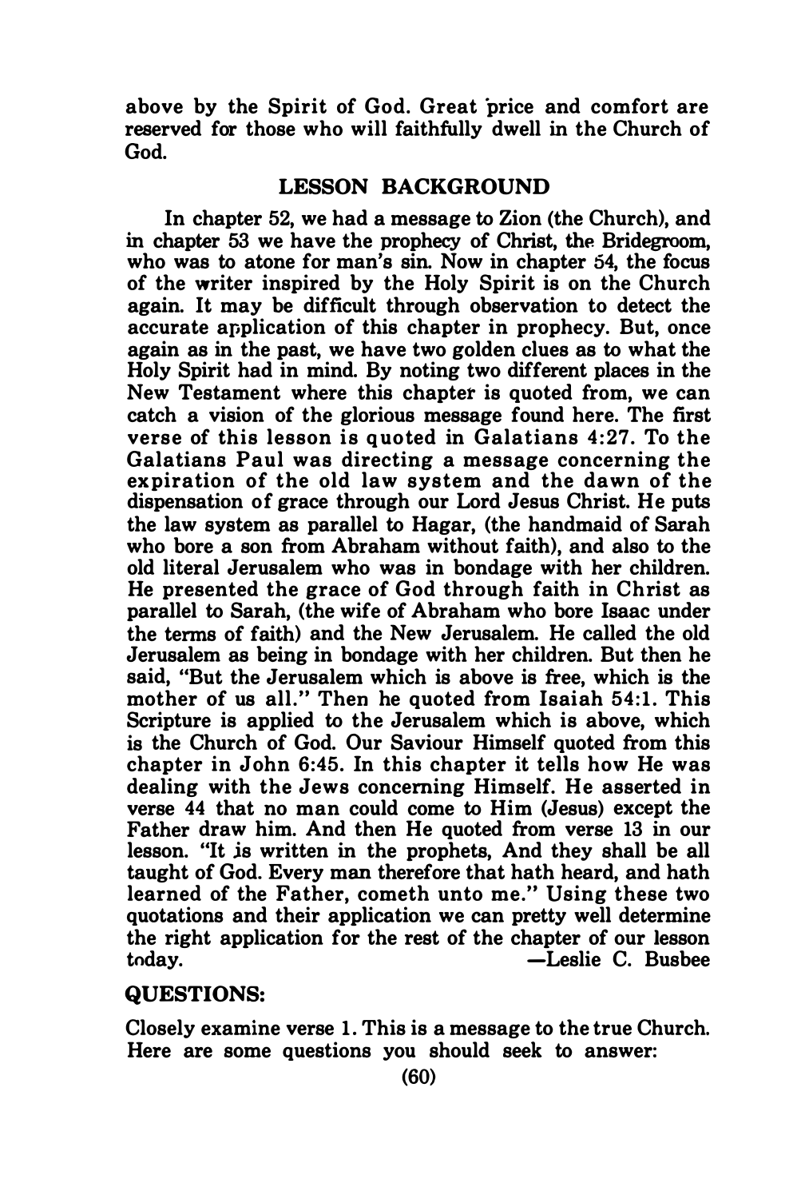above by the Spirit of God. Great price and comfort are reserved for those who will faithfully dwell in the Church of God.

## LESSON BACKGROUND

In chapter 52, we had a message to Zion (the Church), and in chapter 53 we have the prophecy of Christ, the Bridegroom, who was to atone for man's sin. Now in chapter 54, the focus of the writer inspired by the Holy Spirit is on the Church again. It may be difficult through observation to detect the accurate application of this chapter in prophecy. But, once again as in the past, we have two golden clues as to what the Holy Spirit had in mind. By noting two different places in the New Testament where this chapter is quoted from, we can catch a vision of the glorious message found here. The first verse of this lesson is quoted in Galatians 4:27. To the Galatians Paul was directing a message concerning the expiration of the old law system and the dawn of the dispensation of grace through our Lord Jesus Christ. He puts the law system as parallel to Hagar, (the handmaid of Sarah who bore a son from Abraham without faith), and also to the old literal Jerusalem who was in bondage with her children. He presented the grace of God through faith in Christ as parallel to Sarah, (the wife of Abraham who bore Isaac under the terms of faith) and the New Jerusalem. He called the old Jerusalem as being in bondage with her children. But then he said, "But the Jerusalem which is above is free, which is the mother of us all." Then he quoted from Isaiah 54:1. This Scripture is applied to the Jerusalem which is above, which is the Church of God. Our Saviour Himself quoted from this chapter in John 6:45. In this chapter it tells how He was dealing with the Jews concerning Himself. He asserted in verse 44 that no man could come to Him (Jesus) except the Father draw him. And then He quoted from verse 13 in our lesson. "It is written in the prophets, And they shall be all taught of God. Every man therefore that hath heard, and hath learned of the Father, cometh unto me." Using these two quotations and their application we can pretty well determine the right application for the rest of the chapter of our lesson today. —Leslie C. Busbee

## QUESTIONS:

Closely examine verse 1. This is a message to the true Church. Here are some questions you should seek to answer: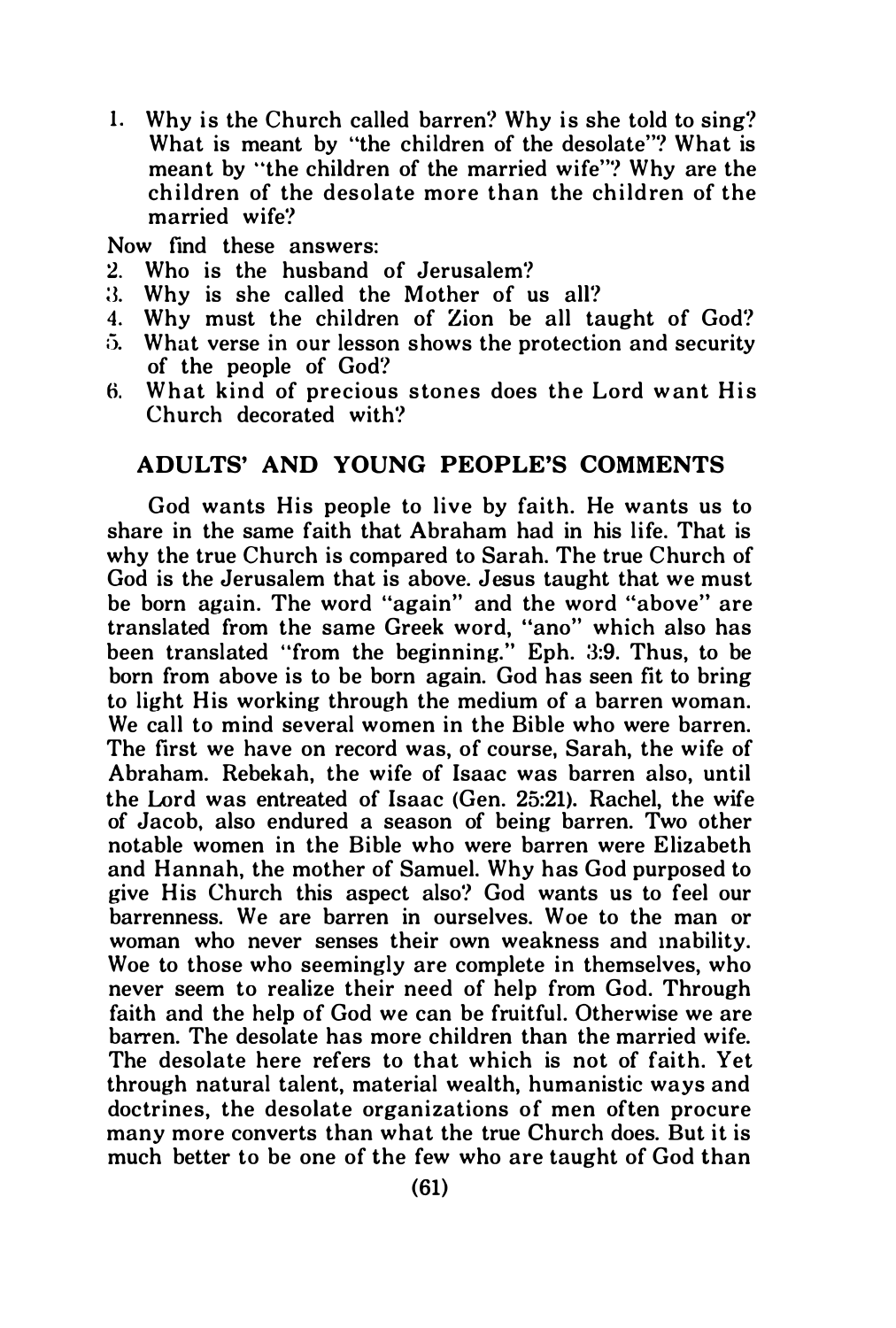1. Why is the Church called barren? Why is she told to sing? What is meant by "the children of the desolate"? What is meant by "the children of the married wife"? Why are the children of the desolate more than the children of the married wife?

Now find these answers:

2. Who is the husband of Jerusalem?
3. Why is she called the Mother of us all?
4. Why must the children of Zion be all taught of God?
5. What verse in our lesson shows the protection and security of the people of God?
6. What kind of precious stones does the Lord want His Church decorated with?

## ADULTS' AND YOUNG PEOPLE'S COMMENTS

God wants His people to live by faith. He wants us to share in the same faith that Abraham had in his life. That is why the true Church is compared to Sarah. The true Church of God is the Jerusalem that is above. Jesus taught that we must be born again. The word "again" and the word "above" are translated from the same Greek word, "ano" which also has been translated "from the beginning." Eph. 3:9. Thus, to be born from above is to be born again. God has seen fit to bring to light His working through the medium of a barren woman. We call to mind several women in the Bible who were barren. The first we have on record was, of course, Sarah, the wife of Abraham. Rebekah, the wife of Isaac was barren also, until the Lord was entreated of Isaac (Gen. 25:21). Rachel, the wife of Jacob, also endured a season of being barren. Two other notable women in the Bible who were barren were Elizabeth and Hannah, the mother of Samuel. Why has God purposed to give His Church this aspect also? God wants us to feel our barrenness. We are barren in ourselves. Woe to the man or woman who never senses their own weakness and inability. Woe to those who seemingly are complete in themselves, who never seem to realize their need of help from God. Through faith and the help of God we can be fruitful. Otherwise we are barren. The desolate has more children than the married wife. The desolate here refers to that which is not of faith. Yet through natural talent, material wealth, humanistic ways and doctrines, the desolate organizations of men often procure many more converts than what the true Church does. But it is much better to be one of the few who are taught of God than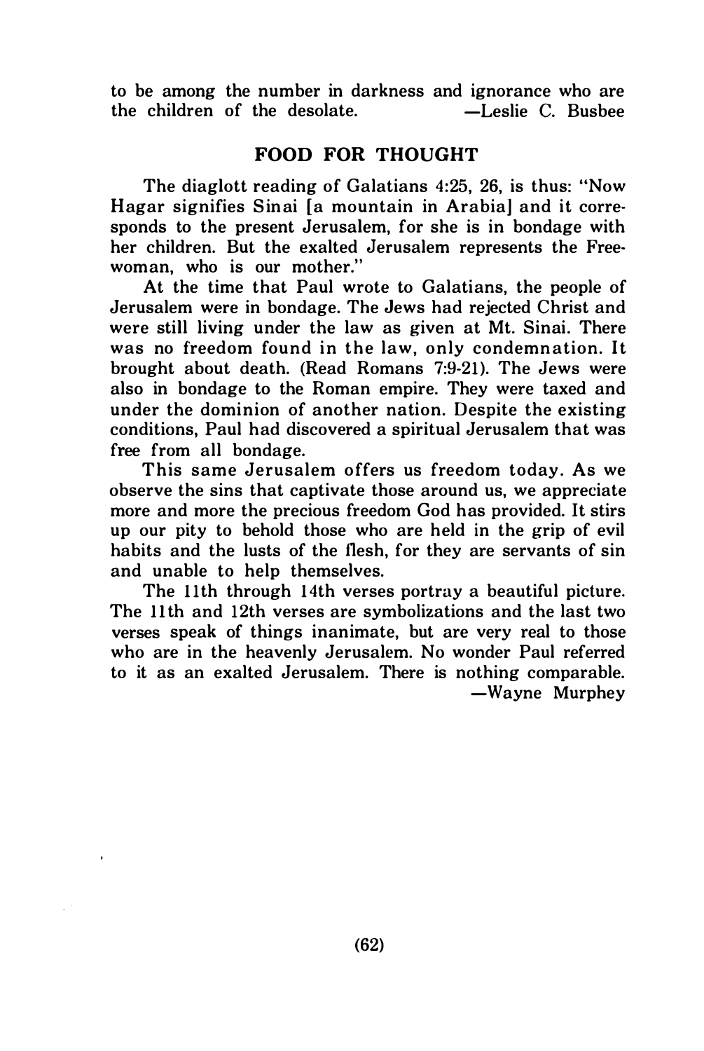to be among the number in darkness and ignorance who are the children of the desolate. —Leslie C. Busbee

## FOOD FOR THOUGHT

The diaglott reading of Galatians 4:25, 26, is thus: "Now Hagar signifies Sinai [a mountain in Arabia] and it corresponds to the present Jerusalem, for she is in bondage with her children. But the exalted Jerusalem represents the Freewoman, who is our mother."

At the time that Paul wrote to Galatians, the people of Jerusalem were in bondage. The Jews had rejected Christ and were still living under the law as given at Mt. Sinai. There was no freedom found in the law, only condemnation. It brought about death. (Read Romans 7:9-21). The Jews were also in bondage to the Roman empire. They were taxed and under the dominion of another nation. Despite the existing conditions, Paul had discovered a spiritual Jerusalem that was free from all bondage.

This same Jerusalem offers us freedom today. As we observe the sins that captivate those around us, we appreciate more and more the precious freedom God has provided. It stirs up our pity to behold those who are held in the grip of evil habits and the lusts of the flesh, for they are servants of sin and unable to help themselves.

The 11th through 14th verses portray a beautiful picture. The 11th and 12th verses are symbolizations and the last two verses speak of things inanimate, but are very real to those who are in the heavenly Jerusalem. No wonder Paul referred to it as an exalted Jerusalem. There is nothing comparable.

—Wayne Murphey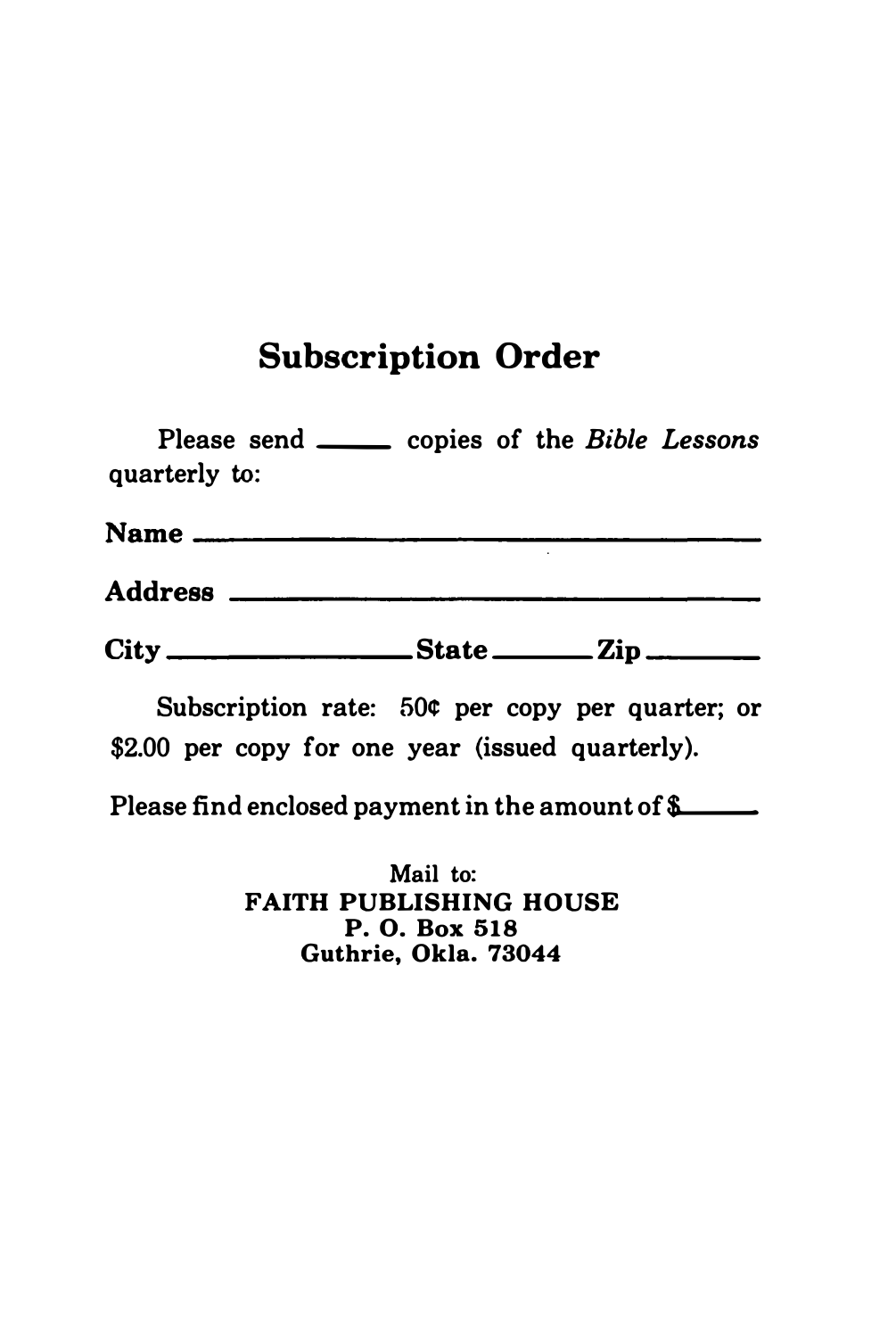# Subscription Order

Please send _____ copies of the *Bible Lessons* quarterly to:

**Name** ________________________________________

**Address** ______________________________________

**City** __________________ **State** ________ **Zip** ________

Subscription rate: 50¢ per copy per quarter; or $2.00 per copy for one year (issued quarterly).

Please find enclosed payment in the amount of $______

Mail to:
**FAITH PUBLISHING HOUSE**
**P. O. Box 518**
**Guthrie, Okla. 73044**